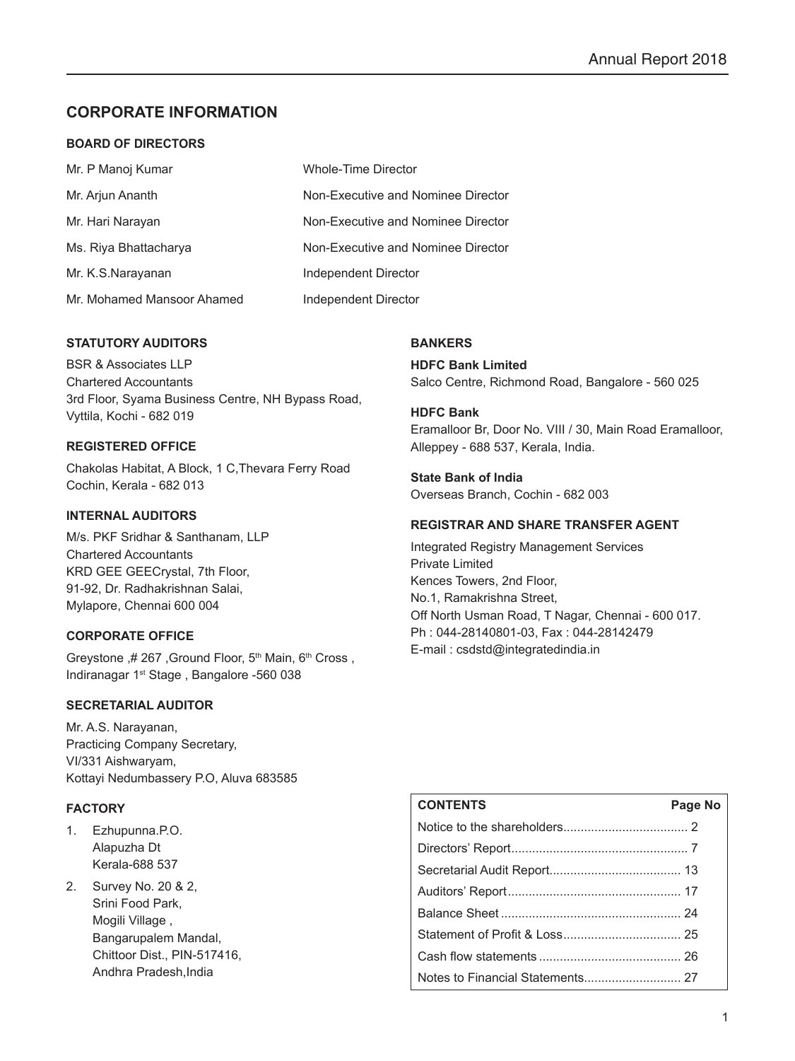# CORPORATE INFORMATION

## BOARD OF DIRECTORS

| | |
|---|---|
| Mr. P Manoj Kumar | Whole-Time Director |
| Mr. Arjun Ananth | Non-Executive and Nominee Director |
| Mr. Hari Narayan | Non-Executive and Nominee Director |
| Ms. Riya Bhattacharya | Non-Executive and Nominee Director |
| Mr. K.S.Narayanan | Independent Director |
| Mr. Mohamed Mansoor Ahamed | Independent Director |

### STATUTORY AUDITORS

BSR & Associates LLP
Chartered Accountants
3rd Floor, Syama Business Centre, NH Bypass Road,
Vyttila, Kochi - 682 019

### REGISTERED OFFICE

Chakolas Habitat, A Block, 1 C,Thevara Ferry Road
Cochin, Kerala - 682 013

### INTERNAL AUDITORS

M/s. PKF Sridhar & Santhanam, LLP
Chartered Accountants
KRD GEE GEECrystal, 7th Floor,
91-92, Dr. Radhakrishnan Salai,
Mylapore, Chennai 600 004

### CORPORATE OFFICE

Greystone ,# 267 ,Ground Floor, 5th Main, 6th Cross ,
Indiranagar 1st Stage , Bangalore -560 038

### SECRETARIAL AUDITOR

Mr. A.S. Narayanan,
Practicing Company Secretary,
VI/331 Aishwaryam,
Kottayi Nedumbassery P.O, Aluva 683585

### FACTORY

1. Ezhupunna.P.O.
   Alapuzha Dt
   Kerala-688 537
2. Survey No. 20 & 2,
   Srini Food Park,
   Mogili Village ,
   Bangarupalem Mandal,
   Chittoor Dist., PIN-517416,
   Andhra Pradesh,India

### BANKERS

**HDFC Bank Limited**
Salco Centre, Richmond Road, Bangalore - 560 025

**HDFC Bank**
Eramalloor Br, Door No. VIII / 30, Main Road Eramalloor,
Alleppey - 688 537, Kerala, India.

**State Bank of India**
Overseas Branch, Cochin - 682 003

### REGISTRAR AND SHARE TRANSFER AGENT

Integrated Registry Management Services
Private Limited
Kences Towers, 2nd Floor,
No.1, Ramakrishna Street,
Off North Usman Road, T Nagar, Chennai - 600 017.
Ph : 044-28140801-03, Fax : 044-28142479
E-mail : csdstd@integratedindia.in

| CONTENTS | Page No |
|---|---|
| Notice to the shareholders | 2 |
| Directors' Report | 7 |
| Secretarial Audit Report | 13 |
| Auditors' Report | 17 |
| Balance Sheet | 24 |
| Statement of Profit & Loss | 25 |
| Cash flow statements | 26 |
| Notes to Financial Statements | 27 |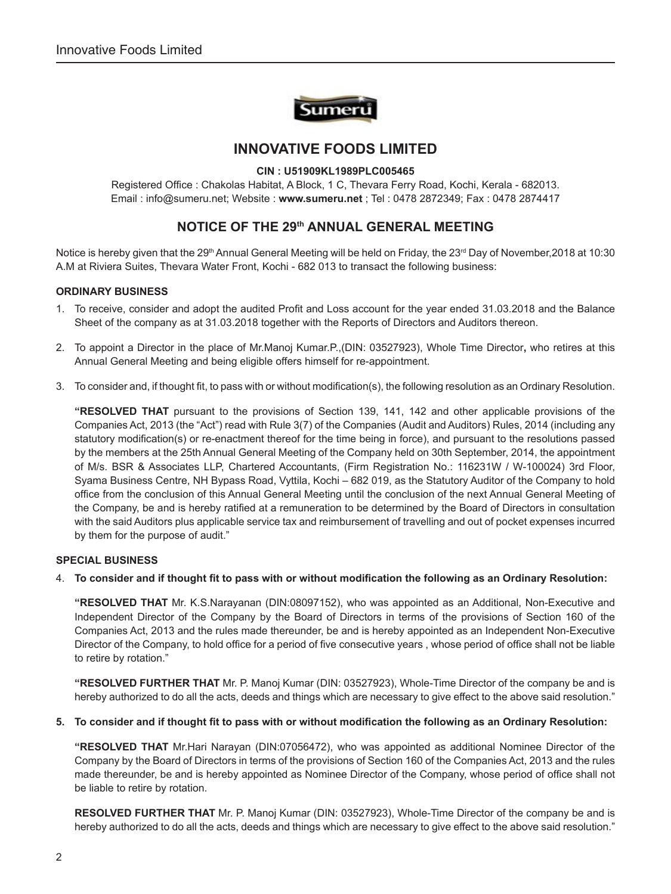# INNOVATIVE FOODS LIMITED

**CIN : U51909KL1989PLC005465**

Registered Office : Chakolas Habitat, A Block, 1 C, Thevara Ferry Road, Kochi, Kerala - 682013.
Email : info@sumeru.net; Website : **www.sumeru.net** ; Tel : 0478 2872349; Fax : 0478 2874417

## NOTICE OF THE 29th ANNUAL GENERAL MEETING

Notice is hereby given that the 29th Annual General Meeting will be held on Friday, the 23rd Day of November,2018 at 10:30 A.M at Riviera Suites, Thevara Water Front, Kochi - 682 013 to transact the following business:

### ORDINARY BUSINESS

1. To receive, consider and adopt the audited Profit and Loss account for the year ended 31.03.2018 and the Balance Sheet of the company as at 31.03.2018 together with the Reports of Directors and Auditors thereon.

2. To appoint a Director in the place of Mr.Manoj Kumar.P.,(DIN: 03527923), Whole Time Director**,** who retires at this Annual General Meeting and being eligible offers himself for re-appointment.

3. To consider and, if thought fit, to pass with or without modification(s), the following resolution as an Ordinary Resolution.

   **"RESOLVED THAT** pursuant to the provisions of Section 139, 141, 142 and other applicable provisions of the Companies Act, 2013 (the "Act") read with Rule 3(7) of the Companies (Audit and Auditors) Rules, 2014 (including any statutory modification(s) or re-enactment thereof for the time being in force), and pursuant to the resolutions passed by the members at the 25th Annual General Meeting of the Company held on 30th September, 2014, the appointment of M/s. BSR & Associates LLP, Chartered Accountants, (Firm Registration No.: 116231W / W-100024) 3rd Floor, Syama Business Centre, NH Bypass Road, Vyttila, Kochi – 682 019, as the Statutory Auditor of the Company to hold office from the conclusion of this Annual General Meeting until the conclusion of the next Annual General Meeting of the Company, be and is hereby ratified at a remuneration to be determined by the Board of Directors in consultation with the said Auditors plus applicable service tax and reimbursement of travelling and out of pocket expenses incurred by them for the purpose of audit."

### SPECIAL BUSINESS

4. **To consider and if thought fit to pass with or without modification the following as an Ordinary Resolution:**

   **"RESOLVED THAT** Mr. K.S.Narayanan (DIN:08097152), who was appointed as an Additional, Non-Executive and Independent Director of the Company by the Board of Directors in terms of the provisions of Section 160 of the Companies Act, 2013 and the rules made thereunder, be and is hereby appointed as an Independent Non-Executive Director of the Company, to hold office for a period of five consecutive years , whose period of office shall not be liable to retire by rotation."

   **"RESOLVED FURTHER THAT** Mr. P. Manoj Kumar (DIN: 03527923), Whole-Time Director of the company be and is hereby authorized to do all the acts, deeds and things which are necessary to give effect to the above said resolution."

5. **To consider and if thought fit to pass with or without modification the following as an Ordinary Resolution:**

   **"RESOLVED THAT** Mr.Hari Narayan (DIN:07056472), who was appointed as additional Nominee Director of the Company by the Board of Directors in terms of the provisions of Section 160 of the Companies Act, 2013 and the rules made thereunder, be and is hereby appointed as Nominee Director of the Company, whose period of office shall not be liable to retire by rotation.

   **RESOLVED FURTHER THAT** Mr. P. Manoj Kumar (DIN: 03527923), Whole-Time Director of the company be and is hereby authorized to do all the acts, deeds and things which are necessary to give effect to the above said resolution."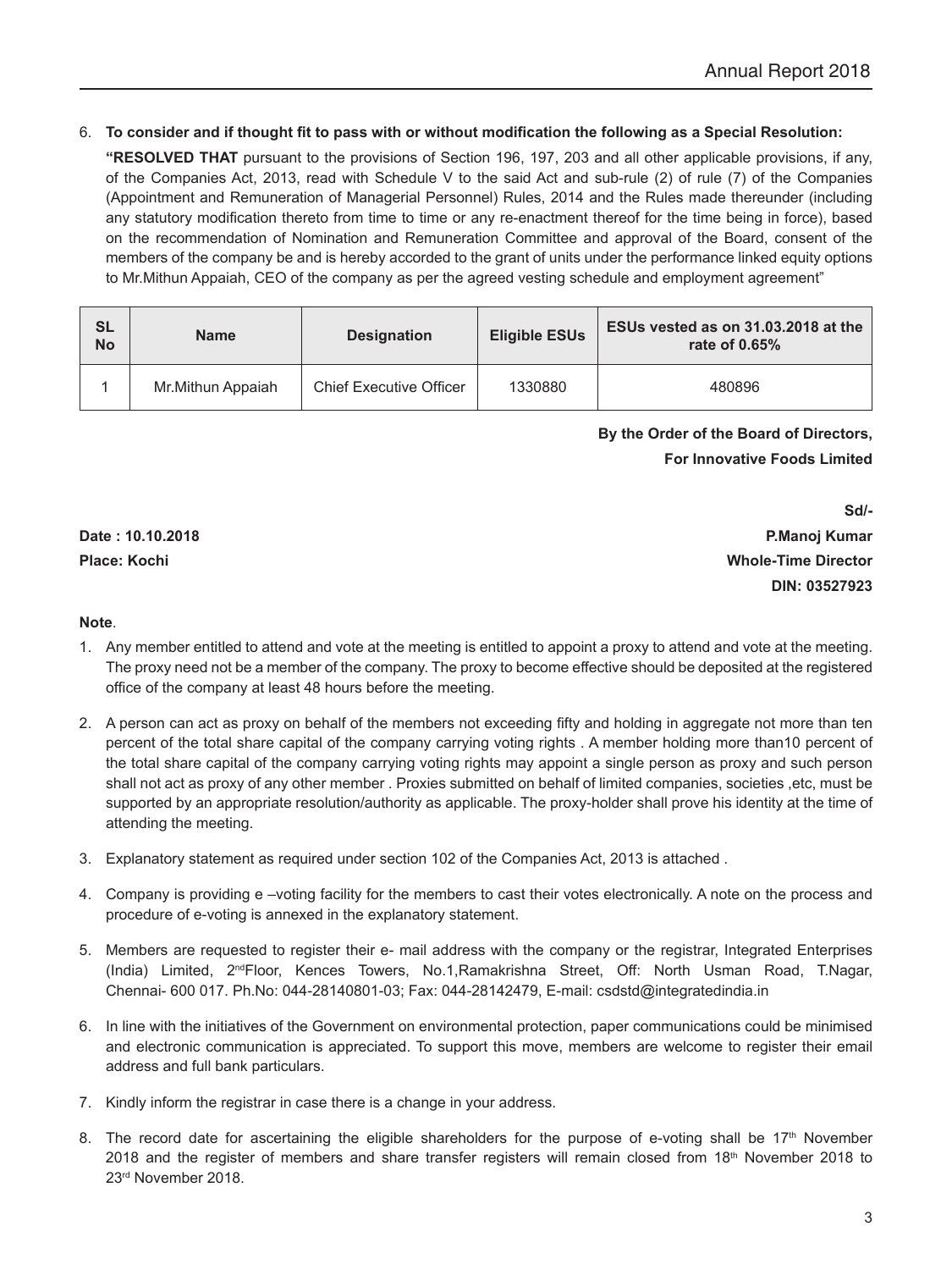6. **To consider and if thought fit to pass with or without modification the following as a Special Resolution:**

**"RESOLVED THAT** pursuant to the provisions of Section 196, 197, 203 and all other applicable provisions, if any, of the Companies Act, 2013, read with Schedule V to the said Act and sub-rule (2) of rule (7) of the Companies (Appointment and Remuneration of Managerial Personnel) Rules, 2014 and the Rules made thereunder (including any statutory modification thereto from time to time or any re-enactment thereof for the time being in force), based on the recommendation of Nomination and Remuneration Committee and approval of the Board, consent of the members of the company be and is hereby accorded to the grant of units under the performance linked equity options to Mr.Mithun Appaiah, CEO of the company as per the agreed vesting schedule and employment agreement"

| SL No | Name | Designation | Eligible ESUs | ESUs vested as on 31.03.2018 at the rate of 0.65% |
|---|---|---|---|---|
| 1 | Mr.Mithun Appaiah | Chief Executive Officer | 1330880 | 480896 |

**By the Order of the Board of Directors,**
**For Innovative Foods Limited**

**Sd/-**
**P.Manoj Kumar**
**Whole-Time Director**
**DIN: 03527923**

**Date : 10.10.2018**
**Place: Kochi**

**Note**.

1. Any member entitled to attend and vote at the meeting is entitled to appoint a proxy to attend and vote at the meeting. The proxy need not be a member of the company. The proxy to become effective should be deposited at the registered office of the company at least 48 hours before the meeting.

2. A person can act as proxy on behalf of the members not exceeding fifty and holding in aggregate not more than ten percent of the total share capital of the company carrying voting rights . A member holding more than10 percent of the total share capital of the company carrying voting rights may appoint a single person as proxy and such person shall not act as proxy of any other member . Proxies submitted on behalf of limited companies, societies ,etc, must be supported by an appropriate resolution/authority as applicable. The proxy-holder shall prove his identity at the time of attending the meeting.

3. Explanatory statement as required under section 102 of the Companies Act, 2013 is attached .

4. Company is providing e –voting facility for the members to cast their votes electronically. A note on the process and procedure of e-voting is annexed in the explanatory statement.

5. Members are requested to register their e- mail address with the company or the registrar, Integrated Enterprises (India) Limited, 2nd Floor, Kences Towers, No.1,Ramakrishna Street, Off: North Usman Road, T.Nagar, Chennai- 600 017. Ph.No: 044-28140801-03; Fax: 044-28142479, E-mail: csdstd@integratedindia.in

6. In line with the initiatives of the Government on environmental protection, paper communications could be minimised and electronic communication is appreciated. To support this move, members are welcome to register their email address and full bank particulars.

7. Kindly inform the registrar in case there is a change in your address.

8. The record date for ascertaining the eligible shareholders for the purpose of e-voting shall be 17th November 2018 and the register of members and share transfer registers will remain closed from 18th November 2018 to 23rd November 2018.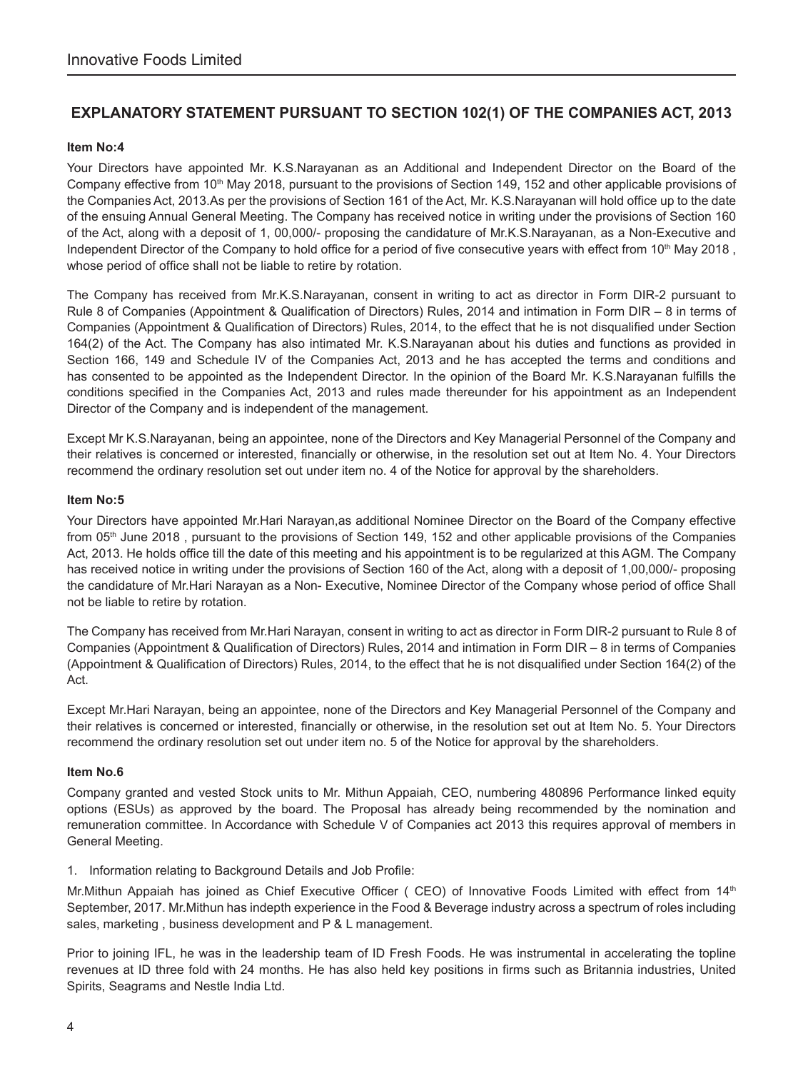## EXPLANATORY STATEMENT PURSUANT TO SECTION 102(1) OF THE COMPANIES ACT, 2013

**Item No:4**

Your Directors have appointed Mr. K.S.Narayanan as an Additional and Independent Director on the Board of the Company effective from 10th May 2018, pursuant to the provisions of Section 149, 152 and other applicable provisions of the Companies Act, 2013.As per the provisions of Section 161 of the Act, Mr. K.S.Narayanan will hold office up to the date of the ensuing Annual General Meeting. The Company has received notice in writing under the provisions of Section 160 of the Act, along with a deposit of 1, 00,000/- proposing the candidature of Mr.K.S.Narayanan, as a Non-Executive and Independent Director of the Company to hold office for a period of five consecutive years with effect from 10th May 2018 , whose period of office shall not be liable to retire by rotation.

The Company has received from Mr.K.S.Narayanan, consent in writing to act as director in Form DIR-2 pursuant to Rule 8 of Companies (Appointment & Qualification of Directors) Rules, 2014 and intimation in Form DIR – 8 in terms of Companies (Appointment & Qualification of Directors) Rules, 2014, to the effect that he is not disqualified under Section 164(2) of the Act. The Company has also intimated Mr. K.S.Narayanan about his duties and functions as provided in Section 166, 149 and Schedule IV of the Companies Act, 2013 and he has accepted the terms and conditions and has consented to be appointed as the Independent Director. In the opinion of the Board Mr. K.S.Narayanan fulfills the conditions specified in the Companies Act, 2013 and rules made thereunder for his appointment as an Independent Director of the Company and is independent of the management.

Except Mr K.S.Narayanan, being an appointee, none of the Directors and Key Managerial Personnel of the Company and their relatives is concerned or interested, financially or otherwise, in the resolution set out at Item No. 4. Your Directors recommend the ordinary resolution set out under item no. 4 of the Notice for approval by the shareholders.

**Item No:5**

Your Directors have appointed Mr.Hari Narayan,as additional Nominee Director on the Board of the Company effective from 05th June 2018 , pursuant to the provisions of Section 149, 152 and other applicable provisions of the Companies Act, 2013. He holds office till the date of this meeting and his appointment is to be regularized at this AGM. The Company has received notice in writing under the provisions of Section 160 of the Act, along with a deposit of 1,00,000/- proposing the candidature of Mr.Hari Narayan as a Non- Executive, Nominee Director of the Company whose period of office Shall not be liable to retire by rotation.

The Company has received from Mr.Hari Narayan, consent in writing to act as director in Form DIR-2 pursuant to Rule 8 of Companies (Appointment & Qualification of Directors) Rules, 2014 and intimation in Form DIR – 8 in terms of Companies (Appointment & Qualification of Directors) Rules, 2014, to the effect that he is not disqualified under Section 164(2) of the Act.

Except Mr.Hari Narayan, being an appointee, none of the Directors and Key Managerial Personnel of the Company and their relatives is concerned or interested, financially or otherwise, in the resolution set out at Item No. 5. Your Directors recommend the ordinary resolution set out under item no. 5 of the Notice for approval by the shareholders.

**Item No.6**

Company granted and vested Stock units to Mr. Mithun Appaiah, CEO, numbering 480896 Performance linked equity options (ESUs) as approved by the board. The Proposal has already being recommended by the nomination and remuneration committee. In Accordance with Schedule V of Companies act 2013 this requires approval of members in General Meeting.

1. Information relating to Background Details and Job Profile:

Mr.Mithun Appaiah has joined as Chief Executive Officer ( CEO) of Innovative Foods Limited with effect from 14th September, 2017. Mr.Mithun has indepth experience in the Food & Beverage industry across a spectrum of roles including sales, marketing , business development and P & L management.

Prior to joining IFL, he was in the leadership team of ID Fresh Foods. He was instrumental in accelerating the topline revenues at ID three fold with 24 months. He has also held key positions in firms such as Britannia industries, United Spirits, Seagrams and Nestle India Ltd.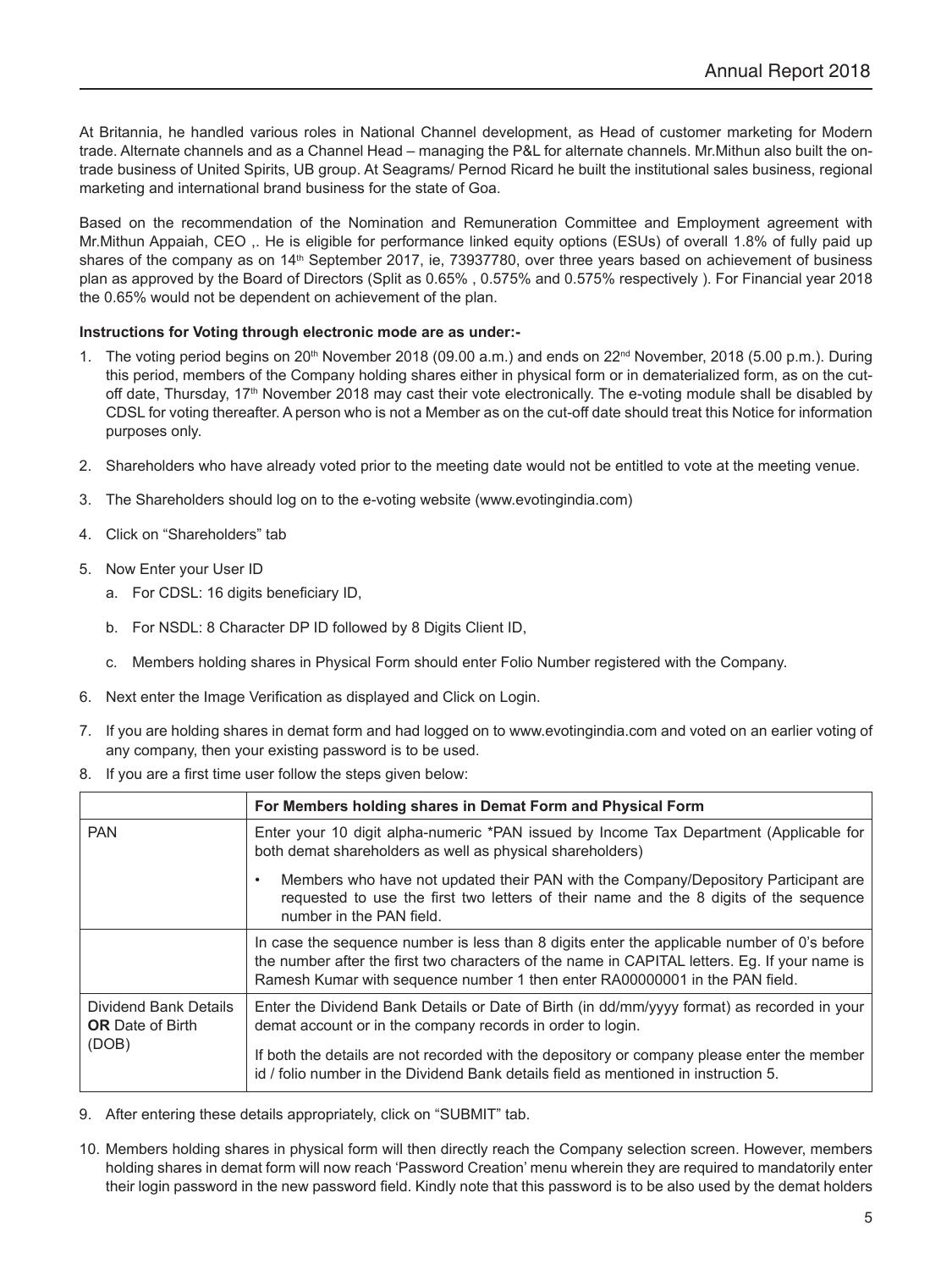At Britannia, he handled various roles in National Channel development, as Head of customer marketing for Modern trade. Alternate channels and as a Channel Head – managing the P&L for alternate channels. Mr.Mithun also built the on-trade business of United Spirits, UB group. At Seagrams/ Pernod Ricard he built the institutional sales business, regional marketing and international brand business for the state of Goa.

Based on the recommendation of the Nomination and Remuneration Committee and Employment agreement with Mr.Mithun Appaiah, CEO ,. He is eligible for performance linked equity options (ESUs) of overall 1.8% of fully paid up shares of the company as on 14th September 2017, ie, 73937780, over three years based on achievement of business plan as approved by the Board of Directors (Split as 0.65% , 0.575% and 0.575% respectively ). For Financial year 2018 the 0.65% would not be dependent on achievement of the plan.

**Instructions for Voting through electronic mode are as under:-**

1. The voting period begins on 20th November 2018 (09.00 a.m.) and ends on 22nd November, 2018 (5.00 p.m.). During this period, members of the Company holding shares either in physical form or in dematerialized form, as on the cut-off date, Thursday, 17th November 2018 may cast their vote electronically. The e-voting module shall be disabled by CDSL for voting thereafter. A person who is not a Member as on the cut-off date should treat this Notice for information purposes only.
2. Shareholders who have already voted prior to the meeting date would not be entitled to vote at the meeting venue.
3. The Shareholders should log on to the e-voting website (www.evotingindia.com)
4. Click on "Shareholders" tab
5. Now Enter your User ID
   a. For CDSL: 16 digits beneficiary ID,
   b. For NSDL: 8 Character DP ID followed by 8 Digits Client ID,
   c. Members holding shares in Physical Form should enter Folio Number registered with the Company.
6. Next enter the Image Verification as displayed and Click on Login.
7. If you are holding shares in demat form and had logged on to www.evotingindia.com and voted on an earlier voting of any company, then your existing password is to be used.
8. If you are a first time user follow the steps given below:

| | For Members holding shares in Demat Form and Physical Form |
|---|---|
| PAN | Enter your 10 digit alpha-numeric *PAN issued by Income Tax Department (Applicable for both demat shareholders as well as physical shareholders)<br>• Members who have not updated their PAN with the Company/Depository Participant are requested to use the first two letters of their name and the 8 digits of the sequence number in the PAN field. |
| | In case the sequence number is less than 8 digits enter the applicable number of 0's before the number after the first two characters of the name in CAPITAL letters. Eg. If your name is Ramesh Kumar with sequence number 1 then enter RA00000001 in the PAN field. |
| Dividend Bank Details **OR** Date of Birth (DOB) | Enter the Dividend Bank Details or Date of Birth (in dd/mm/yyyy format) as recorded in your demat account or in the company records in order to login.<br>If both the details are not recorded with the depository or company please enter the member id / folio number in the Dividend Bank details field as mentioned in instruction 5. |

9. After entering these details appropriately, click on "SUBMIT" tab.
10. Members holding shares in physical form will then directly reach the Company selection screen. However, members holding shares in demat form will now reach 'Password Creation' menu wherein they are required to mandatorily enter their login password in the new password field. Kindly note that this password is to be also used by the demat holders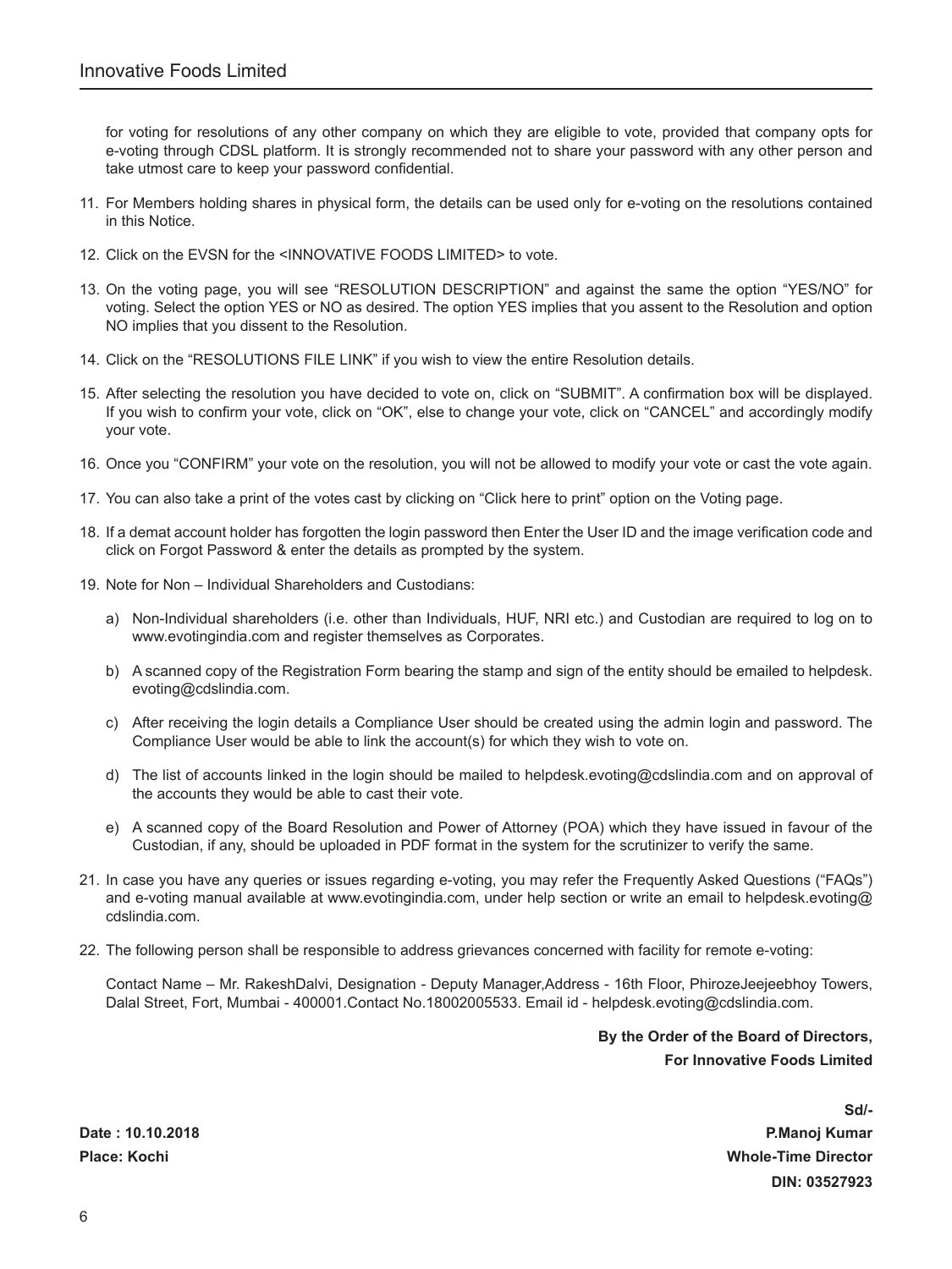for voting for resolutions of any other company on which they are eligible to vote, provided that company opts for e-voting through CDSL platform. It is strongly recommended not to share your password with any other person and take utmost care to keep your password confidential.

11. For Members holding shares in physical form, the details can be used only for e-voting on the resolutions contained in this Notice.

12. Click on the EVSN for the <INNOVATIVE FOODS LIMITED> to vote.

13. On the voting page, you will see "RESOLUTION DESCRIPTION" and against the same the option "YES/NO" for voting. Select the option YES or NO as desired. The option YES implies that you assent to the Resolution and option NO implies that you dissent to the Resolution.

14. Click on the "RESOLUTIONS FILE LINK" if you wish to view the entire Resolution details.

15. After selecting the resolution you have decided to vote on, click on "SUBMIT". A confirmation box will be displayed. If you wish to confirm your vote, click on "OK", else to change your vote, click on "CANCEL" and accordingly modify your vote.

16. Once you "CONFIRM" your vote on the resolution, you will not be allowed to modify your vote or cast the vote again.

17. You can also take a print of the votes cast by clicking on "Click here to print" option on the Voting page.

18. If a demat account holder has forgotten the login password then Enter the User ID and the image verification code and click on Forgot Password & enter the details as prompted by the system.

19. Note for Non – Individual Shareholders and Custodians:

    a) Non-Individual shareholders (i.e. other than Individuals, HUF, NRI etc.) and Custodian are required to log on to www.evotingindia.com and register themselves as Corporates.

    b) A scanned copy of the Registration Form bearing the stamp and sign of the entity should be emailed to helpdesk.evoting@cdslindia.com.

    c) After receiving the login details a Compliance User should be created using the admin login and password. The Compliance User would be able to link the account(s) for which they wish to vote on.

    d) The list of accounts linked in the login should be mailed to helpdesk.evoting@cdslindia.com and on approval of the accounts they would be able to cast their vote.

    e) A scanned copy of the Board Resolution and Power of Attorney (POA) which they have issued in favour of the Custodian, if any, should be uploaded in PDF format in the system for the scrutinizer to verify the same.

21. In case you have any queries or issues regarding e-voting, you may refer the Frequently Asked Questions ("FAQs") and e-voting manual available at www.evotingindia.com, under help section or write an email to helpdesk.evoting@cdslindia.com.

22. The following person shall be responsible to address grievances concerned with facility for remote e-voting:

    Contact Name – Mr. RakeshDalvi, Designation - Deputy Manager,Address - 16th Floor, PhirozeJeejeebhoy Towers, Dalal Street, Fort, Mumbai - 400001.Contact No.18002005533. Email id - helpdesk.evoting@cdslindia.com.

**By the Order of the Board of Directors,**
**For Innovative Foods Limited**

**Sd/-**
**P.Manoj Kumar**
**Whole-Time Director**
**DIN: 03527923**

**Date : 10.10.2018**
**Place: Kochi**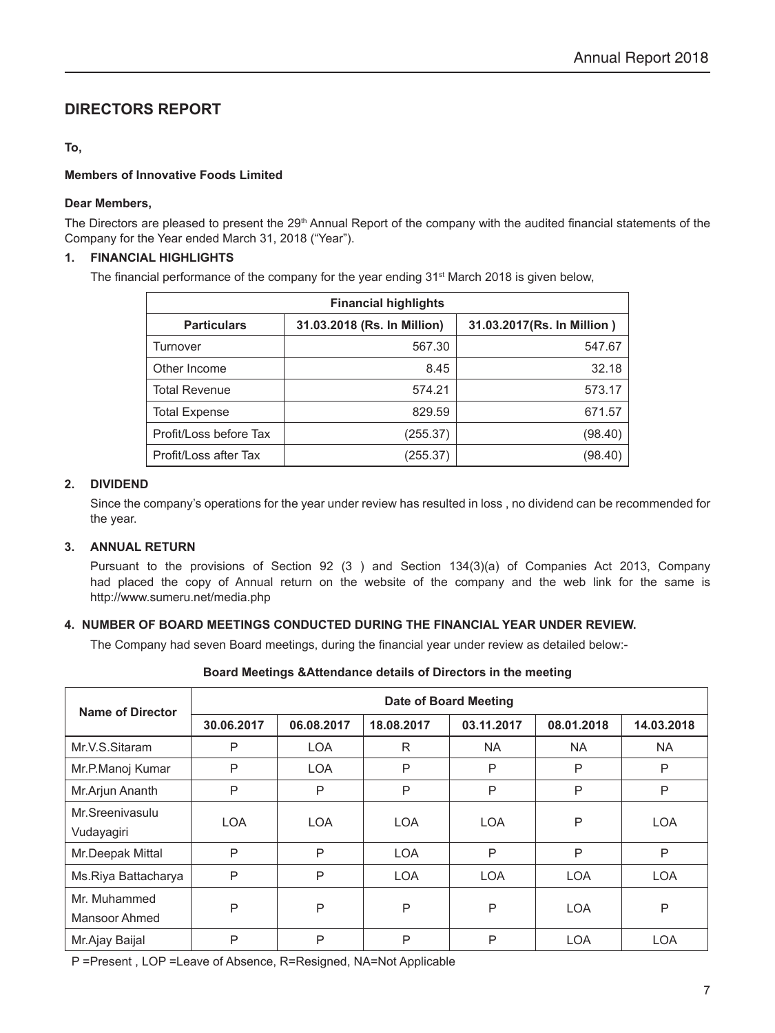# DIRECTORS REPORT

**To,**

**Members of Innovative Foods Limited**

**Dear Members,**

The Directors are pleased to present the 29th Annual Report of the company with the audited financial statements of the Company for the Year ended March 31, 2018 ("Year").

## 1. FINANCIAL HIGHLIGHTS

The financial performance of the company for the year ending 31st March 2018 is given below,

| Financial highlights | | |
|---|---|---|
| **Particulars** | **31.03.2018 (Rs. In Million)** | **31.03.2017(Rs. In Million )** |
| Turnover | 567.30 | 547.67 |
| Other Income | 8.45 | 32.18 |
| Total Revenue | 574.21 | 573.17 |
| Total Expense | 829.59 | 671.57 |
| Profit/Loss before Tax | (255.37) | (98.40) |
| Profit/Loss after Tax | (255.37) | (98.40) |

## 2. DIVIDEND

Since the company's operations for the year under review has resulted in loss , no dividend can be recommended for the year.

## 3. ANNUAL RETURN

Pursuant to the provisions of Section 92 (3 ) and Section 134(3)(a) of Companies Act 2013, Company had placed the copy of Annual return on the website of the company and the web link for the same is http://www.sumeru.net/media.php

## 4. NUMBER OF BOARD MEETINGS CONDUCTED DURING THE FINANCIAL YEAR UNDER REVIEW.

The Company had seven Board meetings, during the financial year under review as detailed below:-

**Board Meetings &Attendance details of Directors in the meeting**

| Name of Director | Date of Board Meeting | | | | | |
|---|---|---|---|---|---|---|
| | **30.06.2017** | **06.08.2017** | **18.08.2017** | **03.11.2017** | **08.01.2018** | **14.03.2018** |
| Mr.V.S.Sitaram | P | LOA | R | NA | NA | NA |
| Mr.P.Manoj Kumar | P | LOA | P | P | P | P |
| Mr.Arjun Ananth | P | P | P | P | P | P |
| Mr.Sreenivasulu Vudayagiri | LOA | LOA | LOA | LOA | P | LOA |
| Mr.Deepak Mittal | P | P | LOA | P | P | P |
| Ms.Riya Battacharya | P | P | LOA | LOA | LOA | LOA |
| Mr. Muhammed Mansoor Ahmed | P | P | P | P | LOA | P |
| Mr.Ajay Baijal | P | P | P | P | LOA | LOA |

P =Present , LOP =Leave of Absence, R=Resigned, NA=Not Applicable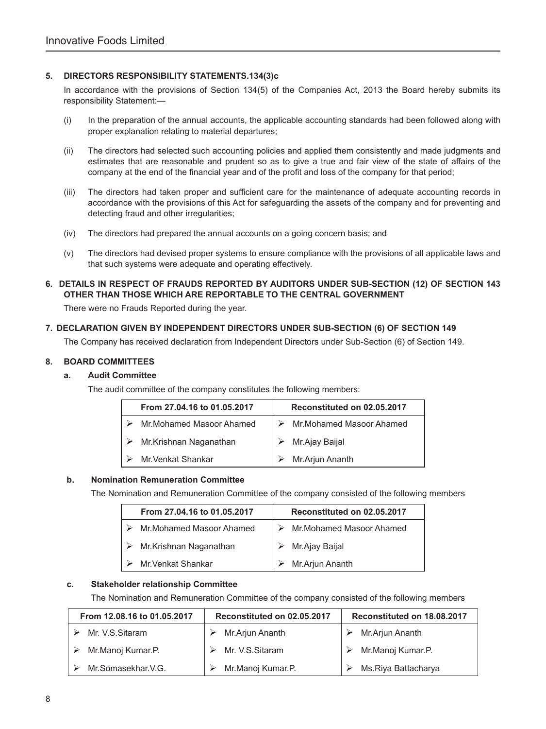## 5. DIRECTORS RESPONSIBILITY STATEMENTS.134(3)c

In accordance with the provisions of Section 134(5) of the Companies Act, 2013 the Board hereby submits its responsibility Statement:—

(i) In the preparation of the annual accounts, the applicable accounting standards had been followed along with proper explanation relating to material departures;

(ii) The directors had selected such accounting policies and applied them consistently and made judgments and estimates that are reasonable and prudent so as to give a true and fair view of the state of affairs of the company at the end of the financial year and of the profit and loss of the company for that period;

(iii) The directors had taken proper and sufficient care for the maintenance of adequate accounting records in accordance with the provisions of this Act for safeguarding the assets of the company and for preventing and detecting fraud and other irregularities;

(iv) The directors had prepared the annual accounts on a going concern basis; and

(v) The directors had devised proper systems to ensure compliance with the provisions of all applicable laws and that such systems were adequate and operating effectively.

## 6. DETAILS IN RESPECT OF FRAUDS REPORTED BY AUDITORS UNDER SUB-SECTION (12) OF SECTION 143 OTHER THAN THOSE WHICH ARE REPORTABLE TO THE CENTRAL GOVERNMENT

There were no Frauds Reported during the year.

## 7. DECLARATION GIVEN BY INDEPENDENT DIRECTORS UNDER SUB-SECTION (6) OF SECTION 149

The Company has received declaration from Independent Directors under Sub-Section (6) of Section 149.

## 8. BOARD COMMITTEES

### a. Audit Committee

The audit committee of the company constitutes the following members:

| From 27.04.16 to 01.05.2017 | Reconstituted on 02.05.2017 |
|---|---|
| ➢ Mr.Mohamed Masoor Ahamed | ➢ Mr.Mohamed Masoor Ahamed |
| ➢ Mr.Krishnan Naganathan | ➢ Mr.Ajay Baijal |
| ➢ Mr.Venkat Shankar | ➢ Mr.Arjun Ananth |

### b. Nomination Remuneration Committee

The Nomination and Remuneration Committee of the company consisted of the following members

| From 27.04.16 to 01.05.2017 | Reconstituted on 02.05.2017 |
|---|---|
| ➢ Mr.Mohamed Masoor Ahamed | ➢ Mr.Mohamed Masoor Ahamed |
| ➢ Mr.Krishnan Naganathan | ➢ Mr.Ajay Baijal |
| ➢ Mr.Venkat Shankar | ➢ Mr.Arjun Ananth |

### c. Stakeholder relationship Committee

The Nomination and Remuneration Committee of the company consisted of the following members

| From 12.08.16 to 01.05.2017 | Reconstituted on 02.05.2017 | Reconstituted on 18.08.2017 |
|---|---|---|
| ➢ Mr. V.S.Sitaram | ➢ Mr.Arjun Ananth | ➢ Mr.Arjun Ananth |
| ➢ Mr.Manoj Kumar.P. | ➢ Mr. V.S.Sitaram | ➢ Mr.Manoj Kumar.P. |
| ➢ Mr.Somasekhar.V.G. | ➢ Mr.Manoj Kumar.P. | ➢ Ms.Riya Battacharya |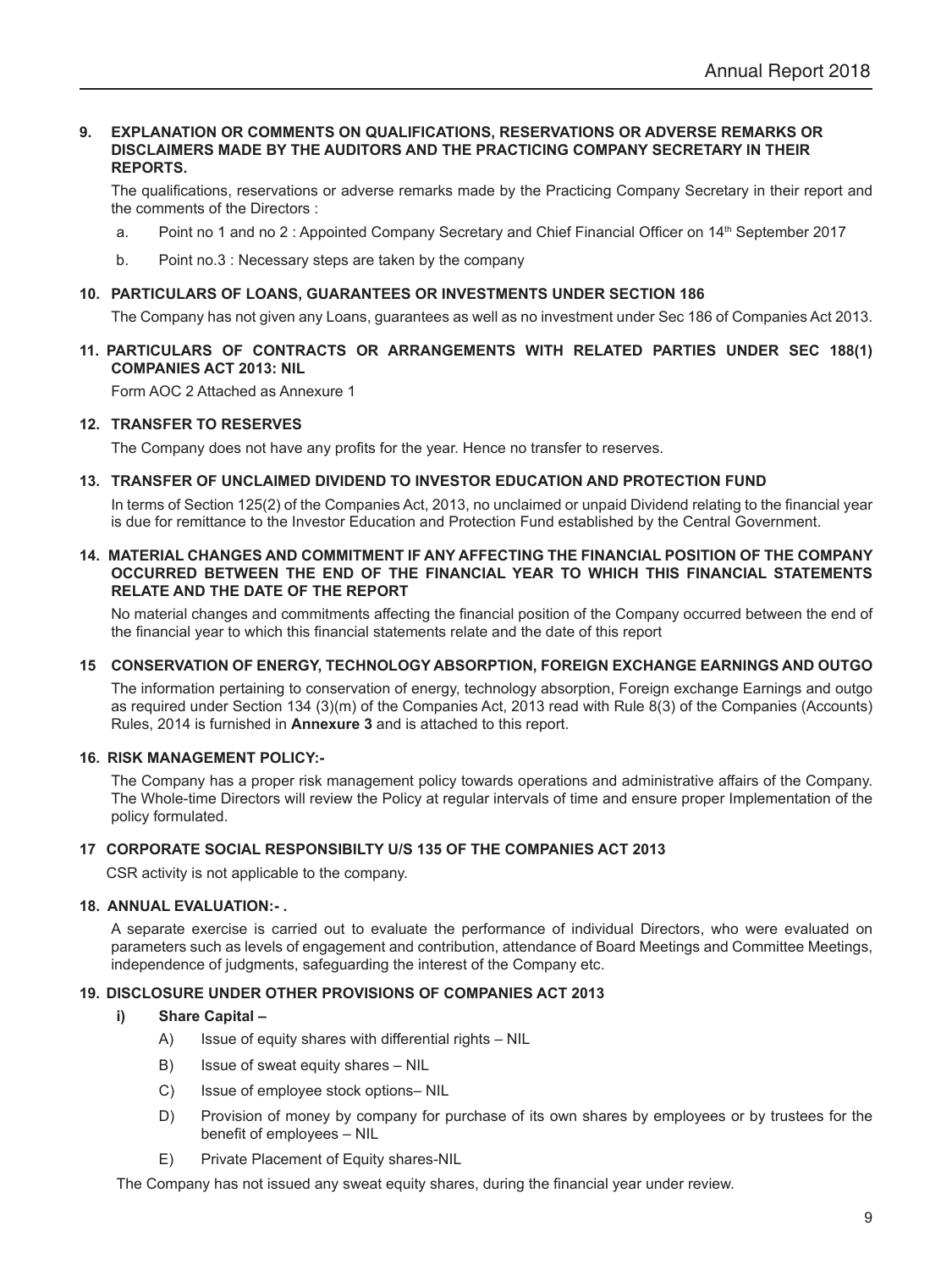## 9. EXPLANATION OR COMMENTS ON QUALIFICATIONS, RESERVATIONS OR ADVERSE REMARKS OR DISCLAIMERS MADE BY THE AUDITORS AND THE PRACTICING COMPANY SECRETARY IN THEIR REPORTS.

The qualifications, reservations or adverse remarks made by the Practicing Company Secretary in their report and the comments of the Directors :

a. Point no 1 and no 2 : Appointed Company Secretary and Chief Financial Officer on 14th September 2017

b. Point no.3 : Necessary steps are taken by the company

## 10. PARTICULARS OF LOANS, GUARANTEES OR INVESTMENTS UNDER SECTION 186

The Company has not given any Loans, guarantees as well as no investment under Sec 186 of Companies Act 2013.

## 11. PARTICULARS OF CONTRACTS OR ARRANGEMENTS WITH RELATED PARTIES UNDER SEC 188(1) COMPANIES ACT 2013: NIL

Form AOC 2 Attached as Annexure 1

## 12. TRANSFER TO RESERVES

The Company does not have any profits for the year. Hence no transfer to reserves.

## 13. TRANSFER OF UNCLAIMED DIVIDEND TO INVESTOR EDUCATION AND PROTECTION FUND

In terms of Section 125(2) of the Companies Act, 2013, no unclaimed or unpaid Dividend relating to the financial year is due for remittance to the Investor Education and Protection Fund established by the Central Government.

## 14. MATERIAL CHANGES AND COMMITMENT IF ANY AFFECTING THE FINANCIAL POSITION OF THE COMPANY OCCURRED BETWEEN THE END OF THE FINANCIAL YEAR TO WHICH THIS FINANCIAL STATEMENTS RELATE AND THE DATE OF THE REPORT

No material changes and commitments affecting the financial position of the Company occurred between the end of the financial year to which this financial statements relate and the date of this report

## 15 CONSERVATION OF ENERGY, TECHNOLOGY ABSORPTION, FOREIGN EXCHANGE EARNINGS AND OUTGO

The information pertaining to conservation of energy, technology absorption, Foreign exchange Earnings and outgo as required under Section 134 (3)(m) of the Companies Act, 2013 read with Rule 8(3) of the Companies (Accounts) Rules, 2014 is furnished in **Annexure 3** and is attached to this report.

## 16. RISK MANAGEMENT POLICY:-

The Company has a proper risk management policy towards operations and administrative affairs of the Company. The Whole-time Directors will review the Policy at regular intervals of time and ensure proper Implementation of the policy formulated.

## 17 CORPORATE SOCIAL RESPONSIBILTY U/S 135 OF THE COMPANIES ACT 2013

CSR activity is not applicable to the company.

## 18. ANNUAL EVALUATION:- .

A separate exercise is carried out to evaluate the performance of individual Directors, who were evaluated on parameters such as levels of engagement and contribution, attendance of Board Meetings and Committee Meetings, independence of judgments, safeguarding the interest of the Company etc.

## 19. DISCLOSURE UNDER OTHER PROVISIONS OF COMPANIES ACT 2013

**i) Share Capital –**

A) Issue of equity shares with differential rights – NIL

B) Issue of sweat equity shares – NIL

C) Issue of employee stock options– NIL

D) Provision of money by company for purchase of its own shares by employees or by trustees for the benefit of employees – NIL

E) Private Placement of Equity shares-NIL

The Company has not issued any sweat equity shares, during the financial year under review.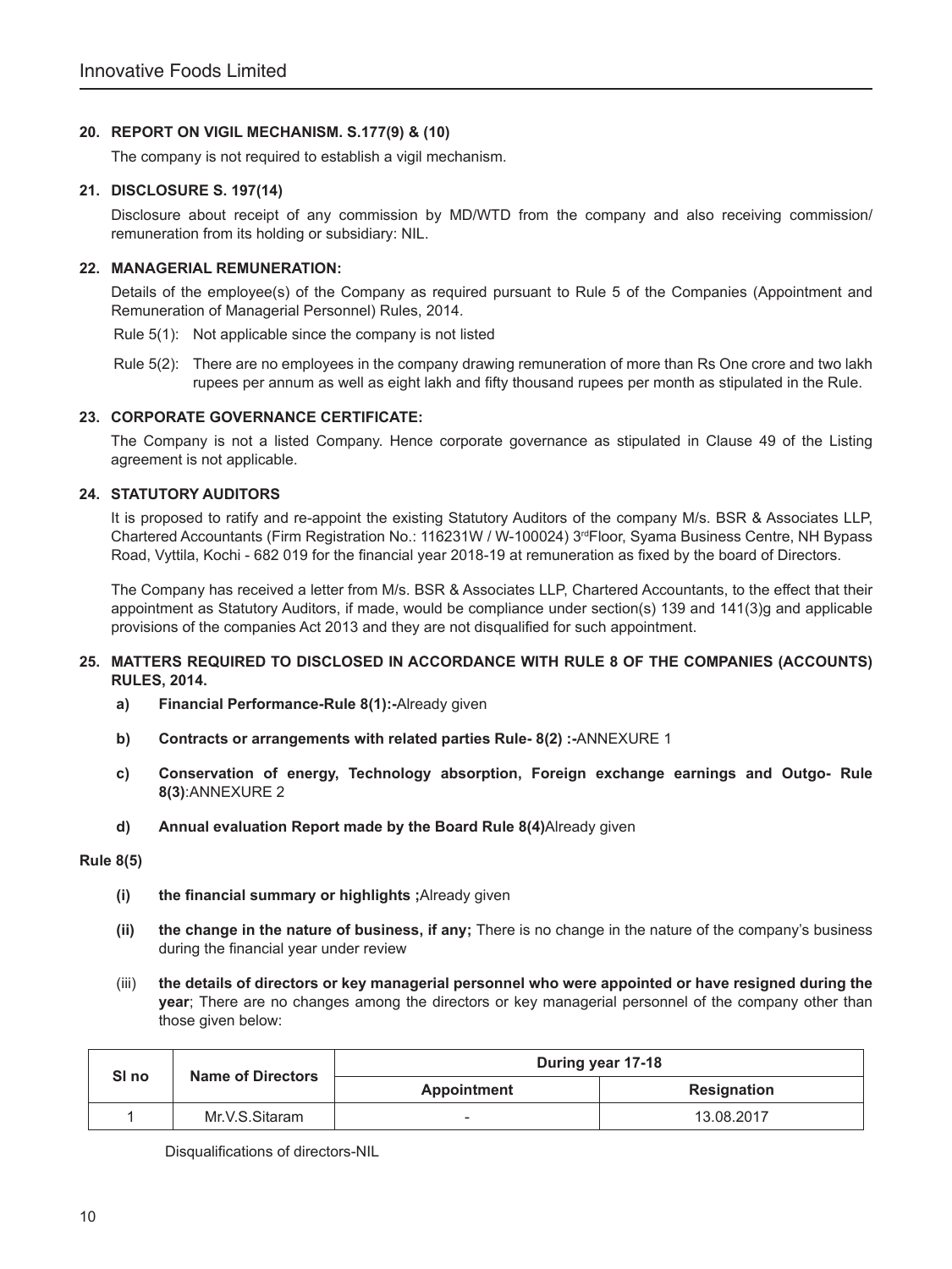### 20. REPORT ON VIGIL MECHANISM. S.177(9) & (10)

The company is not required to establish a vigil mechanism.

### 21. DISCLOSURE S. 197(14)

Disclosure about receipt of any commission by MD/WTD from the company and also receiving commission/ remuneration from its holding or subsidiary: NIL.

### 22. MANAGERIAL REMUNERATION:

Details of the employee(s) of the Company as required pursuant to Rule 5 of the Companies (Appointment and Remuneration of Managerial Personnel) Rules, 2014.

Rule 5(1): Not applicable since the company is not listed

Rule 5(2): There are no employees in the company drawing remuneration of more than Rs One crore and two lakh rupees per annum as well as eight lakh and fifty thousand rupees per month as stipulated in the Rule.

### 23. CORPORATE GOVERNANCE CERTIFICATE:

The Company is not a listed Company. Hence corporate governance as stipulated in Clause 49 of the Listing agreement is not applicable.

### 24. STATUTORY AUDITORS

It is proposed to ratify and re-appoint the existing Statutory Auditors of the company M/s. BSR & Associates LLP, Chartered Accountants (Firm Registration No.: 116231W / W-100024) 3rdFloor, Syama Business Centre, NH Bypass Road, Vyttila, Kochi - 682 019 for the financial year 2018-19 at remuneration as fixed by the board of Directors.

The Company has received a letter from M/s. BSR & Associates LLP, Chartered Accountants, to the effect that their appointment as Statutory Auditors, if made, would be compliance under section(s) 139 and 141(3)g and applicable provisions of the companies Act 2013 and they are not disqualified for such appointment.

### 25. MATTERS REQUIRED TO DISCLOSED IN ACCORDANCE WITH RULE 8 OF THE COMPANIES (ACCOUNTS) RULES, 2014.

a) **Financial Performance-Rule 8(1):-**Already given

b) **Contracts or arrangements with related parties Rule- 8(2) :-**ANNEXURE 1

c) **Conservation of energy, Technology absorption, Foreign exchange earnings and Outgo- Rule 8(3)**:ANNEXURE 2

d) **Annual evaluation Report made by the Board Rule 8(4)**Already given

**Rule 8(5)**

(i) **the financial summary or highlights ;**Already given

(ii) **the change in the nature of business, if any;** There is no change in the nature of the company's business during the financial year under review

(iii) **the details of directors or key managerial personnel who were appointed or have resigned during the year**; There are no changes among the directors or key managerial personnel of the company other than those given below:

| Sl no | Name of Directors | During year 17-18 | |
|---|---|---|---|
| | | Appointment | Resignation |
| 1 | Mr.V.S.Sitaram | - | 13.08.2017 |

Disqualifications of directors-NIL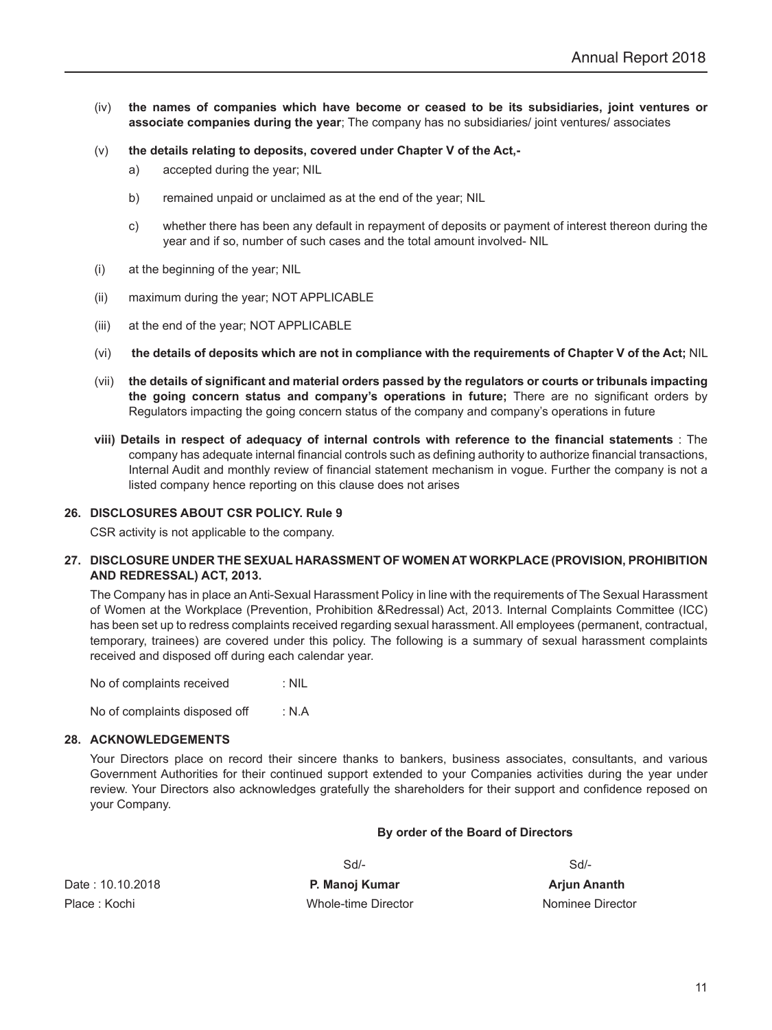(iv) **the names of companies which have become or ceased to be its subsidiaries, joint ventures or associate companies during the year**; The company has no subsidiaries/ joint ventures/ associates

(v) **the details relating to deposits, covered under Chapter V of the Act,-**

a) accepted during the year; NIL

b) remained unpaid or unclaimed as at the end of the year; NIL

c) whether there has been any default in repayment of deposits or payment of interest thereon during the year and if so, number of such cases and the total amount involved- NIL

(i) at the beginning of the year; NIL

(ii) maximum during the year; NOT APPLICABLE

(iii) at the end of the year; NOT APPLICABLE

(vi) **the details of deposits which are not in compliance with the requirements of Chapter V of the Act;** NIL

(vii) **the details of significant and material orders passed by the regulators or courts or tribunals impacting the going concern status and company's operations in future;** There are no significant orders by Regulators impacting the going concern status of the company and company's operations in future

**viii) Details in respect of adequacy of internal controls with reference to the financial statements** : The company has adequate internal financial controls such as defining authority to authorize financial transactions, Internal Audit and monthly review of financial statement mechanism in vogue. Further the company is not a listed company hence reporting on this clause does not arises

**26. DISCLOSURES ABOUT CSR POLICY. Rule 9**

CSR activity is not applicable to the company.

**27. DISCLOSURE UNDER THE SEXUAL HARASSMENT OF WOMEN AT WORKPLACE (PROVISION, PROHIBITION AND REDRESSAL) ACT, 2013.**

The Company has in place an Anti-Sexual Harassment Policy in line with the requirements of The Sexual Harassment of Women at the Workplace (Prevention, Prohibition &Redressal) Act, 2013. Internal Complaints Committee (ICC) has been set up to redress complaints received regarding sexual harassment. All employees (permanent, contractual, temporary, trainees) are covered under this policy. The following is a summary of sexual harassment complaints received and disposed off during each calendar year.

No of complaints received : NIL

No of complaints disposed off : N.A

**28. ACKNOWLEDGEMENTS**

Your Directors place on record their sincere thanks to bankers, business associates, consultants, and various Government Authorities for their continued support extended to your Companies activities during the year under review. Your Directors also acknowledges gratefully the shareholders for their support and confidence reposed on your Company.

**By order of the Board of Directors**

| | Sd/- | Sd/- |
|---|---|---|
| Date : 10.10.2018 | **P. Manoj Kumar** | **Arjun Ananth** |
| Place : Kochi | Whole-time Director | Nominee Director |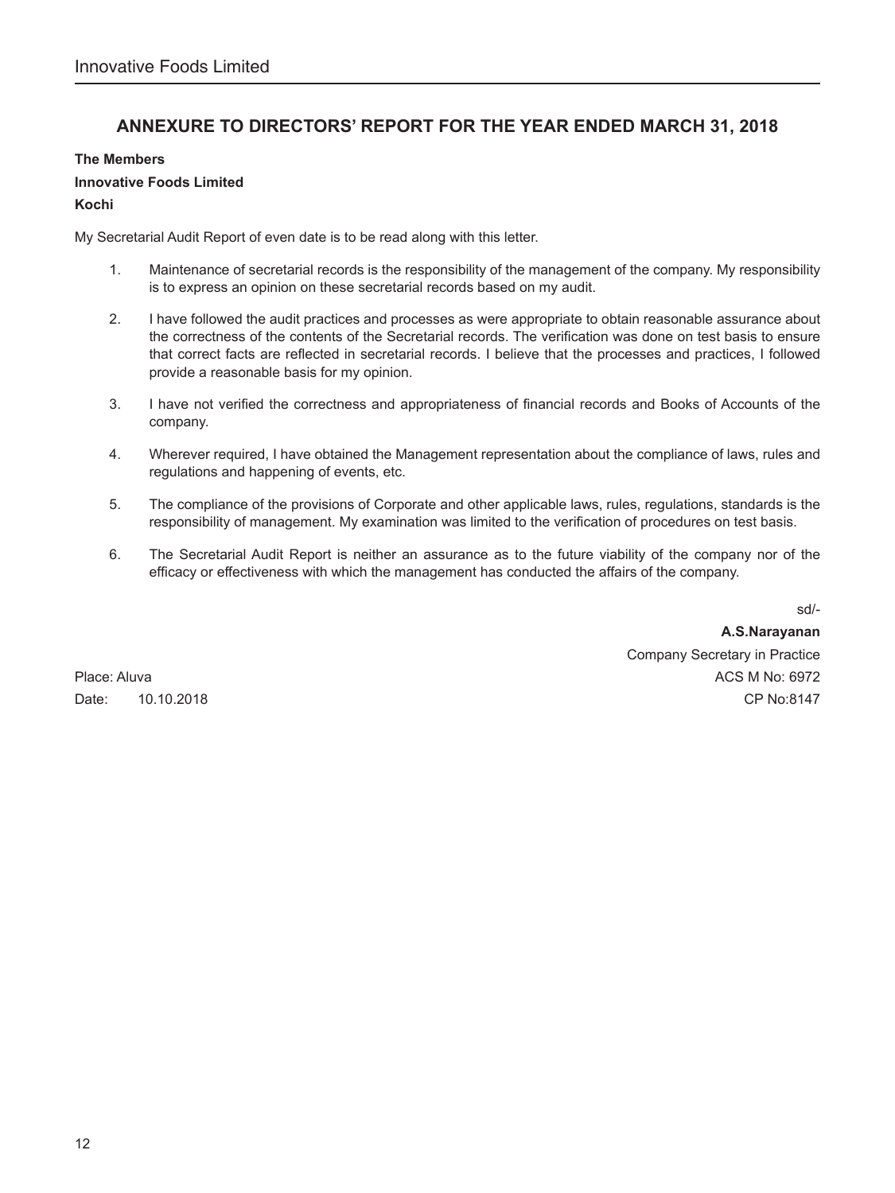## ANNEXURE TO DIRECTORS' REPORT FOR THE YEAR ENDED MARCH 31, 2018

**The Members**

**Innovative Foods Limited**

**Kochi**

My Secretarial Audit Report of even date is to be read along with this letter.

1. Maintenance of secretarial records is the responsibility of the management of the company. My responsibility is to express an opinion on these secretarial records based on my audit.

2. I have followed the audit practices and processes as were appropriate to obtain reasonable assurance about the correctness of the contents of the Secretarial records. The verification was done on test basis to ensure that correct facts are reflected in secretarial records. I believe that the processes and practices, I followed provide a reasonable basis for my opinion.

3. I have not verified the correctness and appropriateness of financial records and Books of Accounts of the company.

4. Wherever required, I have obtained the Management representation about the compliance of laws, rules and regulations and happening of events, etc.

5. The compliance of the provisions of Corporate and other applicable laws, rules, regulations, standards is the responsibility of management. My examination was limited to the verification of procedures on test basis.

6. The Secretarial Audit Report is neither an assurance as to the future viability of the company nor of the efficacy or effectiveness with which the management has conducted the affairs of the company.

sd/-

**A.S.Narayanan**

Company Secretary in Practice

ACS M No: 6972

CP No:8147

Place: Aluva

Date: 10.10.2018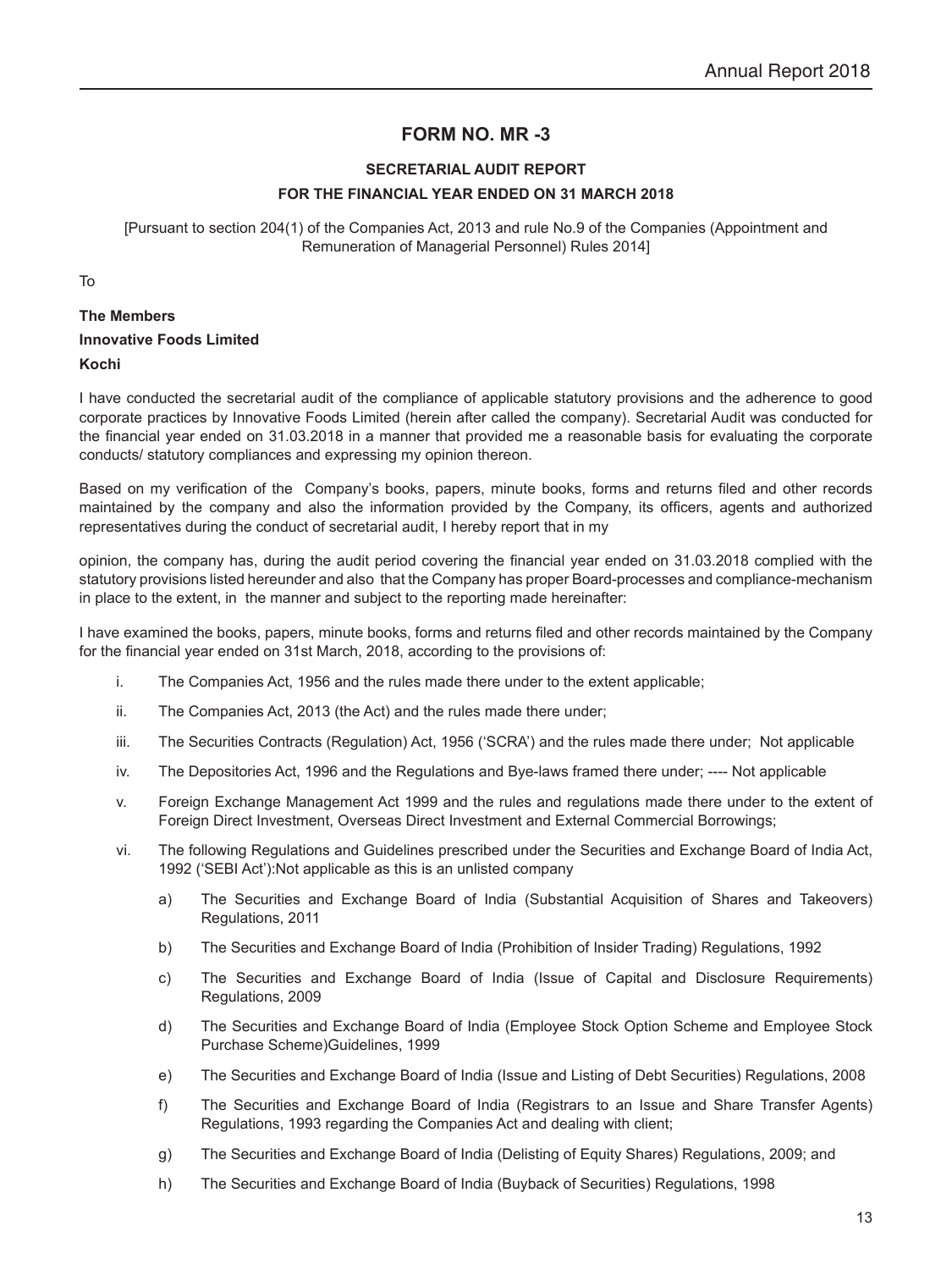# FORM NO. MR -3

## SECRETARIAL AUDIT REPORT

## FOR THE FINANCIAL YEAR ENDED ON 31 MARCH 2018

[Pursuant to section 204(1) of the Companies Act, 2013 and rule No.9 of the Companies (Appointment and Remuneration of Managerial Personnel) Rules 2014]

To

**The Members**

**Innovative Foods Limited**

**Kochi**

I have conducted the secretarial audit of the compliance of applicable statutory provisions and the adherence to good corporate practices by Innovative Foods Limited (herein after called the company). Secretarial Audit was conducted for the financial year ended on 31.03.2018 in a manner that provided me a reasonable basis for evaluating the corporate conducts/ statutory compliances and expressing my opinion thereon.

Based on my verification of the Company's books, papers, minute books, forms and returns filed and other records maintained by the company and also the information provided by the Company, its officers, agents and authorized representatives during the conduct of secretarial audit, I hereby report that in my

opinion, the company has, during the audit period covering the financial year ended on 31.03.2018 complied with the statutory provisions listed hereunder and also that the Company has proper Board-processes and compliance-mechanism in place to the extent, in the manner and subject to the reporting made hereinafter:

I have examined the books, papers, minute books, forms and returns filed and other records maintained by the Company for the financial year ended on 31st March, 2018, according to the provisions of:

i. The Companies Act, 1956 and the rules made there under to the extent applicable;

ii. The Companies Act, 2013 (the Act) and the rules made there under;

iii. The Securities Contracts (Regulation) Act, 1956 ('SCRA') and the rules made there under; Not applicable

iv. The Depositories Act, 1996 and the Regulations and Bye-laws framed there under; ---- Not applicable

v. Foreign Exchange Management Act 1999 and the rules and regulations made there under to the extent of Foreign Direct Investment, Overseas Direct Investment and External Commercial Borrowings;

vi. The following Regulations and Guidelines prescribed under the Securities and Exchange Board of India Act, 1992 ('SEBI Act'):Not applicable as this is an unlisted company

   a) The Securities and Exchange Board of India (Substantial Acquisition of Shares and Takeovers) Regulations, 2011

   b) The Securities and Exchange Board of India (Prohibition of Insider Trading) Regulations, 1992

   c) The Securities and Exchange Board of India (Issue of Capital and Disclosure Requirements) Regulations, 2009

   d) The Securities and Exchange Board of India (Employee Stock Option Scheme and Employee Stock Purchase Scheme)Guidelines, 1999

   e) The Securities and Exchange Board of India (Issue and Listing of Debt Securities) Regulations, 2008

   f) The Securities and Exchange Board of India (Registrars to an Issue and Share Transfer Agents) Regulations, 1993 regarding the Companies Act and dealing with client;

   g) The Securities and Exchange Board of India (Delisting of Equity Shares) Regulations, 2009; and

   h) The Securities and Exchange Board of India (Buyback of Securities) Regulations, 1998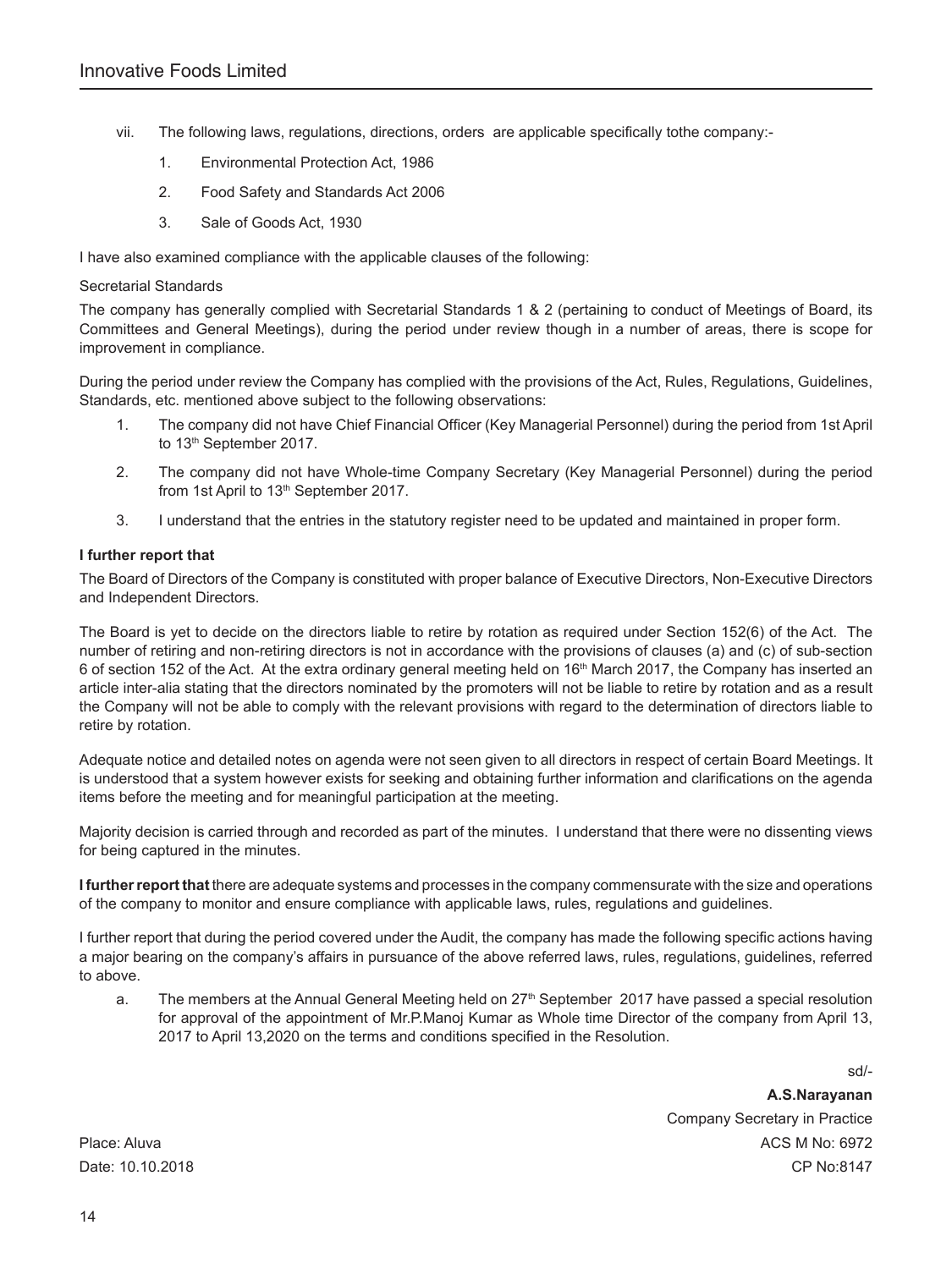vii. The following laws, regulations, directions, orders are applicable specifically tothe company:-

1. Environmental Protection Act, 1986
2. Food Safety and Standards Act 2006
3. Sale of Goods Act, 1930

I have also examined compliance with the applicable clauses of the following:

Secretarial Standards

The company has generally complied with Secretarial Standards 1 & 2 (pertaining to conduct of Meetings of Board, its Committees and General Meetings), during the period under review though in a number of areas, there is scope for improvement in compliance.

During the period under review the Company has complied with the provisions of the Act, Rules, Regulations, Guidelines, Standards, etc. mentioned above subject to the following observations:

1. The company did not have Chief Financial Officer (Key Managerial Personnel) during the period from 1st April to 13th September 2017.
2. The company did not have Whole-time Company Secretary (Key Managerial Personnel) during the period from 1st April to 13th September 2017.
3. I understand that the entries in the statutory register need to be updated and maintained in proper form.

**I further report that**

The Board of Directors of the Company is constituted with proper balance of Executive Directors, Non-Executive Directors and Independent Directors.

The Board is yet to decide on the directors liable to retire by rotation as required under Section 152(6) of the Act. The number of retiring and non-retiring directors is not in accordance with the provisions of clauses (a) and (c) of sub-section 6 of section 152 of the Act. At the extra ordinary general meeting held on 16th March 2017, the Company has inserted an article inter-alia stating that the directors nominated by the promoters will not be liable to retire by rotation and as a result the Company will not be able to comply with the relevant provisions with regard to the determination of directors liable to retire by rotation.

Adequate notice and detailed notes on agenda were not seen given to all directors in respect of certain Board Meetings. It is understood that a system however exists for seeking and obtaining further information and clarifications on the agenda items before the meeting and for meaningful participation at the meeting.

Majority decision is carried through and recorded as part of the minutes. I understand that there were no dissenting views for being captured in the minutes.

**I further report that** there are adequate systems and processes in the company commensurate with the size and operations of the company to monitor and ensure compliance with applicable laws, rules, regulations and guidelines.

I further report that during the period covered under the Audit, the company has made the following specific actions having a major bearing on the company's affairs in pursuance of the above referred laws, rules, regulations, guidelines, referred to above.

a. The members at the Annual General Meeting held on 27th September 2017 have passed a special resolution for approval of the appointment of Mr.P.Manoj Kumar as Whole time Director of the company from April 13, 2017 to April 13,2020 on the terms and conditions specified in the Resolution.

sd/-

**A.S.Narayanan**

Company Secretary in Practice

ACS M No: 6972

CP No:8147

Place: Aluva

Date: 10.10.2018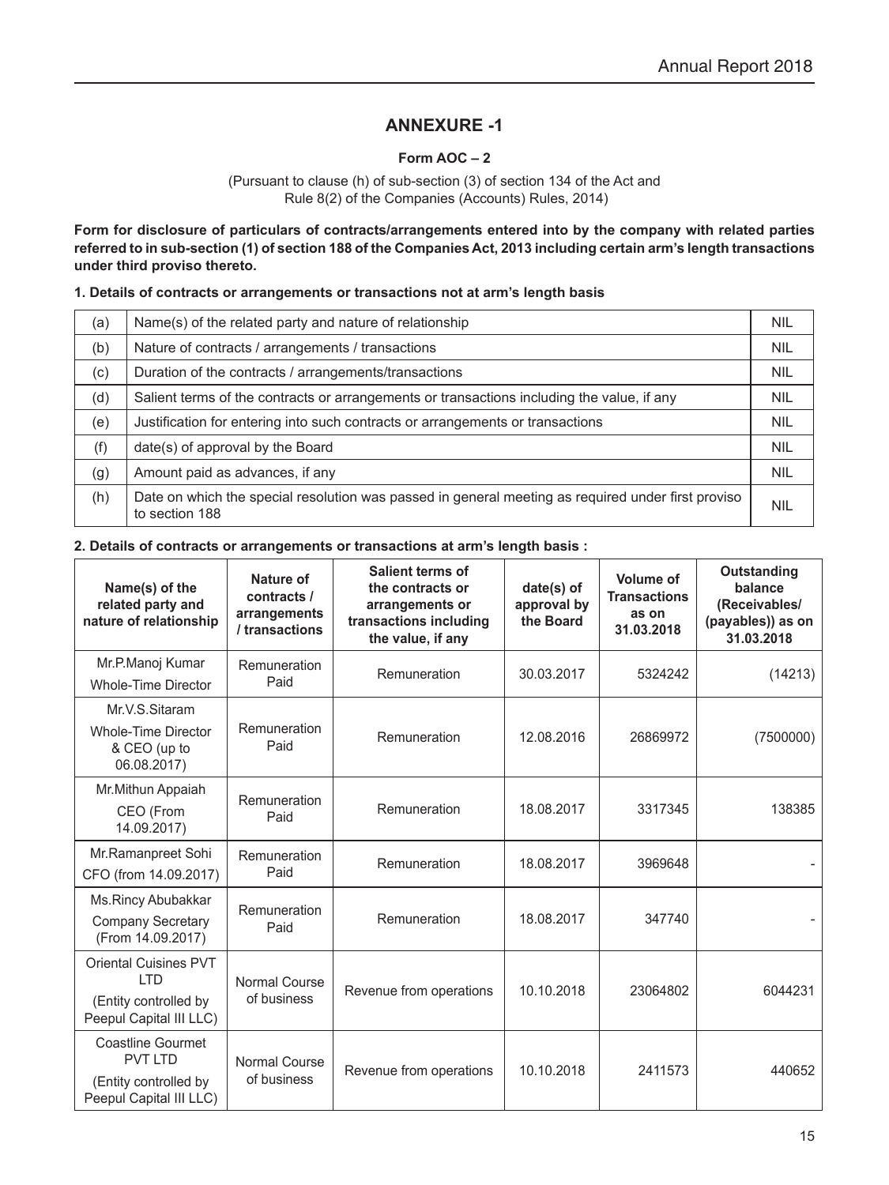# ANNEXURE -1

**Form AOC – 2**

(Pursuant to clause (h) of sub-section (3) of section 134 of the Act and Rule 8(2) of the Companies (Accounts) Rules, 2014)

**Form for disclosure of particulars of contracts/arrangements entered into by the company with related parties referred to in sub-section (1) of section 188 of the Companies Act, 2013 including certain arm's length transactions under third proviso thereto.**

**1. Details of contracts or arrangements or transactions not at arm's length basis**

| | | |
|---|---|---|
| (a) | Name(s) of the related party and nature of relationship | NIL |
| (b) | Nature of contracts / arrangements / transactions | NIL |
| (c) | Duration of the contracts / arrangements/transactions | NIL |
| (d) | Salient terms of the contracts or arrangements or transactions including the value, if any | NIL |
| (e) | Justification for entering into such contracts or arrangements or transactions | NIL |
| (f) | date(s) of approval by the Board | NIL |
| (g) | Amount paid as advances, if any | NIL |
| (h) | Date on which the special resolution was passed in general meeting as required under first proviso to section 188 | NIL |

**2. Details of contracts or arrangements or transactions at arm's length basis :**

| Name(s) of the related party and nature of relationship | Nature of contracts / arrangements / transactions | Salient terms of the contracts or arrangements or transactions including the value, if any | date(s) of approval by the Board | Volume of Transactions as on 31.03.2018 | Outstanding balance (Receivables/ (payables)) as on 31.03.2018 |
|---|---|---|---|---|---|
| Mr.P.Manoj Kumar<br>Whole-Time Director | Remuneration Paid | Remuneration | 30.03.2017 | 5324242 | (14213) |
| Mr.V.S.Sitaram<br>Whole-Time Director & CEO (up to 06.08.2017) | Remuneration Paid | Remuneration | 12.08.2016 | 26869972 | (7500000) |
| Mr.Mithun Appaiah<br>CEO (From 14.09.2017) | Remuneration Paid | Remuneration | 18.08.2017 | 3317345 | 138385 |
| Mr.Ramanpreet Sohi<br>CFO (from 14.09.2017) | Remuneration Paid | Remuneration | 18.08.2017 | 3969648 | - |
| Ms.Rincy Abubakkar<br>Company Secretary (From 14.09.2017) | Remuneration Paid | Remuneration | 18.08.2017 | 347740 | - |
| Oriental Cuisines PVT LTD<br>(Entity controlled by Peepul Capital III LLC) | Normal Course of business | Revenue from operations | 10.10.2018 | 23064802 | 6044231 |
| Coastline Gourmet PVT LTD<br>(Entity controlled by Peepul Capital III LLC) | Normal Course of business | Revenue from operations | 10.10.2018 | 2411573 | 440652 |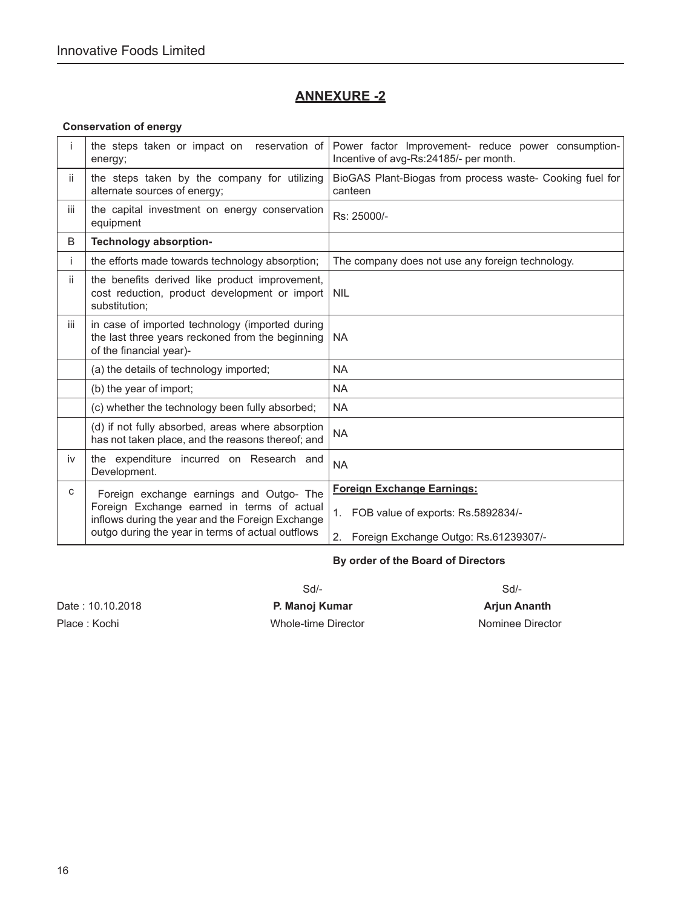## ANNEXURE -2

**Conservation of energy**

| | | |
|---|---|---|
| i | the steps taken or impact on reservation of energy; | Power factor Improvement- reduce power consumption- Incentive of avg-Rs:24185/- per month. |
| ii | the steps taken by the company for utilizing alternate sources of energy; | BioGAS Plant-Biogas from process waste- Cooking fuel for canteen |
| iii | the capital investment on energy conservation equipment | Rs: 25000/- |
| B | **Technology absorption-** | |
| i | the efforts made towards technology absorption; | The company does not use any foreign technology. |
| ii | the benefits derived like product improvement, cost reduction, product development or import substitution; | NIL |
| iii | in case of imported technology (imported during the last three years reckoned from the beginning of the financial year)- | NA |
| | (a) the details of technology imported; | NA |
| | (b) the year of import; | NA |
| | (c) whether the technology been fully absorbed; | NA |
| | (d) if not fully absorbed, areas where absorption has not taken place, and the reasons thereof; and | NA |
| iv | the expenditure incurred on Research and Development. | NA |
| c | Foreign exchange earnings and Outgo- The Foreign Exchange earned in terms of actual inflows during the year and the Foreign Exchange outgo during the year in terms of actual outflows | **Foreign Exchange Earnings:** 1. FOB value of exports: Rs.5892834/- 2. Foreign Exchange Outgo: Rs.61239307/- |

**By order of the Board of Directors**

Date : 10.10.2018
Place : Kochi

Sd/-
**P. Manoj Kumar**
Whole-time Director

Sd/-
**Arjun Ananth**
Nominee Director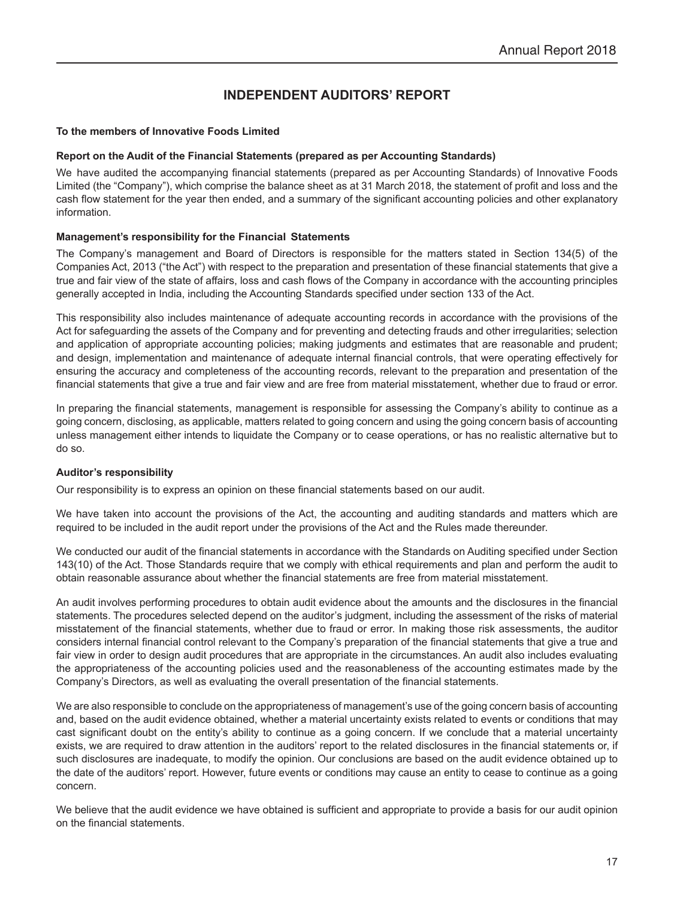# INDEPENDENT AUDITORS' REPORT

**To the members of Innovative Foods Limited**

**Report on the Audit of the Financial Statements (prepared as per Accounting Standards)**

We have audited the accompanying financial statements (prepared as per Accounting Standards) of Innovative Foods Limited (the "Company"), which comprise the balance sheet as at 31 March 2018, the statement of profit and loss and the cash flow statement for the year then ended, and a summary of the significant accounting policies and other explanatory information.

**Management's responsibility for the Financial Statements**

The Company's management and Board of Directors is responsible for the matters stated in Section 134(5) of the Companies Act, 2013 ("the Act") with respect to the preparation and presentation of these financial statements that give a true and fair view of the state of affairs, loss and cash flows of the Company in accordance with the accounting principles generally accepted in India, including the Accounting Standards specified under section 133 of the Act.

This responsibility also includes maintenance of adequate accounting records in accordance with the provisions of the Act for safeguarding the assets of the Company and for preventing and detecting frauds and other irregularities; selection and application of appropriate accounting policies; making judgments and estimates that are reasonable and prudent; and design, implementation and maintenance of adequate internal financial controls, that were operating effectively for ensuring the accuracy and completeness of the accounting records, relevant to the preparation and presentation of the financial statements that give a true and fair view and are free from material misstatement, whether due to fraud or error.

In preparing the financial statements, management is responsible for assessing the Company's ability to continue as a going concern, disclosing, as applicable, matters related to going concern and using the going concern basis of accounting unless management either intends to liquidate the Company or to cease operations, or has no realistic alternative but to do so.

**Auditor's responsibility**

Our responsibility is to express an opinion on these financial statements based on our audit.

We have taken into account the provisions of the Act, the accounting and auditing standards and matters which are required to be included in the audit report under the provisions of the Act and the Rules made thereunder.

We conducted our audit of the financial statements in accordance with the Standards on Auditing specified under Section 143(10) of the Act. Those Standards require that we comply with ethical requirements and plan and perform the audit to obtain reasonable assurance about whether the financial statements are free from material misstatement.

An audit involves performing procedures to obtain audit evidence about the amounts and the disclosures in the financial statements. The procedures selected depend on the auditor's judgment, including the assessment of the risks of material misstatement of the financial statements, whether due to fraud or error. In making those risk assessments, the auditor considers internal financial control relevant to the Company's preparation of the financial statements that give a true and fair view in order to design audit procedures that are appropriate in the circumstances. An audit also includes evaluating the appropriateness of the accounting policies used and the reasonableness of the accounting estimates made by the Company's Directors, as well as evaluating the overall presentation of the financial statements.

We are also responsible to conclude on the appropriateness of management's use of the going concern basis of accounting and, based on the audit evidence obtained, whether a material uncertainty exists related to events or conditions that may cast significant doubt on the entity's ability to continue as a going concern. If we conclude that a material uncertainty exists, we are required to draw attention in the auditors' report to the related disclosures in the financial statements or, if such disclosures are inadequate, to modify the opinion. Our conclusions are based on the audit evidence obtained up to the date of the auditors' report. However, future events or conditions may cause an entity to cease to continue as a going concern.

We believe that the audit evidence we have obtained is sufficient and appropriate to provide a basis for our audit opinion on the financial statements.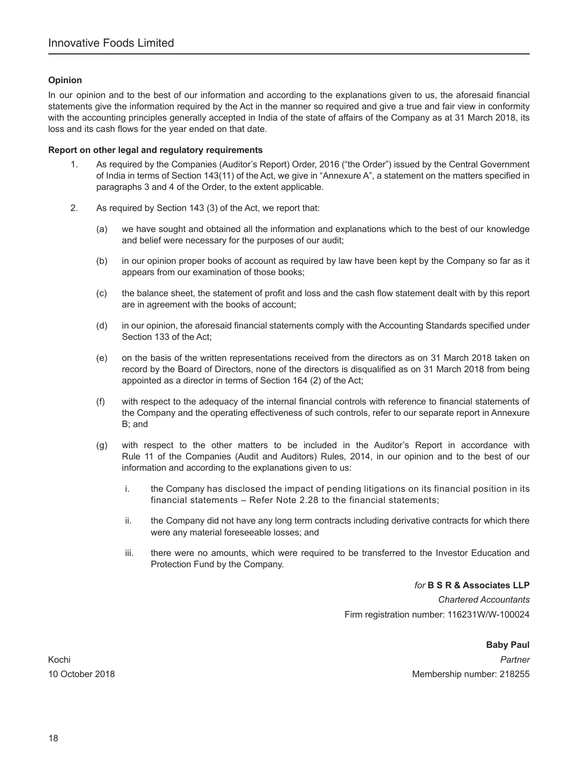**Opinion**

In our opinion and to the best of our information and according to the explanations given to us, the aforesaid financial statements give the information required by the Act in the manner so required and give a true and fair view in conformity with the accounting principles generally accepted in India of the state of affairs of the Company as at 31 March 2018, its loss and its cash flows for the year ended on that date.

**Report on other legal and regulatory requirements**

1. As required by the Companies (Auditor's Report) Order, 2016 ("the Order") issued by the Central Government of India in terms of Section 143(11) of the Act, we give in "Annexure A", a statement on the matters specified in paragraphs 3 and 4 of the Order, to the extent applicable.

2. As required by Section 143 (3) of the Act, we report that:

   (a) we have sought and obtained all the information and explanations which to the best of our knowledge and belief were necessary for the purposes of our audit;

   (b) in our opinion proper books of account as required by law have been kept by the Company so far as it appears from our examination of those books;

   (c) the balance sheet, the statement of profit and loss and the cash flow statement dealt with by this report are in agreement with the books of account;

   (d) in our opinion, the aforesaid financial statements comply with the Accounting Standards specified under Section 133 of the Act;

   (e) on the basis of the written representations received from the directors as on 31 March 2018 taken on record by the Board of Directors, none of the directors is disqualified as on 31 March 2018 from being appointed as a director in terms of Section 164 (2) of the Act;

   (f) with respect to the adequacy of the internal financial controls with reference to financial statements of the Company and the operating effectiveness of such controls, refer to our separate report in Annexure B; and

   (g) with respect to the other matters to be included in the Auditor's Report in accordance with Rule 11 of the Companies (Audit and Auditors) Rules, 2014, in our opinion and to the best of our information and according to the explanations given to us:

      i. the Company has disclosed the impact of pending litigations on its financial position in its financial statements – Refer Note 2.28 to the financial statements;

      ii. the Company did not have any long term contracts including derivative contracts for which there were any material foreseeable losses; and

      iii. there were no amounts, which were required to be transferred to the Investor Education and Protection Fund by the Company.

*for* **B S R & Associates LLP**
*Chartered Accountants*
Firm registration number: 116231W/W-100024

**Baby Paul**
*Partner*
Membership number: 218255

Kochi
10 October 2018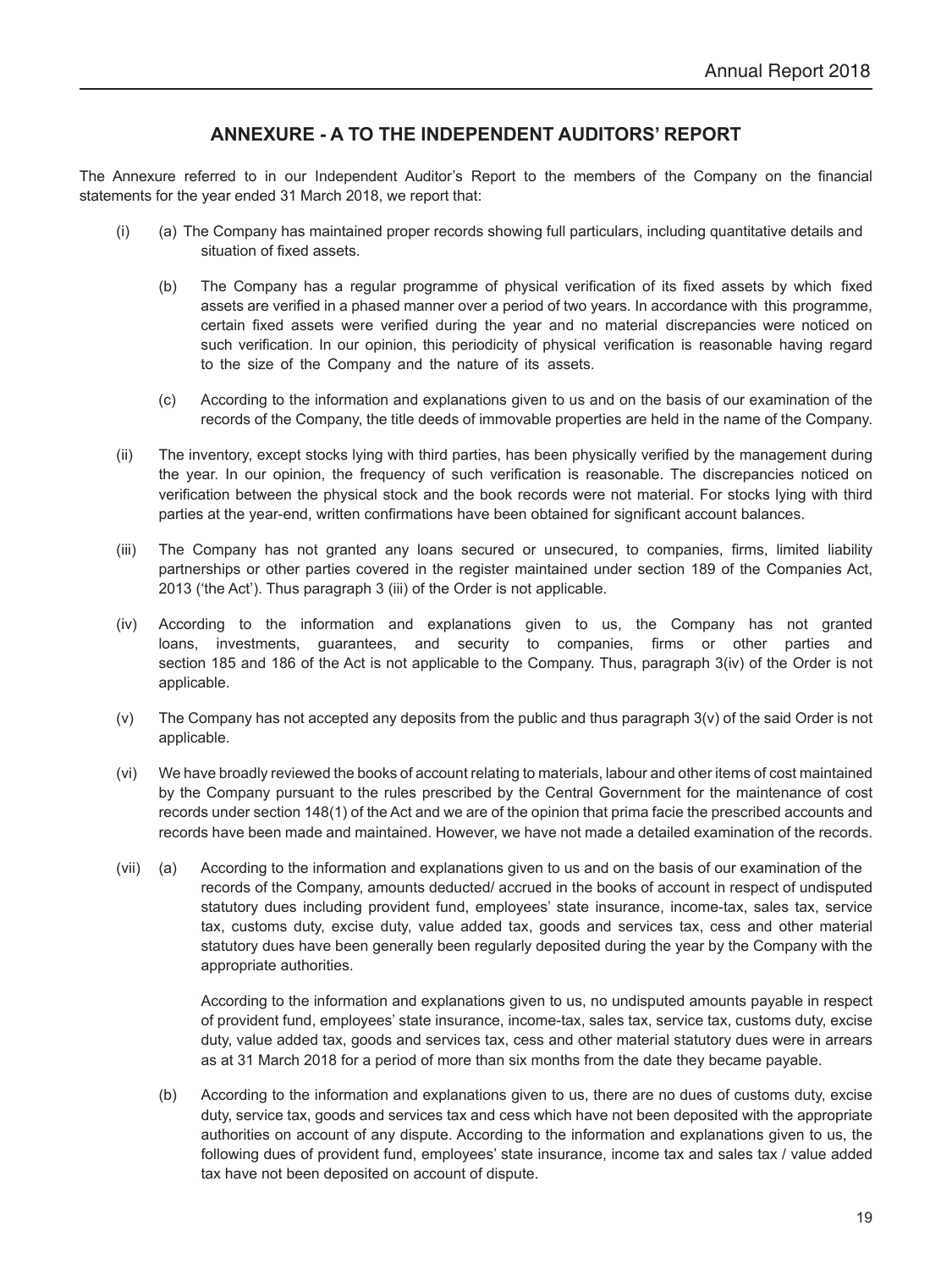## ANNEXURE - A TO THE INDEPENDENT AUDITORS' REPORT

The Annexure referred to in our Independent Auditor's Report to the members of the Company on the financial statements for the year ended 31 March 2018, we report that:

(i) (a) The Company has maintained proper records showing full particulars, including quantitative details and situation of fixed assets.

(b) The Company has a regular programme of physical verification of its fixed assets by which fixed assets are verified in a phased manner over a period of two years. In accordance with this programme, certain fixed assets were verified during the year and no material discrepancies were noticed on such verification. In our opinion, this periodicity of physical verification is reasonable having regard to the size of the Company and the nature of its assets.

(c) According to the information and explanations given to us and on the basis of our examination of the records of the Company, the title deeds of immovable properties are held in the name of the Company.

(ii) The inventory, except stocks lying with third parties, has been physically verified by the management during the year. In our opinion, the frequency of such verification is reasonable. The discrepancies noticed on verification between the physical stock and the book records were not material. For stocks lying with third parties at the year-end, written confirmations have been obtained for significant account balances.

(iii) The Company has not granted any loans secured or unsecured, to companies, firms, limited liability partnerships or other parties covered in the register maintained under section 189 of the Companies Act, 2013 ('the Act'). Thus paragraph 3 (iii) of the Order is not applicable.

(iv) According to the information and explanations given to us, the Company has not granted loans, investments, guarantees, and security to companies, firms or other parties and section 185 and 186 of the Act is not applicable to the Company. Thus, paragraph 3(iv) of the Order is not applicable.

(v) The Company has not accepted any deposits from the public and thus paragraph 3(v) of the said Order is not applicable.

(vi) We have broadly reviewed the books of account relating to materials, labour and other items of cost maintained by the Company pursuant to the rules prescribed by the Central Government for the maintenance of cost records under section 148(1) of the Act and we are of the opinion that prima facie the prescribed accounts and records have been made and maintained. However, we have not made a detailed examination of the records.

(vii) (a) According to the information and explanations given to us and on the basis of our examination of the records of the Company, amounts deducted/ accrued in the books of account in respect of undisputed statutory dues including provident fund, employees' state insurance, income-tax, sales tax, service tax, customs duty, excise duty, value added tax, goods and services tax, cess and other material statutory dues have been generally been regularly deposited during the year by the Company with the appropriate authorities.

According to the information and explanations given to us, no undisputed amounts payable in respect of provident fund, employees' state insurance, income-tax, sales tax, service tax, customs duty, excise duty, value added tax, goods and services tax, cess and other material statutory dues were in arrears as at 31 March 2018 for a period of more than six months from the date they became payable.

(b) According to the information and explanations given to us, there are no dues of customs duty, excise duty, service tax, goods and services tax and cess which have not been deposited with the appropriate authorities on account of any dispute. According to the information and explanations given to us, the following dues of provident fund, employees' state insurance, income tax and sales tax / value added tax have not been deposited on account of dispute.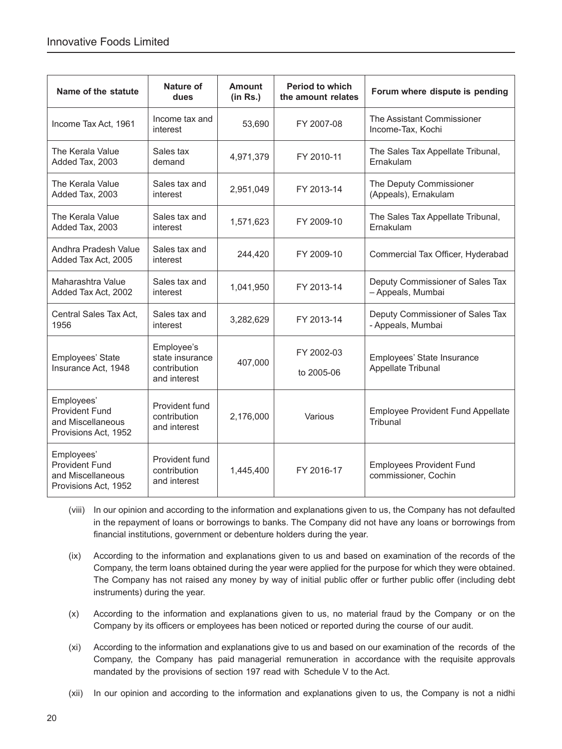| Name of the statute | Nature of dues | Amount (in Rs.) | Period to which the amount relates | Forum where dispute is pending |
|---|---|---|---|---|
| Income Tax Act, 1961 | Income tax and interest | 53,690 | FY 2007-08 | The Assistant Commissioner Income-Tax, Kochi |
| The Kerala Value Added Tax, 2003 | Sales tax demand | 4,971,379 | FY 2010-11 | The Sales Tax Appellate Tribunal, Ernakulam |
| The Kerala Value Added Tax, 2003 | Sales tax and interest | 2,951,049 | FY 2013-14 | The Deputy Commissioner (Appeals), Ernakulam |
| The Kerala Value Added Tax, 2003 | Sales tax and interest | 1,571,623 | FY 2009-10 | The Sales Tax Appellate Tribunal, Ernakulam |
| Andhra Pradesh Value Added Tax Act, 2005 | Sales tax and interest | 244,420 | FY 2009-10 | Commercial Tax Officer, Hyderabad |
| Maharashtra Value Added Tax Act, 2002 | Sales tax and interest | 1,041,950 | FY 2013-14 | Deputy Commissioner of Sales Tax – Appeals, Mumbai |
| Central Sales Tax Act, 1956 | Sales tax and interest | 3,282,629 | FY 2013-14 | Deputy Commissioner of Sales Tax - Appeals, Mumbai |
| Employees' State Insurance Act, 1948 | Employee's state insurance contribution and interest | 407,000 | FY 2002-03 to 2005-06 | Employees' State Insurance Appellate Tribunal |
| Employees' Provident Fund and Miscellaneous Provisions Act, 1952 | Provident fund contribution and interest | 2,176,000 | Various | Employee Provident Fund Appellate Tribunal |
| Employees' Provident Fund and Miscellaneous Provisions Act, 1952 | Provident fund contribution and interest | 1,445,400 | FY 2016-17 | Employees Provident Fund commissioner, Cochin |

(viii) In our opinion and according to the information and explanations given to us, the Company has not defaulted in the repayment of loans or borrowings to banks. The Company did not have any loans or borrowings from financial institutions, government or debenture holders during the year.

(ix) According to the information and explanations given to us and based on examination of the records of the Company, the term loans obtained during the year were applied for the purpose for which they were obtained. The Company has not raised any money by way of initial public offer or further public offer (including debt instruments) during the year.

(x) According to the information and explanations given to us, no material fraud by the Company or on the Company by its officers or employees has been noticed or reported during the course of our audit.

(xi) According to the information and explanations give to us and based on our examination of the records of the Company, the Company has paid managerial remuneration in accordance with the requisite approvals mandated by the provisions of section 197 read with Schedule V to the Act.

(xii) In our opinion and according to the information and explanations given to us, the Company is not a nidhi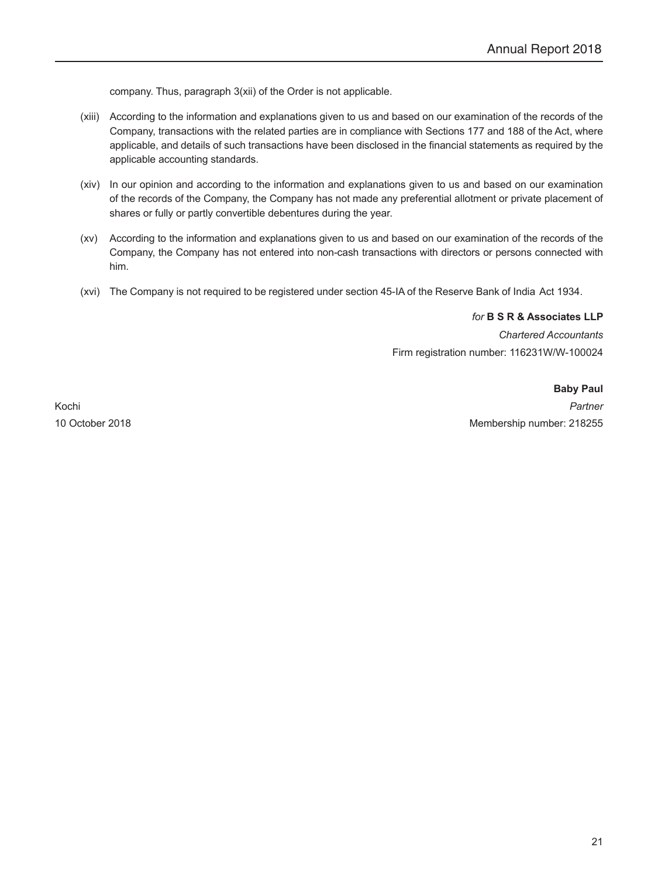company. Thus, paragraph 3(xii) of the Order is not applicable.

(xiii) According to the information and explanations given to us and based on our examination of the records of the Company, transactions with the related parties are in compliance with Sections 177 and 188 of the Act, where applicable, and details of such transactions have been disclosed in the financial statements as required by the applicable accounting standards.

(xiv) In our opinion and according to the information and explanations given to us and based on our examination of the records of the Company, the Company has not made any preferential allotment or private placement of shares or fully or partly convertible debentures during the year.

(xv) According to the information and explanations given to us and based on our examination of the records of the Company, the Company has not entered into non-cash transactions with directors or persons connected with him.

(xvi) The Company is not required to be registered under section 45-IA of the Reserve Bank of India Act 1934.

*for* **B S R & Associates LLP**

*Chartered Accountants*

Firm registration number: 116231W/W-100024

**Baby Paul**

*Partner*

Membership number: 218255

Kochi

10 October 2018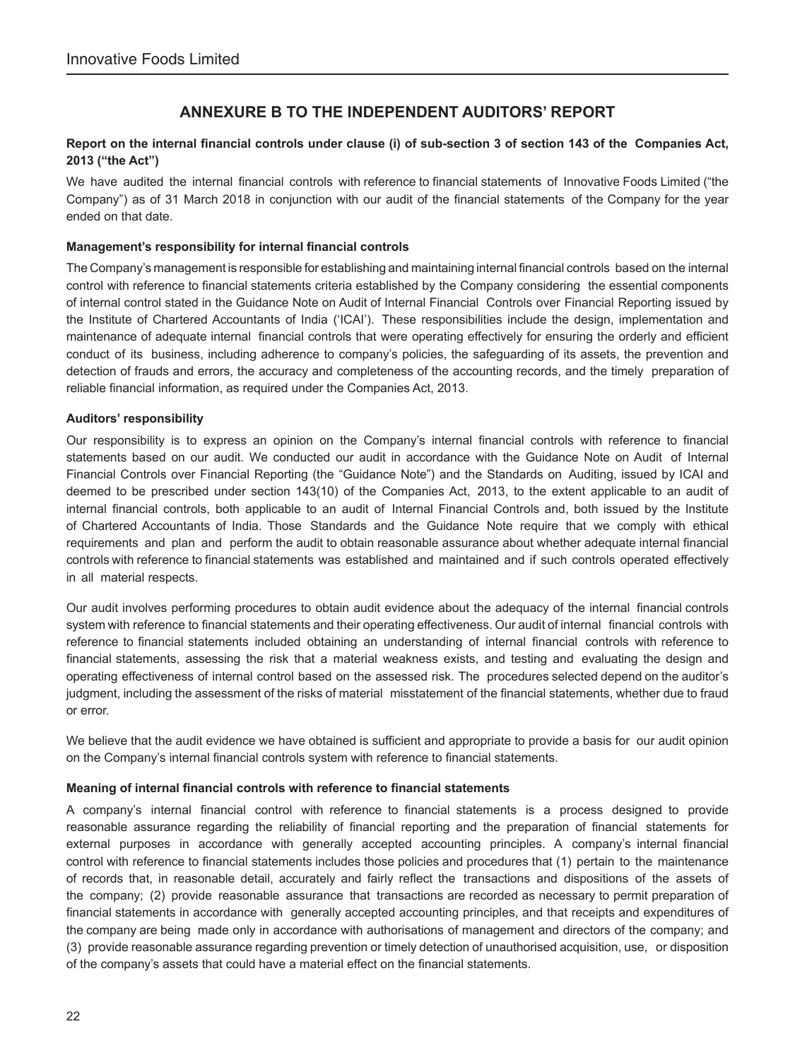## ANNEXURE B TO THE INDEPENDENT AUDITORS' REPORT

**Report on the internal financial controls under clause (i) of sub-section 3 of section 143 of the Companies Act, 2013 ("the Act")**

We have audited the internal financial controls with reference to financial statements of Innovative Foods Limited ("the Company") as of 31 March 2018 in conjunction with our audit of the financial statements of the Company for the year ended on that date.

**Management's responsibility for internal financial controls**

The Company's management is responsible for establishing and maintaining internal financial controls based on the internal control with reference to financial statements criteria established by the Company considering the essential components of internal control stated in the Guidance Note on Audit of Internal Financial Controls over Financial Reporting issued by the Institute of Chartered Accountants of India ('ICAI'). These responsibilities include the design, implementation and maintenance of adequate internal financial controls that were operating effectively for ensuring the orderly and efficient conduct of its business, including adherence to company's policies, the safeguarding of its assets, the prevention and detection of frauds and errors, the accuracy and completeness of the accounting records, and the timely preparation of reliable financial information, as required under the Companies Act, 2013.

**Auditors' responsibility**

Our responsibility is to express an opinion on the Company's internal financial controls with reference to financial statements based on our audit. We conducted our audit in accordance with the Guidance Note on Audit of Internal Financial Controls over Financial Reporting (the "Guidance Note") and the Standards on Auditing, issued by ICAI and deemed to be prescribed under section 143(10) of the Companies Act, 2013, to the extent applicable to an audit of internal financial controls, both applicable to an audit of Internal Financial Controls and, both issued by the Institute of Chartered Accountants of India. Those Standards and the Guidance Note require that we comply with ethical requirements and plan and perform the audit to obtain reasonable assurance about whether adequate internal financial controls with reference to financial statements was established and maintained and if such controls operated effectively in all material respects.

Our audit involves performing procedures to obtain audit evidence about the adequacy of the internal financial controls system with reference to financial statements and their operating effectiveness. Our audit of internal financial controls with reference to financial statements included obtaining an understanding of internal financial controls with reference to financial statements, assessing the risk that a material weakness exists, and testing and evaluating the design and operating effectiveness of internal control based on the assessed risk. The procedures selected depend on the auditor's judgment, including the assessment of the risks of material misstatement of the financial statements, whether due to fraud or error.

We believe that the audit evidence we have obtained is sufficient and appropriate to provide a basis for our audit opinion on the Company's internal financial controls system with reference to financial statements.

**Meaning of internal financial controls with reference to financial statements**

A company's internal financial control with reference to financial statements is a process designed to provide reasonable assurance regarding the reliability of financial reporting and the preparation of financial statements for external purposes in accordance with generally accepted accounting principles. A company's internal financial control with reference to financial statements includes those policies and procedures that (1) pertain to the maintenance of records that, in reasonable detail, accurately and fairly reflect the transactions and dispositions of the assets of the company; (2) provide reasonable assurance that transactions are recorded as necessary to permit preparation of financial statements in accordance with generally accepted accounting principles, and that receipts and expenditures of the company are being made only in accordance with authorisations of management and directors of the company; and (3) provide reasonable assurance regarding prevention or timely detection of unauthorised acquisition, use, or disposition of the company's assets that could have a material effect on the financial statements.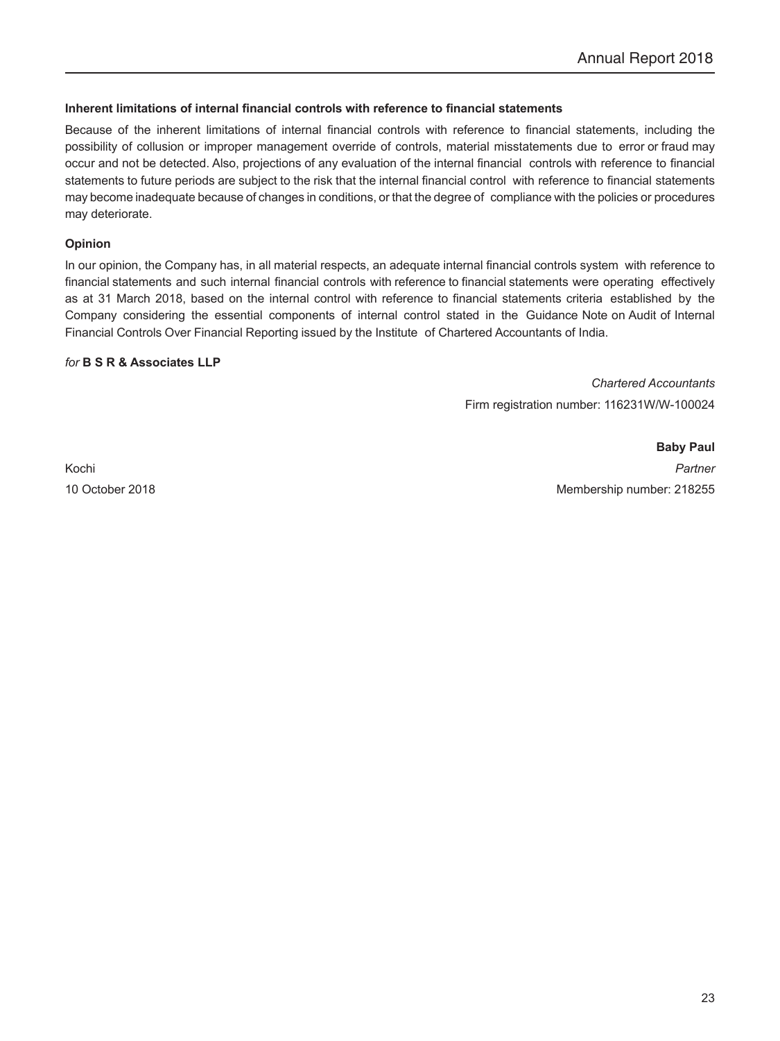**Inherent limitations of internal financial controls with reference to financial statements**

Because of the inherent limitations of internal financial controls with reference to financial statements, including the possibility of collusion or improper management override of controls, material misstatements due to error or fraud may occur and not be detected. Also, projections of any evaluation of the internal financial controls with reference to financial statements to future periods are subject to the risk that the internal financial control with reference to financial statements may become inadequate because of changes in conditions, or that the degree of compliance with the policies or procedures may deteriorate.

**Opinion**

In our opinion, the Company has, in all material respects, an adequate internal financial controls system with reference to financial statements and such internal financial controls with reference to financial statements were operating effectively as at 31 March 2018, based on the internal control with reference to financial statements criteria established by the Company considering the essential components of internal control stated in the Guidance Note on Audit of Internal Financial Controls Over Financial Reporting issued by the Institute of Chartered Accountants of India.

*for* **B S R & Associates LLP**

*Chartered Accountants*

Firm registration number: 116231W/W-100024

**Baby Paul**

Kochi

*Partner*

10 October 2018

Membership number: 218255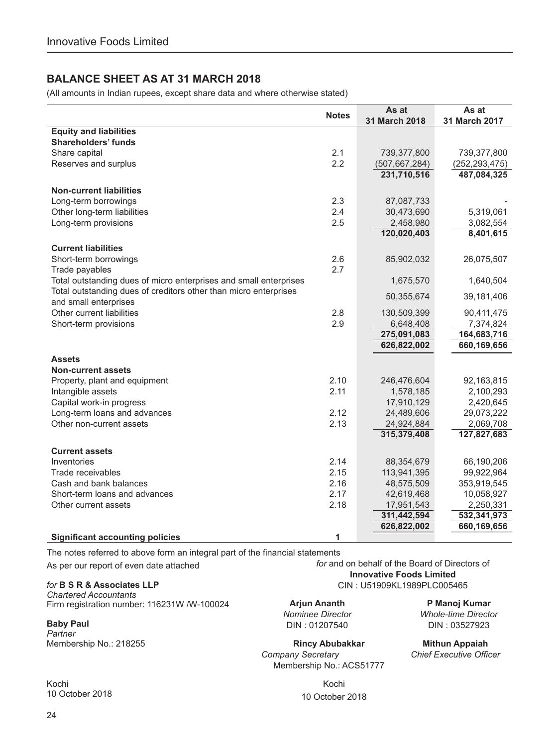## BALANCE SHEET AS AT 31 MARCH 2018

(All amounts in Indian rupees, except share data and where otherwise stated)

| | Notes | As at 31 March 2018 | As at 31 March 2017 |
|---|---|---|---|
| **Equity and liabilities** | | | |
| **Shareholders' funds** | | | |
| Share capital | 2.1 | 739,377,800 | 739,377,800 |
| Reserves and surplus | 2.2 | (507,667,284) | (252,293,475) |
| | | **231,710,516** | **487,084,325** |
| **Non-current liabilities** | | | |
| Long-term borrowings | 2.3 | 87,087,733 | - |
| Other long-term liabilities | 2.4 | 30,473,690 | 5,319,061 |
| Long-term provisions | 2.5 | 2,458,980 | 3,082,554 |
| | | **120,020,403** | **8,401,615** |
| **Current liabilities** | | | |
| Short-term borrowings | 2.6 | 85,902,032 | 26,075,507 |
| Trade payables | 2.7 | | |
| Total outstanding dues of micro enterprises and small enterprises | | 1,675,570 | 1,640,504 |
| Total outstanding dues of creditors other than micro enterprises and small enterprises | | 50,355,674 | 39,181,406 |
| Other current liabilities | 2.8 | 130,509,399 | 90,411,475 |
| Short-term provisions | 2.9 | 6,648,408 | 7,374,824 |
| | | **275,091,083** | **164,683,716** |
| | | **626,822,002** | **660,169,656** |
| **Assets** | | | |
| **Non-current assets** | | | |
| Property, plant and equipment | 2.10 | 246,476,604 | 92,163,815 |
| Intangible assets | 2.11 | 1,578,185 | 2,100,293 |
| Capital work-in progress | | 17,910,129 | 2,420,645 |
| Long-term loans and advances | 2.12 | 24,489,606 | 29,073,222 |
| Other non-current assets | 2.13 | 24,924,884 | 2,069,708 |
| | | **315,379,408** | **127,827,683** |
| **Current assets** | | | |
| Inventories | 2.14 | 88,354,679 | 66,190,206 |
| Trade receivables | 2.15 | 113,941,395 | 99,922,964 |
| Cash and bank balances | 2.16 | 48,575,509 | 353,919,545 |
| Short-term loans and advances | 2.17 | 42,619,468 | 10,058,927 |
| Other current assets | 2.18 | 17,951,543 | 2,250,331 |
| | | **311,442,594** | **532,341,973** |
| | | **626,822,002** | **660,169,656** |
| **Significant accounting policies** | 1 | | |

The notes referred to above form an integral part of the financial statements

As per our report of even date attached

*for* **B S R & Associates LLP**
*Chartered Accountants*
Firm registration number: 116231W /W-100024

**Baby Paul**
*Partner*
Membership No.: 218255

Kochi
10 October 2018

*for* and on behalf of the Board of Directors of
**Innovative Foods Limited**
CIN : U51909KL1989PLC005465

**Arjun Ananth**
*Nominee Director*
DIN : 01207540

**P Manoj Kumar**
*Whole-time Director*
DIN : 03527923

**Rincy Abubakkar**
*Company Secretary*
Membership No.: ACS51777

**Mithun Appaiah**
*Chief Executive Officer*

Kochi
10 October 2018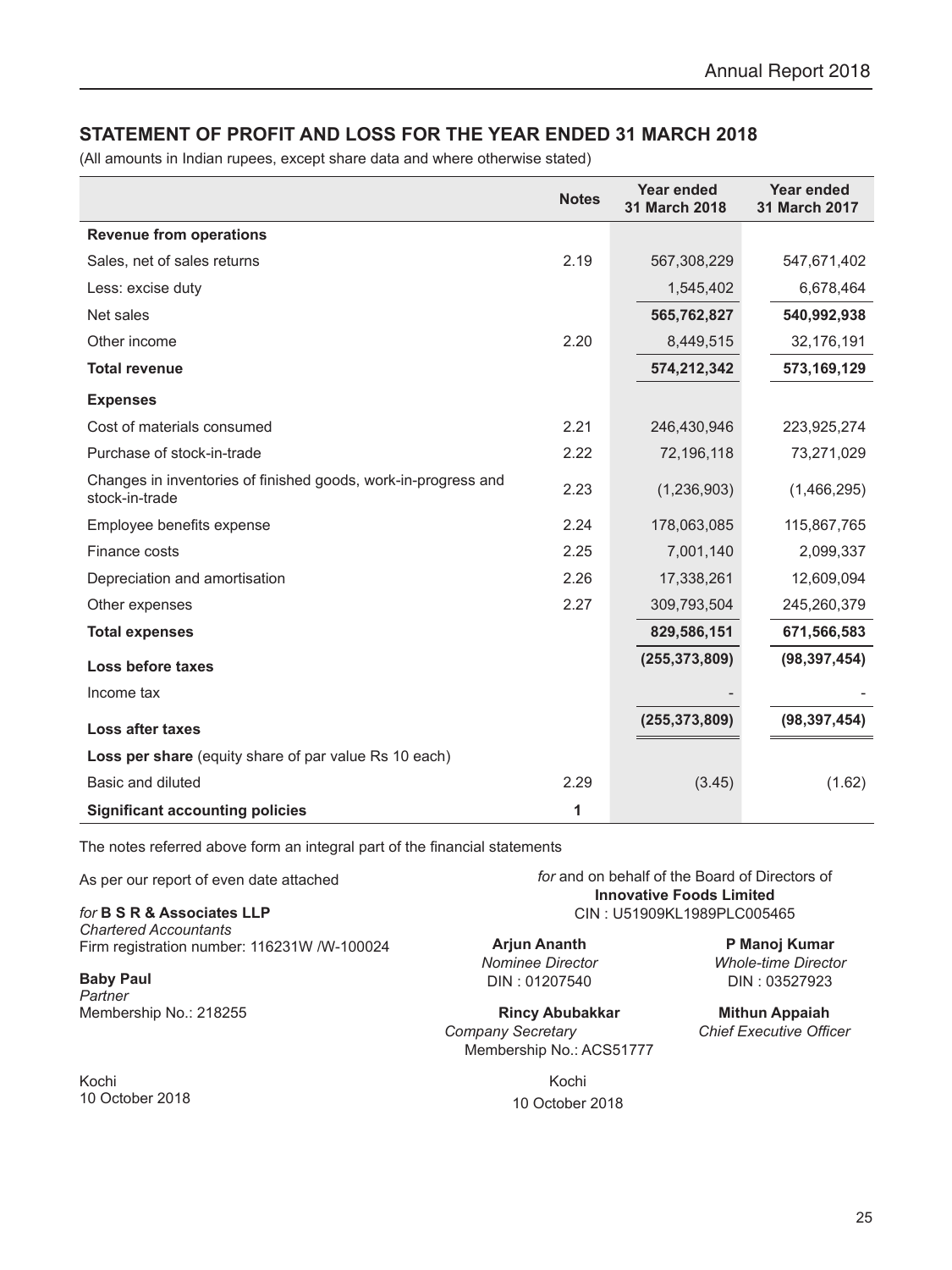## STATEMENT OF PROFIT AND LOSS FOR THE YEAR ENDED 31 MARCH 2018

(All amounts in Indian rupees, except share data and where otherwise stated)

| | Notes | Year ended 31 March 2018 | Year ended 31 March 2017 |
|---|---|---|---|
| **Revenue from operations** | | | |
| Sales, net of sales returns | 2.19 | 567,308,229 | 547,671,402 |
| Less: excise duty | | 1,545,402 | 6,678,464 |
| Net sales | | **565,762,827** | **540,992,938** |
| Other income | 2.20 | 8,449,515 | 32,176,191 |
| **Total revenue** | | **574,212,342** | **573,169,129** |
| **Expenses** | | | |
| Cost of materials consumed | 2.21 | 246,430,946 | 223,925,274 |
| Purchase of stock-in-trade | 2.22 | 72,196,118 | 73,271,029 |
| Changes in inventories of finished goods, work-in-progress and stock-in-trade | 2.23 | (1,236,903) | (1,466,295) |
| Employee benefits expense | 2.24 | 178,063,085 | 115,867,765 |
| Finance costs | 2.25 | 7,001,140 | 2,099,337 |
| Depreciation and amortisation | 2.26 | 17,338,261 | 12,609,094 |
| Other expenses | 2.27 | 309,793,504 | 245,260,379 |
| **Total expenses** | | **829,586,151** | **671,566,583** |
| **Loss before taxes** | | **(255,373,809)** | **(98,397,454)** |
| Income tax | | - | - |
| **Loss after taxes** | | **(255,373,809)** | **(98,397,454)** |
| **Loss per share** (equity share of par value Rs 10 each) | | | |
| Basic and diluted | 2.29 | (3.45) | (1.62) |
| **Significant accounting policies** | **1** | | |

The notes referred above form an integral part of the financial statements

As per our report of even date attached

*for* **B S R & Associates LLP**
*Chartered Accountants*
Firm registration number: 116231W /W-100024

**Baby Paul**
*Partner*
Membership No.: 218255

Kochi
10 October 2018

*for* and on behalf of the Board of Directors of
**Innovative Foods Limited**
CIN : U51909KL1989PLC005465

**Arjun Ananth**
*Nominee Director*
DIN : 01207540

**P Manoj Kumar**
*Whole-time Director*
DIN : 03527923

**Rincy Abubakkar**
*Company Secretary*
Membership No.: ACS51777

**Mithun Appaiah**
*Chief Executive Officer*

Kochi
10 October 2018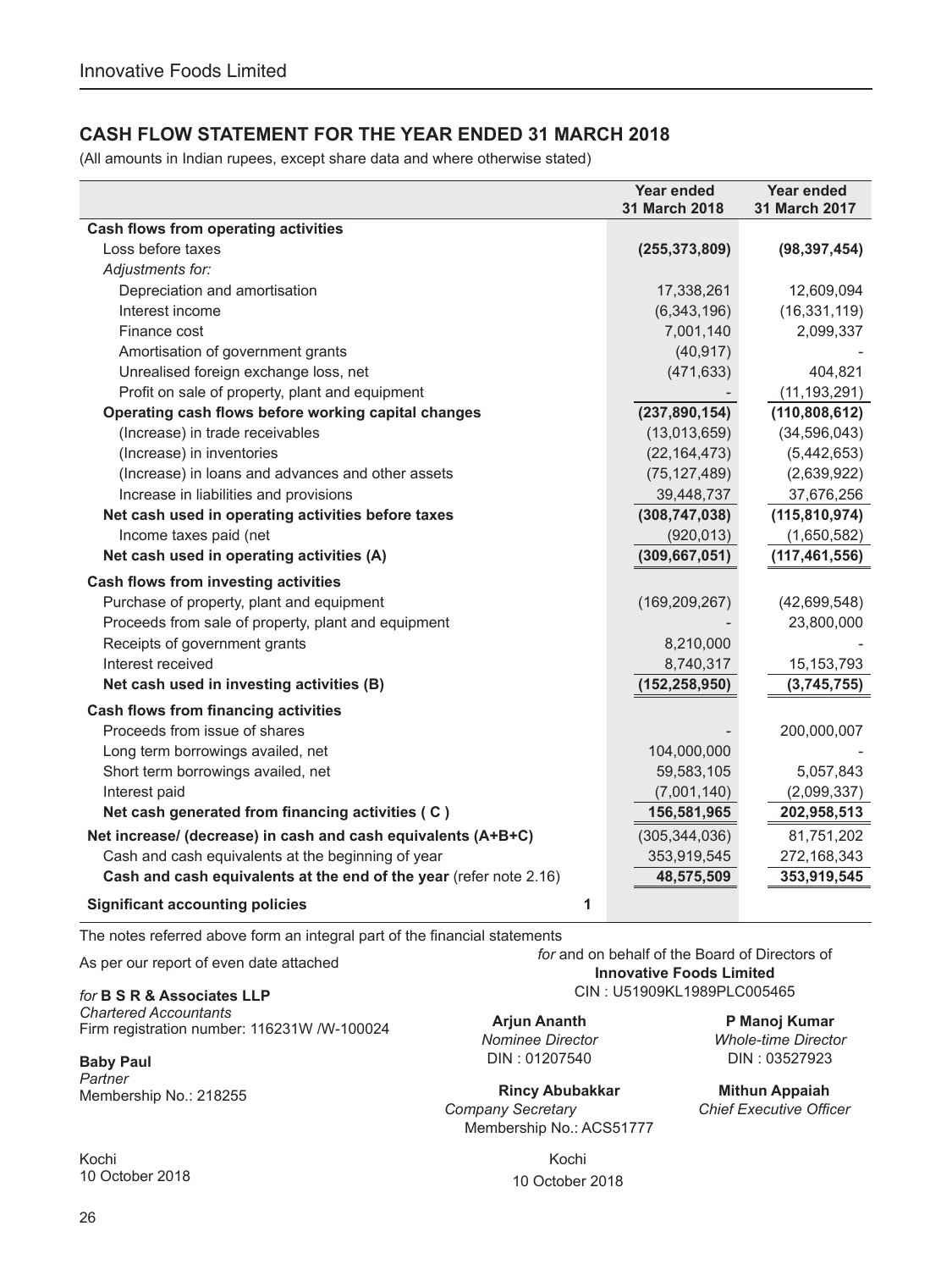## CASH FLOW STATEMENT FOR THE YEAR ENDED 31 MARCH 2018

(All amounts in Indian rupees, except share data and where otherwise stated)

| | Year ended 31 March 2018 | Year ended 31 March 2017 |
|---|---|---|
| **Cash flows from operating activities** | | |
| Loss before taxes | **(255,373,809)** | **(98,397,454)** |
| *Adjustments for:* | | |
| Depreciation and amortisation | 17,338,261 | 12,609,094 |
| Interest income | (6,343,196) | (16,331,119) |
| Finance cost | 7,001,140 | 2,099,337 |
| Amortisation of government grants | (40,917) | - |
| Unrealised foreign exchange loss, net | (471,633) | 404,821 |
| Profit on sale of property, plant and equipment | - | (11,193,291) |
| **Operating cash flows before working capital changes** | **(237,890,154)** | **(110,808,612)** |
| (Increase) in trade receivables | (13,013,659) | (34,596,043) |
| (Increase) in inventories | (22,164,473) | (5,442,653) |
| (Increase) in loans and advances and other assets | (75,127,489) | (2,639,922) |
| Increase in liabilities and provisions | 39,448,737 | 37,676,256 |
| **Net cash used in operating activities before taxes** | **(308,747,038)** | **(115,810,974)** |
| Income taxes paid (net | (920,013) | (1,650,582) |
| **Net cash used in operating activities (A)** | **(309,667,051)** | **(117,461,556)** |
| **Cash flows from investing activities** | | |
| Purchase of property, plant and equipment | (169,209,267) | (42,699,548) |
| Proceeds from sale of property, plant and equipment | - | 23,800,000 |
| Receipts of government grants | 8,210,000 | - |
| Interest received | 8,740,317 | 15,153,793 |
| **Net cash used in investing activities (B)** | **(152,258,950)** | **(3,745,755)** |
| **Cash flows from financing activities** | | |
| Proceeds from issue of shares | - | 200,000,007 |
| Long term borrowings availed, net | 104,000,000 | - |
| Short term borrowings availed, net | 59,583,105 | 5,057,843 |
| Interest paid | (7,001,140) | (2,099,337) |
| **Net cash generated from financing activities ( C )** | **156,581,965** | **202,958,513** |
| **Net increase/ (decrease) in cash and cash equivalents (A+B+C)** | (305,344,036) | 81,751,202 |
| Cash and cash equivalents at the beginning of year | 353,919,545 | 272,168,343 |
| **Cash and cash equivalents at the end of the year** (refer note 2.16) | **48,575,509** | **353,919,545** |
| **Significant accounting policies** 1 | | |

The notes referred above form an integral part of the financial statements

As per our report of even date attached

*for* **B S R & Associates LLP**
*Chartered Accountants*
Firm registration number: 116231W /W-100024

**Baby Paul**
*Partner*
Membership No.: 218255

Kochi
10 October 2018

*for* and on behalf of the Board of Directors of
**Innovative Foods Limited**
CIN : U51909KL1989PLC005465

**Arjun Ananth**
*Nominee Director*
DIN : 01207540

**P Manoj Kumar**
*Whole-time Director*
DIN : 03527923

**Rincy Abubakkar**
*Company Secretary*
Membership No.: ACS51777

**Mithun Appaiah**
*Chief Executive Officer*

Kochi
10 October 2018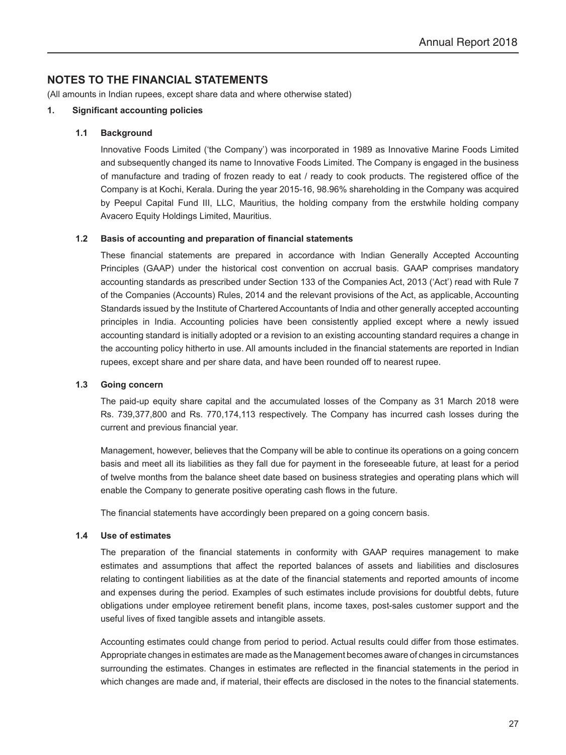## NOTES TO THE FINANCIAL STATEMENTS

(All amounts in Indian rupees, except share data and where otherwise stated)

### 1. Significant accounting policies

#### 1.1 Background

Innovative Foods Limited ('the Company') was incorporated in 1989 as Innovative Marine Foods Limited and subsequently changed its name to Innovative Foods Limited. The Company is engaged in the business of manufacture and trading of frozen ready to eat / ready to cook products. The registered office of the Company is at Kochi, Kerala. During the year 2015-16, 98.96% shareholding in the Company was acquired by Peepul Capital Fund III, LLC, Mauritius, the holding company from the erstwhile holding company Avacero Equity Holdings Limited, Mauritius.

#### 1.2 Basis of accounting and preparation of financial statements

These financial statements are prepared in accordance with Indian Generally Accepted Accounting Principles (GAAP) under the historical cost convention on accrual basis. GAAP comprises mandatory accounting standards as prescribed under Section 133 of the Companies Act, 2013 ('Act') read with Rule 7 of the Companies (Accounts) Rules, 2014 and the relevant provisions of the Act, as applicable, Accounting Standards issued by the Institute of Chartered Accountants of India and other generally accepted accounting principles in India. Accounting policies have been consistently applied except where a newly issued accounting standard is initially adopted or a revision to an existing accounting standard requires a change in the accounting policy hitherto in use. All amounts included in the financial statements are reported in Indian rupees, except share and per share data, and have been rounded off to nearest rupee.

#### 1.3 Going concern

The paid-up equity share capital and the accumulated losses of the Company as 31 March 2018 were Rs. 739,377,800 and Rs. 770,174,113 respectively. The Company has incurred cash losses during the current and previous financial year.

Management, however, believes that the Company will be able to continue its operations on a going concern basis and meet all its liabilities as they fall due for payment in the foreseeable future, at least for a period of twelve months from the balance sheet date based on business strategies and operating plans which will enable the Company to generate positive operating cash flows in the future.

The financial statements have accordingly been prepared on a going concern basis.

#### 1.4 Use of estimates

The preparation of the financial statements in conformity with GAAP requires management to make estimates and assumptions that affect the reported balances of assets and liabilities and disclosures relating to contingent liabilities as at the date of the financial statements and reported amounts of income and expenses during the period. Examples of such estimates include provisions for doubtful debts, future obligations under employee retirement benefit plans, income taxes, post-sales customer support and the useful lives of fixed tangible assets and intangible assets.

Accounting estimates could change from period to period. Actual results could differ from those estimates. Appropriate changes in estimates are made as the Management becomes aware of changes in circumstances surrounding the estimates. Changes in estimates are reflected in the financial statements in the period in which changes are made and, if material, their effects are disclosed in the notes to the financial statements.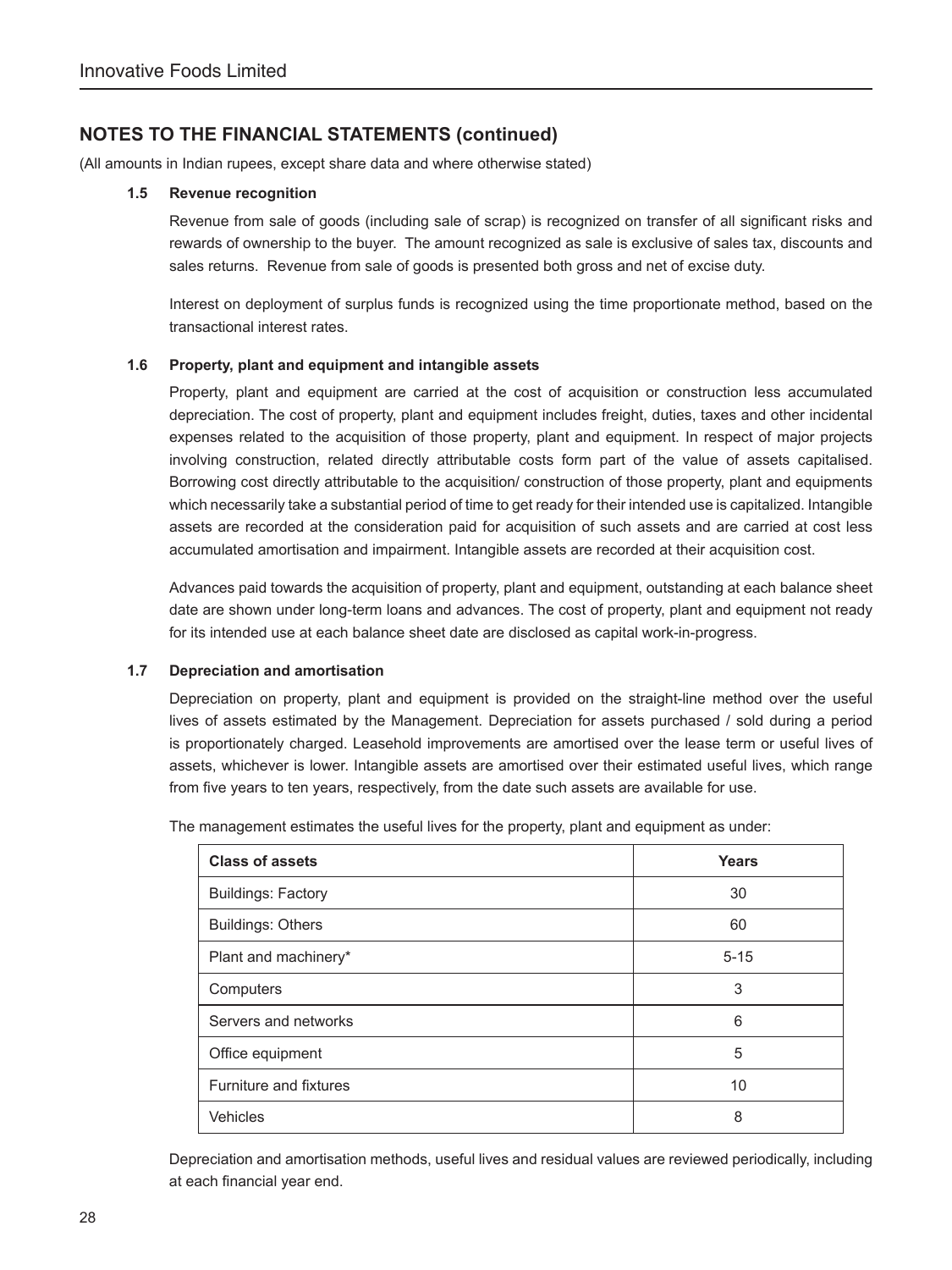## NOTES TO THE FINANCIAL STATEMENTS (continued)

(All amounts in Indian rupees, except share data and where otherwise stated)

### 1.5 Revenue recognition

Revenue from sale of goods (including sale of scrap) is recognized on transfer of all significant risks and rewards of ownership to the buyer. The amount recognized as sale is exclusive of sales tax, discounts and sales returns. Revenue from sale of goods is presented both gross and net of excise duty.

Interest on deployment of surplus funds is recognized using the time proportionate method, based on the transactional interest rates.

### 1.6 Property, plant and equipment and intangible assets

Property, plant and equipment are carried at the cost of acquisition or construction less accumulated depreciation. The cost of property, plant and equipment includes freight, duties, taxes and other incidental expenses related to the acquisition of those property, plant and equipment. In respect of major projects involving construction, related directly attributable costs form part of the value of assets capitalised. Borrowing cost directly attributable to the acquisition/ construction of those property, plant and equipments which necessarily take a substantial period of time to get ready for their intended use is capitalized. Intangible assets are recorded at the consideration paid for acquisition of such assets and are carried at cost less accumulated amortisation and impairment. Intangible assets are recorded at their acquisition cost.

Advances paid towards the acquisition of property, plant and equipment, outstanding at each balance sheet date are shown under long-term loans and advances. The cost of property, plant and equipment not ready for its intended use at each balance sheet date are disclosed as capital work-in-progress.

### 1.7 Depreciation and amortisation

Depreciation on property, plant and equipment is provided on the straight-line method over the useful lives of assets estimated by the Management. Depreciation for assets purchased / sold during a period is proportionately charged. Leasehold improvements are amortised over the lease term or useful lives of assets, whichever is lower. Intangible assets are amortised over their estimated useful lives, which range from five years to ten years, respectively, from the date such assets are available for use.

The management estimates the useful lives for the property, plant and equipment as under:

| Class of assets | Years |
|---|---|
| Buildings: Factory | 30 |
| Buildings: Others | 60 |
| Plant and machinery* | 5-15 |
| Computers | 3 |
| Servers and networks | 6 |
| Office equipment | 5 |
| Furniture and fixtures | 10 |
| Vehicles | 8 |

Depreciation and amortisation methods, useful lives and residual values are reviewed periodically, including at each financial year end.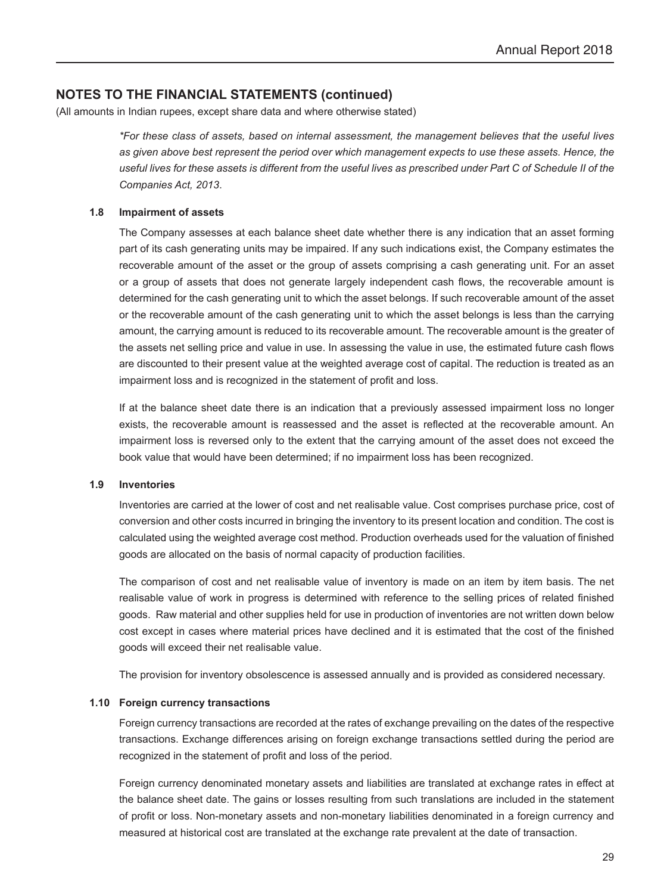## NOTES TO THE FINANCIAL STATEMENTS (continued)

(All amounts in Indian rupees, except share data and where otherwise stated)

*\*For these class of assets, based on internal assessment, the management believes that the useful lives as given above best represent the period over which management expects to use these assets. Hence, the useful lives for these assets is different from the useful lives as prescribed under Part C of Schedule II of the Companies Act, 2013*.

### 1.8 Impairment of assets

The Company assesses at each balance sheet date whether there is any indication that an asset forming part of its cash generating units may be impaired. If any such indications exist, the Company estimates the recoverable amount of the asset or the group of assets comprising a cash generating unit. For an asset or a group of assets that does not generate largely independent cash flows, the recoverable amount is determined for the cash generating unit to which the asset belongs. If such recoverable amount of the asset or the recoverable amount of the cash generating unit to which the asset belongs is less than the carrying amount, the carrying amount is reduced to its recoverable amount. The recoverable amount is the greater of the assets net selling price and value in use. In assessing the value in use, the estimated future cash flows are discounted to their present value at the weighted average cost of capital. The reduction is treated as an impairment loss and is recognized in the statement of profit and loss.

If at the balance sheet date there is an indication that a previously assessed impairment loss no longer exists, the recoverable amount is reassessed and the asset is reflected at the recoverable amount. An impairment loss is reversed only to the extent that the carrying amount of the asset does not exceed the book value that would have been determined; if no impairment loss has been recognized.

### 1.9 Inventories

Inventories are carried at the lower of cost and net realisable value. Cost comprises purchase price, cost of conversion and other costs incurred in bringing the inventory to its present location and condition. The cost is calculated using the weighted average cost method. Production overheads used for the valuation of finished goods are allocated on the basis of normal capacity of production facilities.

The comparison of cost and net realisable value of inventory is made on an item by item basis. The net realisable value of work in progress is determined with reference to the selling prices of related finished goods. Raw material and other supplies held for use in production of inventories are not written down below cost except in cases where material prices have declined and it is estimated that the cost of the finished goods will exceed their net realisable value.

The provision for inventory obsolescence is assessed annually and is provided as considered necessary.

### 1.10 Foreign currency transactions

Foreign currency transactions are recorded at the rates of exchange prevailing on the dates of the respective transactions. Exchange differences arising on foreign exchange transactions settled during the period are recognized in the statement of profit and loss of the period.

Foreign currency denominated monetary assets and liabilities are translated at exchange rates in effect at the balance sheet date. The gains or losses resulting from such translations are included in the statement of profit or loss. Non-monetary assets and non-monetary liabilities denominated in a foreign currency and measured at historical cost are translated at the exchange rate prevalent at the date of transaction.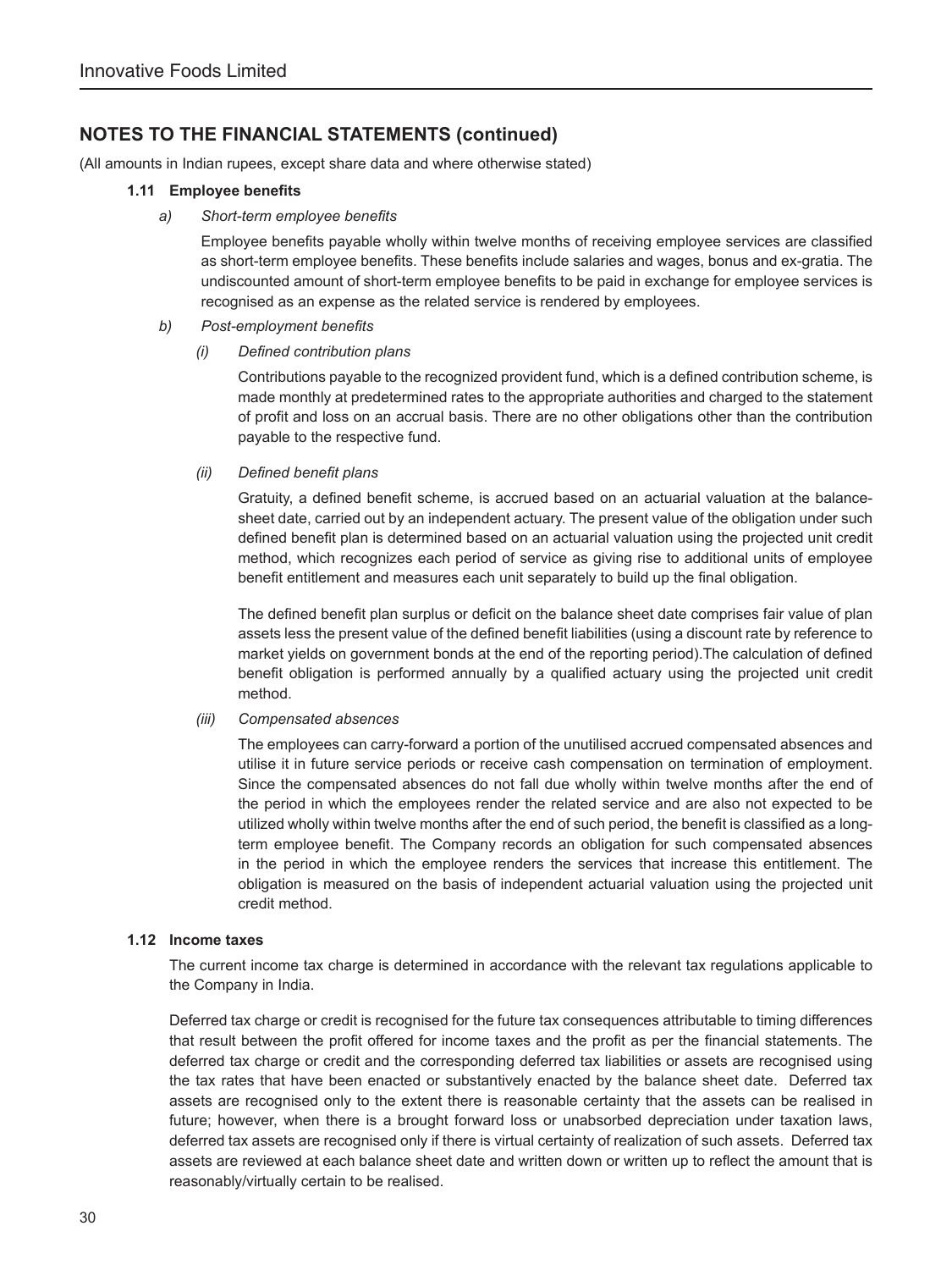## NOTES TO THE FINANCIAL STATEMENTS (continued)

(All amounts in Indian rupees, except share data and where otherwise stated)

### 1.11 Employee benefits

*a) Short-term employee benefits*

Employee benefits payable wholly within twelve months of receiving employee services are classified as short-term employee benefits. These benefits include salaries and wages, bonus and ex-gratia. The undiscounted amount of short-term employee benefits to be paid in exchange for employee services is recognised as an expense as the related service is rendered by employees.

*b) Post-employment benefits*

*(i) Defined contribution plans*

Contributions payable to the recognized provident fund, which is a defined contribution scheme, is made monthly at predetermined rates to the appropriate authorities and charged to the statement of profit and loss on an accrual basis. There are no other obligations other than the contribution payable to the respective fund.

*(ii) Defined benefit plans*

Gratuity, a defined benefit scheme, is accrued based on an actuarial valuation at the balance-sheet date, carried out by an independent actuary. The present value of the obligation under such defined benefit plan is determined based on an actuarial valuation using the projected unit credit method, which recognizes each period of service as giving rise to additional units of employee benefit entitlement and measures each unit separately to build up the final obligation.

The defined benefit plan surplus or deficit on the balance sheet date comprises fair value of plan assets less the present value of the defined benefit liabilities (using a discount rate by reference to market yields on government bonds at the end of the reporting period).The calculation of defined benefit obligation is performed annually by a qualified actuary using the projected unit credit method.

*(iii) Compensated absences*

The employees can carry-forward a portion of the unutilised accrued compensated absences and utilise it in future service periods or receive cash compensation on termination of employment. Since the compensated absences do not fall due wholly within twelve months after the end of the period in which the employees render the related service and are also not expected to be utilized wholly within twelve months after the end of such period, the benefit is classified as a long-term employee benefit. The Company records an obligation for such compensated absences in the period in which the employee renders the services that increase this entitlement. The obligation is measured on the basis of independent actuarial valuation using the projected unit credit method.

### 1.12 Income taxes

The current income tax charge is determined in accordance with the relevant tax regulations applicable to the Company in India.

Deferred tax charge or credit is recognised for the future tax consequences attributable to timing differences that result between the profit offered for income taxes and the profit as per the financial statements. The deferred tax charge or credit and the corresponding deferred tax liabilities or assets are recognised using the tax rates that have been enacted or substantively enacted by the balance sheet date. Deferred tax assets are recognised only to the extent there is reasonable certainty that the assets can be realised in future; however, when there is a brought forward loss or unabsorbed depreciation under taxation laws, deferred tax assets are recognised only if there is virtual certainty of realization of such assets. Deferred tax assets are reviewed at each balance sheet date and written down or written up to reflect the amount that is reasonably/virtually certain to be realised.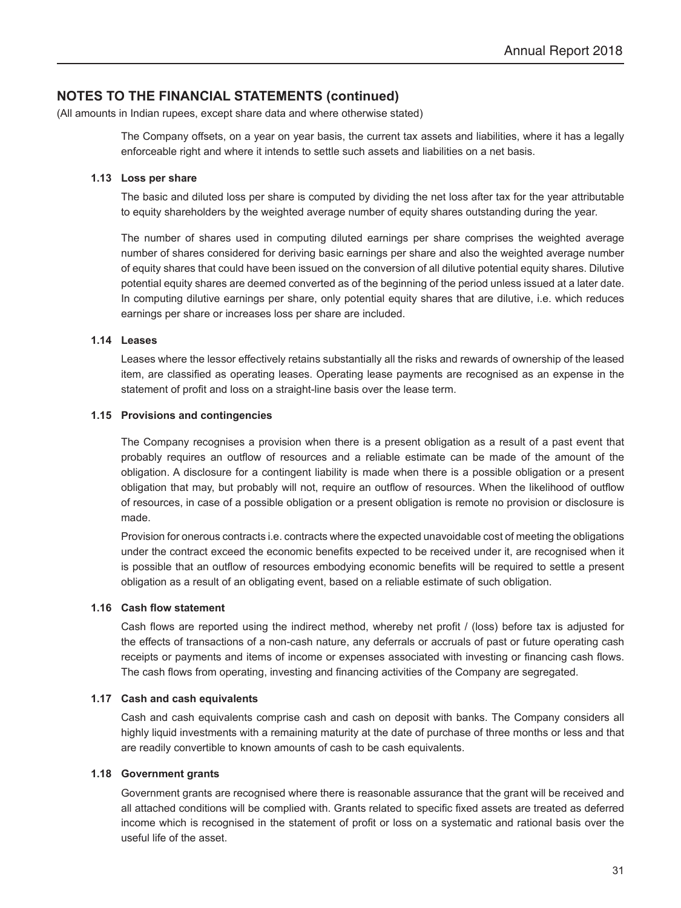## NOTES TO THE FINANCIAL STATEMENTS (continued)

(All amounts in Indian rupees, except share data and where otherwise stated)

The Company offsets, on a year on year basis, the current tax assets and liabilities, where it has a legally enforceable right and where it intends to settle such assets and liabilities on a net basis.

### 1.13 Loss per share

The basic and diluted loss per share is computed by dividing the net loss after tax for the year attributable to equity shareholders by the weighted average number of equity shares outstanding during the year.

The number of shares used in computing diluted earnings per share comprises the weighted average number of shares considered for deriving basic earnings per share and also the weighted average number of equity shares that could have been issued on the conversion of all dilutive potential equity shares. Dilutive potential equity shares are deemed converted as of the beginning of the period unless issued at a later date. In computing dilutive earnings per share, only potential equity shares that are dilutive, i.e. which reduces earnings per share or increases loss per share are included.

### 1.14 Leases

Leases where the lessor effectively retains substantially all the risks and rewards of ownership of the leased item, are classified as operating leases. Operating lease payments are recognised as an expense in the statement of profit and loss on a straight-line basis over the lease term.

### 1.15 Provisions and contingencies

The Company recognises a provision when there is a present obligation as a result of a past event that probably requires an outflow of resources and a reliable estimate can be made of the amount of the obligation. A disclosure for a contingent liability is made when there is a possible obligation or a present obligation that may, but probably will not, require an outflow of resources. When the likelihood of outflow of resources, in case of a possible obligation or a present obligation is remote no provision or disclosure is made.

Provision for onerous contracts i.e. contracts where the expected unavoidable cost of meeting the obligations under the contract exceed the economic benefits expected to be received under it, are recognised when it is possible that an outflow of resources embodying economic benefits will be required to settle a present obligation as a result of an obligating event, based on a reliable estimate of such obligation.

### 1.16 Cash flow statement

Cash flows are reported using the indirect method, whereby net profit / (loss) before tax is adjusted for the effects of transactions of a non-cash nature, any deferrals or accruals of past or future operating cash receipts or payments and items of income or expenses associated with investing or financing cash flows. The cash flows from operating, investing and financing activities of the Company are segregated.

### 1.17 Cash and cash equivalents

Cash and cash equivalents comprise cash and cash on deposit with banks. The Company considers all highly liquid investments with a remaining maturity at the date of purchase of three months or less and that are readily convertible to known amounts of cash to be cash equivalents.

### 1.18 Government grants

Government grants are recognised where there is reasonable assurance that the grant will be received and all attached conditions will be complied with. Grants related to specific fixed assets are treated as deferred income which is recognised in the statement of profit or loss on a systematic and rational basis over the useful life of the asset.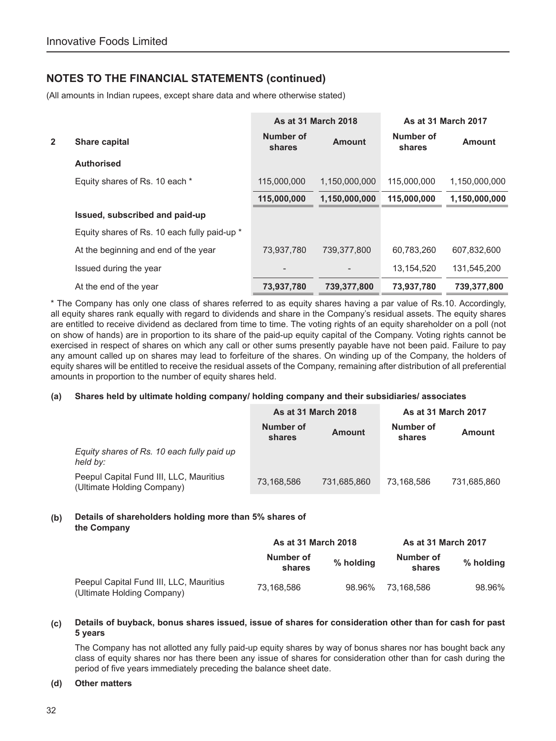## NOTES TO THE FINANCIAL STATEMENTS (continued)

(All amounts in Indian rupees, except share data and where otherwise stated)

| | | As at 31 March 2018 | | As at 31 March 2017 | |
|---|---|---|---|---|---|
| **2** | **Share capital** | **Number of shares** | **Amount** | **Number of shares** | **Amount** |
| | **Authorised** | | | | |
| | Equity shares of Rs. 10 each * | 115,000,000 | 1,150,000,000 | 115,000,000 | 1,150,000,000 |
| | | **115,000,000** | **1,150,000,000** | **115,000,000** | **1,150,000,000** |
| | **Issued, subscribed and paid-up** | | | | |
| | Equity shares of Rs. 10 each fully paid-up * | | | | |
| | At the beginning and end of the year | 73,937,780 | 739,377,800 | 60,783,260 | 607,832,600 |
| | Issued during the year | - | - | 13,154,520 | 131,545,200 |
| | At the end of the year | **73,937,780** | **739,377,800** | **73,937,780** | **739,377,800** |

* The Company has only one class of shares referred to as equity shares having a par value of Rs.10. Accordingly, all equity shares rank equally with regard to dividends and share in the Company's residual assets. The equity shares are entitled to receive dividend as declared from time to time. The voting rights of an equity shareholder on a poll (not on show of hands) are in proportion to its share of the paid-up equity capital of the Company. Voting rights cannot be exercised in respect of shares on which any call or other sums presently payable have not been paid. Failure to pay any amount called up on shares may lead to forfeiture of the shares. On winding up of the Company, the holders of equity shares will be entitled to receive the residual assets of the Company, remaining after distribution of all preferential amounts in proportion to the number of equity shares held.

**(a) Shares held by ultimate holding company/ holding company and their subsidiaries/ associates**

| | As at 31 March 2018 | | As at 31 March 2017 | |
|---|---|---|---|---|
| | **Number of shares** | **Amount** | **Number of shares** | **Amount** |
| *Equity shares of Rs. 10 each fully paid up held by:* | | | | |
| Peepul Capital Fund III, LLC, Mauritius (Ultimate Holding Company) | 73,168,586 | 731,685,860 | 73,168,586 | 731,685,860 |

**(b) Details of shareholders holding more than 5% shares of the Company**

| | As at 31 March 2018 | | As at 31 March 2017 | |
|---|---|---|---|---|
| | **Number of shares** | **% holding** | **Number of shares** | **% holding** |
| Peepul Capital Fund III, LLC, Mauritius (Ultimate Holding Company) | 73,168,586 | 98.96% | 73,168,586 | 98.96% |

**(c) Details of buyback, bonus shares issued, issue of shares for consideration other than for cash for past 5 years**

The Company has not allotted any fully paid-up equity shares by way of bonus shares nor has bought back any class of equity shares nor has there been any issue of shares for consideration other than for cash during the period of five years immediately preceding the balance sheet date.

**(d) Other matters**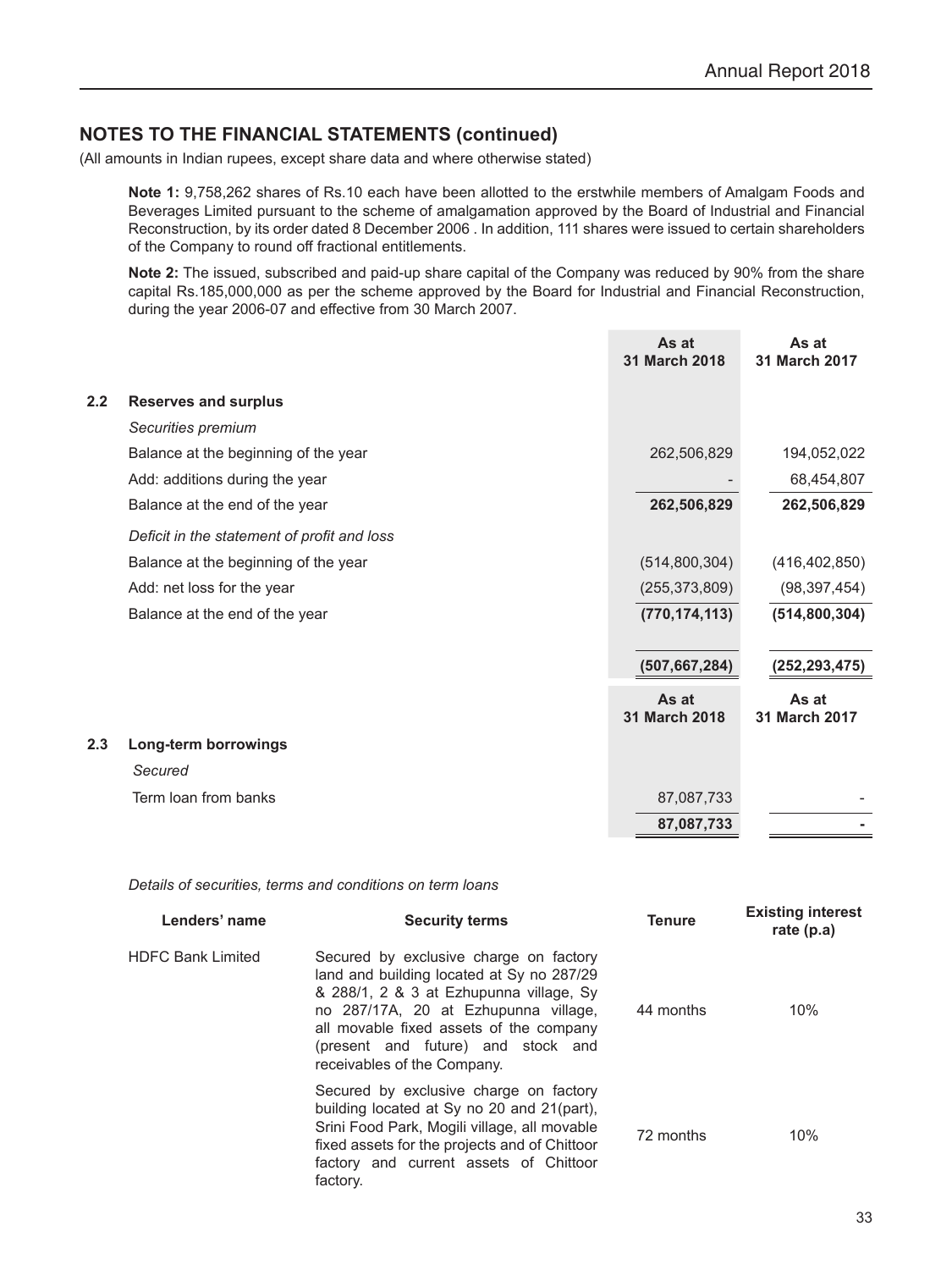## NOTES TO THE FINANCIAL STATEMENTS (continued)

(All amounts in Indian rupees, except share data and where otherwise stated)

**Note 1:** 9,758,262 shares of Rs.10 each have been allotted to the erstwhile members of Amalgam Foods and Beverages Limited pursuant to the scheme of amalgamation approved by the Board of Industrial and Financial Reconstruction, by its order dated 8 December 2006 . In addition, 111 shares were issued to certain shareholders of the Company to round off fractional entitlements.

**Note 2:** The issued, subscribed and paid-up share capital of the Company was reduced by 90% from the share capital Rs.185,000,000 as per the scheme approved by the Board for Industrial and Financial Reconstruction, during the year 2006-07 and effective from 30 March 2007.

| | | As at 31 March 2018 | As at 31 March 2017 |
|---|---|---|---|
| **2.2** | **Reserves and surplus** | | |
| | *Securities premium* | | |
| | Balance at the beginning of the year | 262,506,829 | 194,052,022 |
| | Add: additions during the year | - | 68,454,807 |
| | Balance at the end of the year | **262,506,829** | **262,506,829** |
| | *Deficit in the statement of profit and loss* | | |
| | Balance at the beginning of the year | (514,800,304) | (416,402,850) |
| | Add: net loss for the year | (255,373,809) | (98,397,454) |
| | Balance at the end of the year | **(770,174,113)** | **(514,800,304)** |
| | | **(507,667,284)** | **(252,293,475)** |

| | | As at 31 March 2018 | As at 31 March 2017 |
|---|---|---|---|
| **2.3** | **Long-term borrowings** | | |
| | *Secured* | | |
| | Term loan from banks | 87,087,733 | - |
| | | **87,087,733** | **-** |

*Details of securities, terms and conditions on term loans*

| Lenders' name | Security terms | Tenure | Existing interest rate (p.a) |
|---|---|---|---|
| HDFC Bank Limited | Secured by exclusive charge on factory land and building located at Sy no 287/29 & 288/1, 2 & 3 at Ezhupunna village, Sy no 287/17A, 20 at Ezhupunna village, all movable fixed assets of the company (present and future) and stock and receivables of the Company. | 44 months | 10% |
| | Secured by exclusive charge on factory building located at Sy no 20 and 21(part), Srini Food Park, Mogili village, all movable fixed assets for the projects and of Chittoor factory and current assets of Chittoor factory. | 72 months | 10% |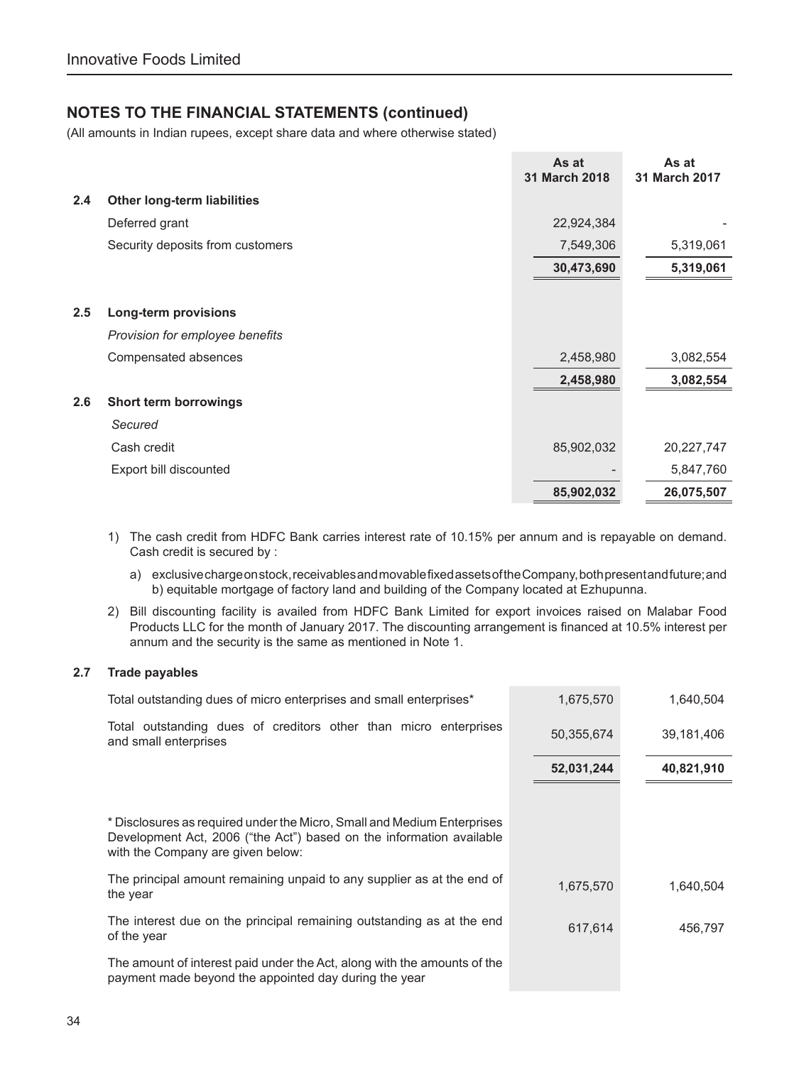## NOTES TO THE FINANCIAL STATEMENTS (continued)

(All amounts in Indian rupees, except share data and where otherwise stated)

| | | As at 31 March 2018 | As at 31 March 2017 |
|---|---|---|---|
| **2.4** | **Other long-term liabilities** | | |
| | Deferred grant | 22,924,384 | - |
| | Security deposits from customers | 7,549,306 | 5,319,061 |
| | | **30,473,690** | **5,319,061** |
| **2.5** | **Long-term provisions** | | |
| | *Provision for employee benefits* | | |
| | Compensated absences | 2,458,980 | 3,082,554 |
| | | **2,458,980** | **3,082,554** |
| **2.6** | **Short term borrowings** | | |
| | *Secured* | | |
| | Cash credit | 85,902,032 | 20,227,747 |
| | Export bill discounted | - | 5,847,760 |
| | | **85,902,032** | **26,075,507** |

1) The cash credit from HDFC Bank carries interest rate of 10.15% per annum and is repayable on demand. Cash credit is secured by :

   a) exclusive charge on stock, receivables and movable fixed assets of the Company, both present and future; and b) equitable mortgage of factory land and building of the Company located at Ezhupunna.

2) Bill discounting facility is availed from HDFC Bank Limited for export invoices raised on Malabar Food Products LLC for the month of January 2017. The discounting arrangement is financed at 10.5% interest per annum and the security is the same as mentioned in Note 1.

**2.7 Trade payables**

| | As at 31 March 2018 | As at 31 March 2017 |
|---|---|---|
| Total outstanding dues of micro enterprises and small enterprises* | 1,675,570 | 1,640,504 |
| Total outstanding dues of creditors other than micro enterprises and small enterprises | 50,355,674 | 39,181,406 |
| | **52,031,244** | **40,821,910** |
| * Disclosures as required under the Micro, Small and Medium Enterprises Development Act, 2006 ("the Act") based on the information available with the Company are given below: | | |
| The principal amount remaining unpaid to any supplier as at the end of the year | 1,675,570 | 1,640,504 |
| The interest due on the principal remaining outstanding as at the end of the year | 617,614 | 456,797 |
| The amount of interest paid under the Act, along with the amounts of the payment made beyond the appointed day during the year | | |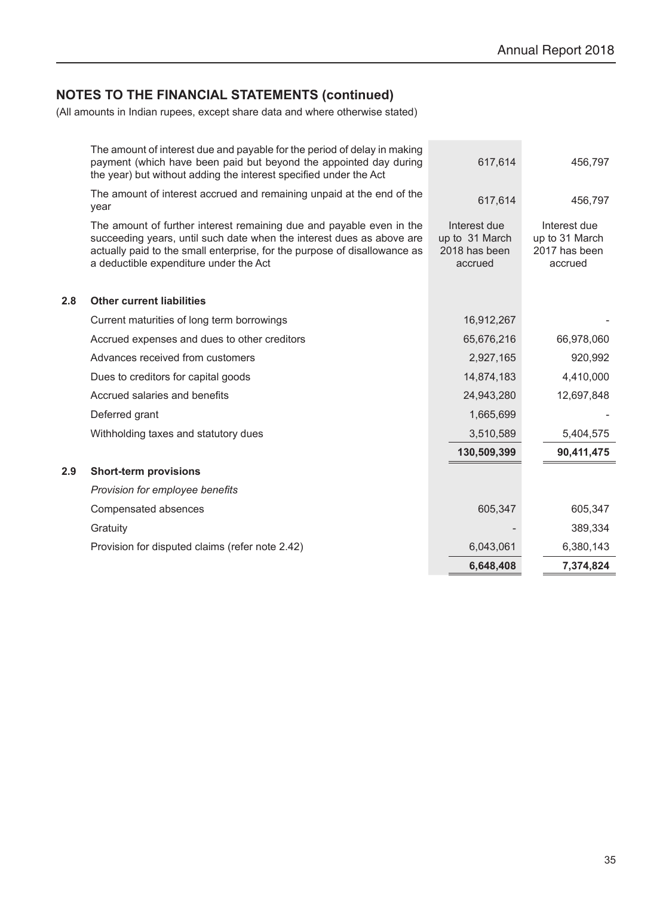## NOTES TO THE FINANCIAL STATEMENTS (continued)

(All amounts in Indian rupees, except share data and where otherwise stated)

| | | |
|---|---|---|
| The amount of interest due and payable for the period of delay in making payment (which have been paid but beyond the appointed day during the year) but without adding the interest specified under the Act | 617,614 | 456,797 |
| The amount of interest accrued and remaining unpaid at the end of the year | 617,614 | 456,797 |
| The amount of further interest remaining due and payable even in the succeeding years, until such date when the interest dues as above are actually paid to the small enterprise, for the purpose of disallowance as a deductible expenditure under the Act | Interest due up to 31 March 2018 has been accrued | Interest due up to 31 March 2017 has been accrued |

### 2.8 Other current liabilities

| | | |
|---|---|---|
| Current maturities of long term borrowings | 16,912,267 | - |
| Accrued expenses and dues to other creditors | 65,676,216 | 66,978,060 |
| Advances received from customers | 2,927,165 | 920,992 |
| Dues to creditors for capital goods | 14,874,183 | 4,410,000 |
| Accrued salaries and benefits | 24,943,280 | 12,697,848 |
| Deferred grant | 1,665,699 | - |
| Withholding taxes and statutory dues | 3,510,589 | 5,404,575 |
| | **130,509,399** | **90,411,475** |

### 2.9 Short-term provisions

| | | |
|---|---|---|
| *Provision for employee benefits* | | |
| Compensated absences | 605,347 | 605,347 |
| Gratuity | - | 389,334 |
| Provision for disputed claims (refer note 2.42) | 6,043,061 | 6,380,143 |
| | **6,648,408** | **7,374,824** |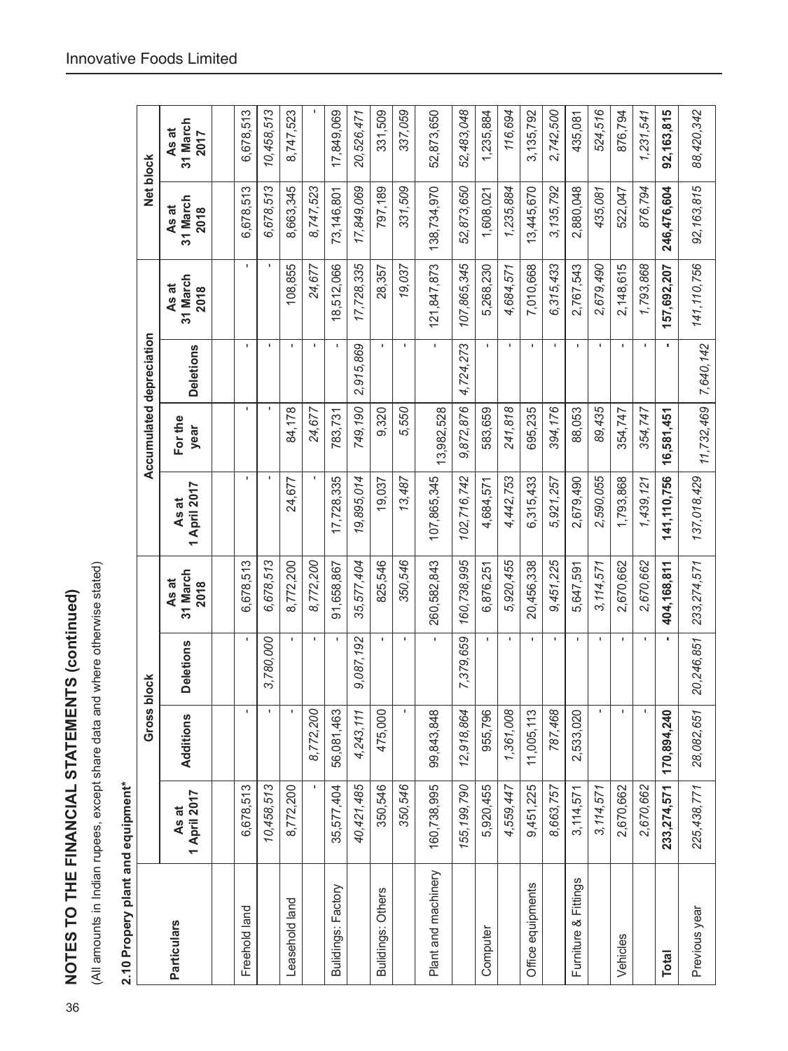## NOTES TO THE FINANCIAL STATEMENTS (continued)

(All amounts in Indian rupees, except share data and where otherwise stated)

### 2.10 Propery plant and equipment*

| Particulars | Gross block | | | | Accumulated depreciation | | | | Net block | |
|---|---|---|---|---|---|---|---|---|---|---|
| | As at 1 April 2017 | Additions | Deletions | As at 31 March 2018 | As at 1 April 2017 | For the year | Deletions | As at 31 March 2018 | As at 31 March 2018 | As at 31 March 2017 |
| Freehold land | 6,678,513 | - | - | 6,678,513 | - | - | - | - | 6,678,513 | 6,678,513 |
| | *10,458,513* | - | *3,780,000* | *6,678,513* | - | - | - | - | *6,678,513* | *10,458,513* |
| Leasehold land | 8,772,200 | - | - | 8,772,200 | 24,677 | 84,178 | - | 108,855 | 8,663,345 | 8,747,523 |
| | - | *8,772,200* | - | *8,772,200* | - | *24,677* | - | *24,677* | *8,747,523* | - |
| Buildings: Factory | 35,577,404 | 56,081,463 | - | 91,658,867 | 17,728,335 | 783,731 | - | 18,512,066 | 73,146,801 | 17,849,069 |
| | *40,421,485* | *4,243,111* | *9,087,192* | *35,577,404* | *19,895,014* | *749,190* | *2,915,869* | *17,728,335* | *17,849,069* | *20,526,471* |
| Buildings: Others | 350,546 | 475,000 | - | 825,546 | 19,037 | 9,320 | - | 28,357 | 797,189 | 331,509 |
| | *350,546* | - | - | *350,546* | *13,487* | *5,550* | - | *19,037* | *331,509* | *337,059* |
| Plant and machinery | 160,738,995 | 99,843,848 | - | 260,582,843 | 107,865,345 | 13,982,528 | - | 121,847,873 | 138,734,970 | 52,873,650 |
| | *155,199,790* | *12,918,864* | *7,379,659* | *160,738,995* | *102,716,742* | *9,872,876* | *4,724,273* | *107,865,345* | *52,873,650* | *52,483,048* |
| Computer | 5,920,455 | 955,796 | - | 6,876,251 | 4,684,571 | 583,659 | - | 5,268,230 | 1,608,021 | 1,235,884 |
| | *4,559,447* | *1,361,008* | - | *5,920,455* | *4,442,753* | *241,818* | - | *4,684,571* | *1,235,884* | *116,694* |
| Office equipments | 9,451,225 | 11,005,113 | - | 20,456,338 | 6,315,433 | 695,235 | - | 7,010,668 | 13,445,670 | 3,135,792 |
| | *8,663,757* | *787,468* | - | *9,451,225* | *5,921,257* | *394,176* | - | *6,315,433* | *3,135,792* | *2,742,500* |
| Furniture & Fittings | 3,114,571 | 2,533,020 | - | 5,647,591 | 2,679,490 | 88,053 | - | 2,767,543 | 2,880,048 | 435,081 |
| | *3,114,571* | - | - | *3,114,571* | *2,590,055* | *89,435* | - | *2,679,490* | *435,081* | *524,516* |
| Vehicles | 2,670,662 | - | - | 2,670,662 | 1,793,868 | 354,747 | - | 2,148,615 | 522,047 | 876,794 |
| | *2,670,662* | - | - | *2,670,662* | *1,439,121* | *354,747* | - | *1,793,868* | *876,794* | *1,231,541* |
| **Total** | **233,274,571** | **170,894,240** | **-** | **404,168,811** | **141,110,756** | **16,581,451** | **-** | **157,692,207** | **246,476,604** | **92,163,815** |
| Previous year | *225,438,771* | *28,082,651* | *20,246,851* | *233,274,571* | *137,018,429* | *11,732,469* | *7,640,142* | *141,110,756* | *92,163,815* | *88,420,342* |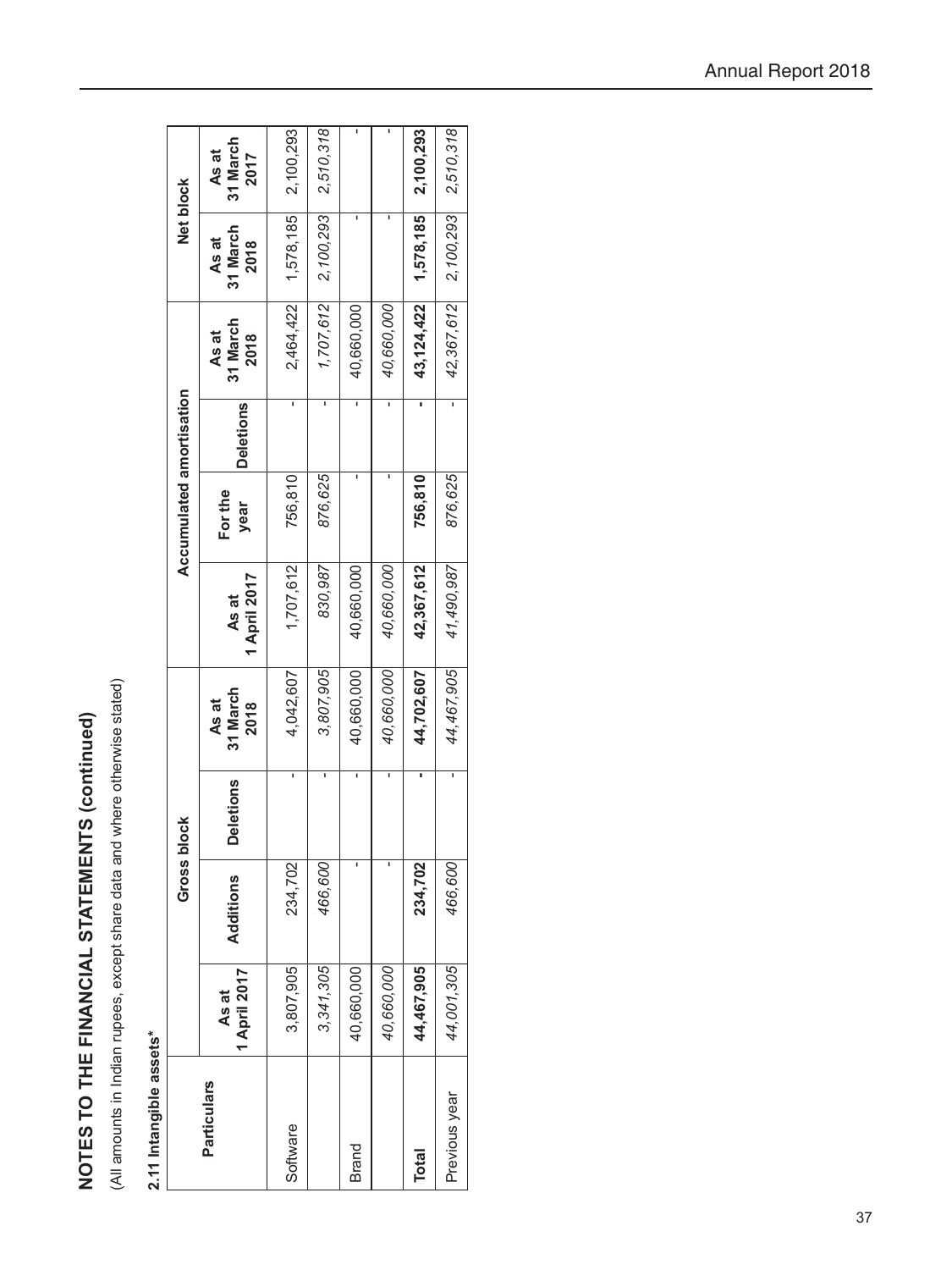# NOTES TO THE FINANCIAL STATEMENTS (continued)

(All amounts in Indian rupees, except share data and where otherwise stated)

**2.11 Intangible assets***

| Particulars | Gross block | | | | Accumulated amortisation | | | | Net block | |
|---|---|---|---|---|---|---|---|---|---|---|
| | As at 1 April 2017 | Additions | Deletions | As at 31 March 2018 | As at 1 April 2017 | For the year | Deletions | As at 31 March 2018 | As at 31 March 2018 | As at 31 March 2017 |
| Software | 3,807,905 | 234,702 | - | 4,042,607 | 1,707,612 | 756,810 | - | 2,464,422 | 1,578,185 | 2,100,293 |
| | *3,341,305* | *466,600* | - | *3,807,905* | *830,987* | *876,625* | - | *1,707,612* | *2,100,293* | *2,510,318* |
| Brand | 40,660,000 | - | - | 40,660,000 | 40,660,000 | - | - | 40,660,000 | - | - |
| | *40,660,000* | - | - | *40,660,000* | *40,660,000* | - | - | *40,660,000* | - | - |
| **Total** | **44,467,905** | **234,702** | **-** | **44,702,607** | **42,367,612** | **756,810** | **-** | **43,124,422** | **1,578,185** | **2,100,293** |
| Previous year | *44,001,305* | *466,600* | - | *44,467,905* | *41,490,987* | *876,625* | - | *42,367,612* | *2,100,293* | *2,510,318* |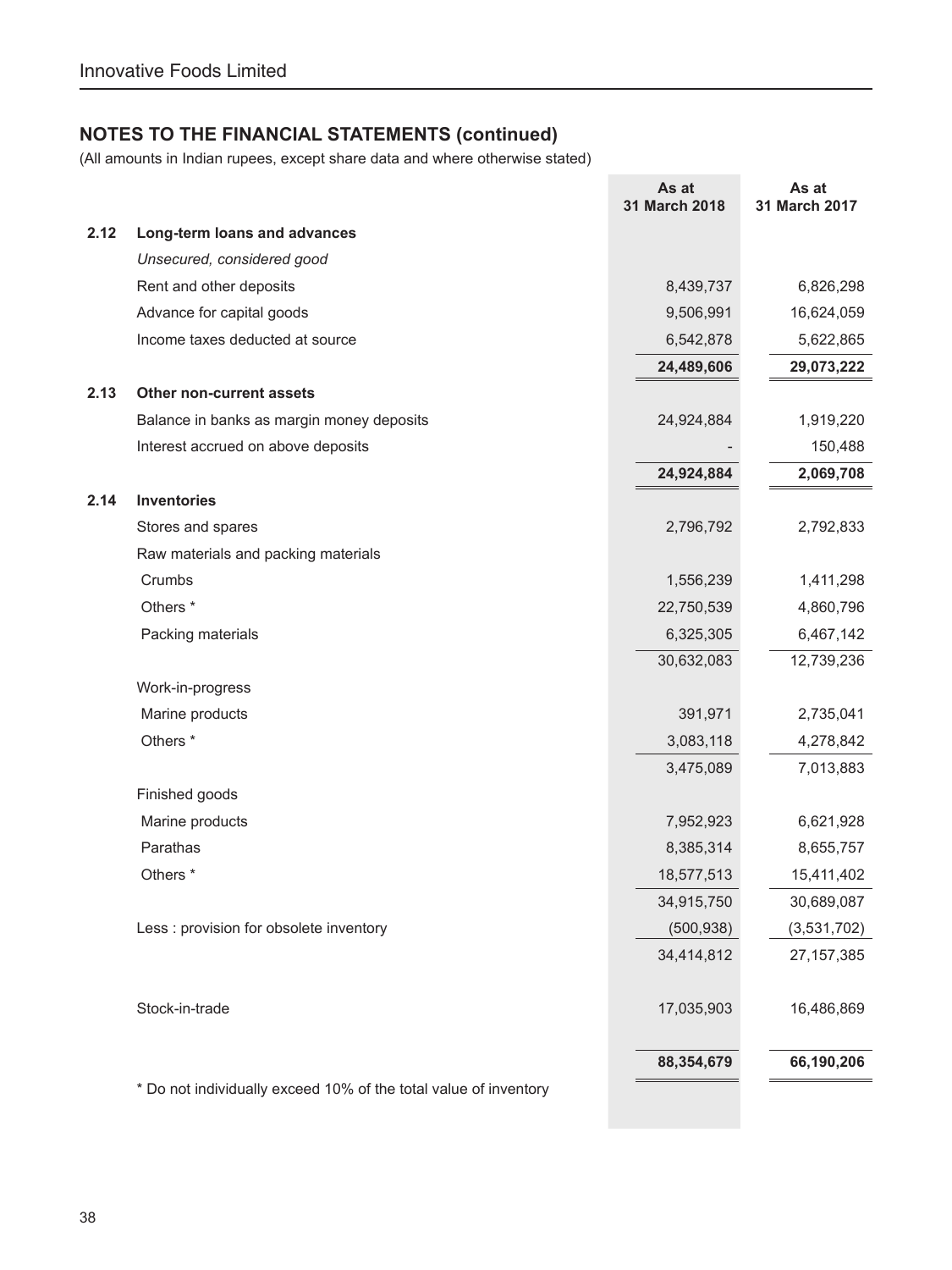## NOTES TO THE FINANCIAL STATEMENTS (continued)

(All amounts in Indian rupees, except share data and where otherwise stated)

| | | As at 31 March 2018 | As at 31 March 2017 |
|---|---|---|---|
| **2.12** | **Long-term loans and advances** | | |
| | *Unsecured, considered good* | | |
| | Rent and other deposits | 8,439,737 | 6,826,298 |
| | Advance for capital goods | 9,506,991 | 16,624,059 |
| | Income taxes deducted at source | 6,542,878 | 5,622,865 |
| | | **24,489,606** | **29,073,222** |
| **2.13** | **Other non-current assets** | | |
| | Balance in banks as margin money deposits | 24,924,884 | 1,919,220 |
| | Interest accrued on above deposits | - | 150,488 |
| | | **24,924,884** | **2,069,708** |
| **2.14** | **Inventories** | | |
| | Stores and spares | 2,796,792 | 2,792,833 |
| | Raw materials and packing materials | | |
| | Crumbs | 1,556,239 | 1,411,298 |
| | Others * | 22,750,539 | 4,860,796 |
| | Packing materials | 6,325,305 | 6,467,142 |
| | | 30,632,083 | 12,739,236 |
| | Work-in-progress | | |
| | Marine products | 391,971 | 2,735,041 |
| | Others * | 3,083,118 | 4,278,842 |
| | | 3,475,089 | 7,013,883 |
| | Finished goods | | |
| | Marine products | 7,952,923 | 6,621,928 |
| | Parathas | 8,385,314 | 8,655,757 |
| | Others * | 18,577,513 | 15,411,402 |
| | | 34,915,750 | 30,689,087 |
| | Less : provision for obsolete inventory | (500,938) | (3,531,702) |
| | | 34,414,812 | 27,157,385 |
| | Stock-in-trade | 17,035,903 | 16,486,869 |
| | | **88,354,679** | **66,190,206** |

* Do not individually exceed 10% of the total value of inventory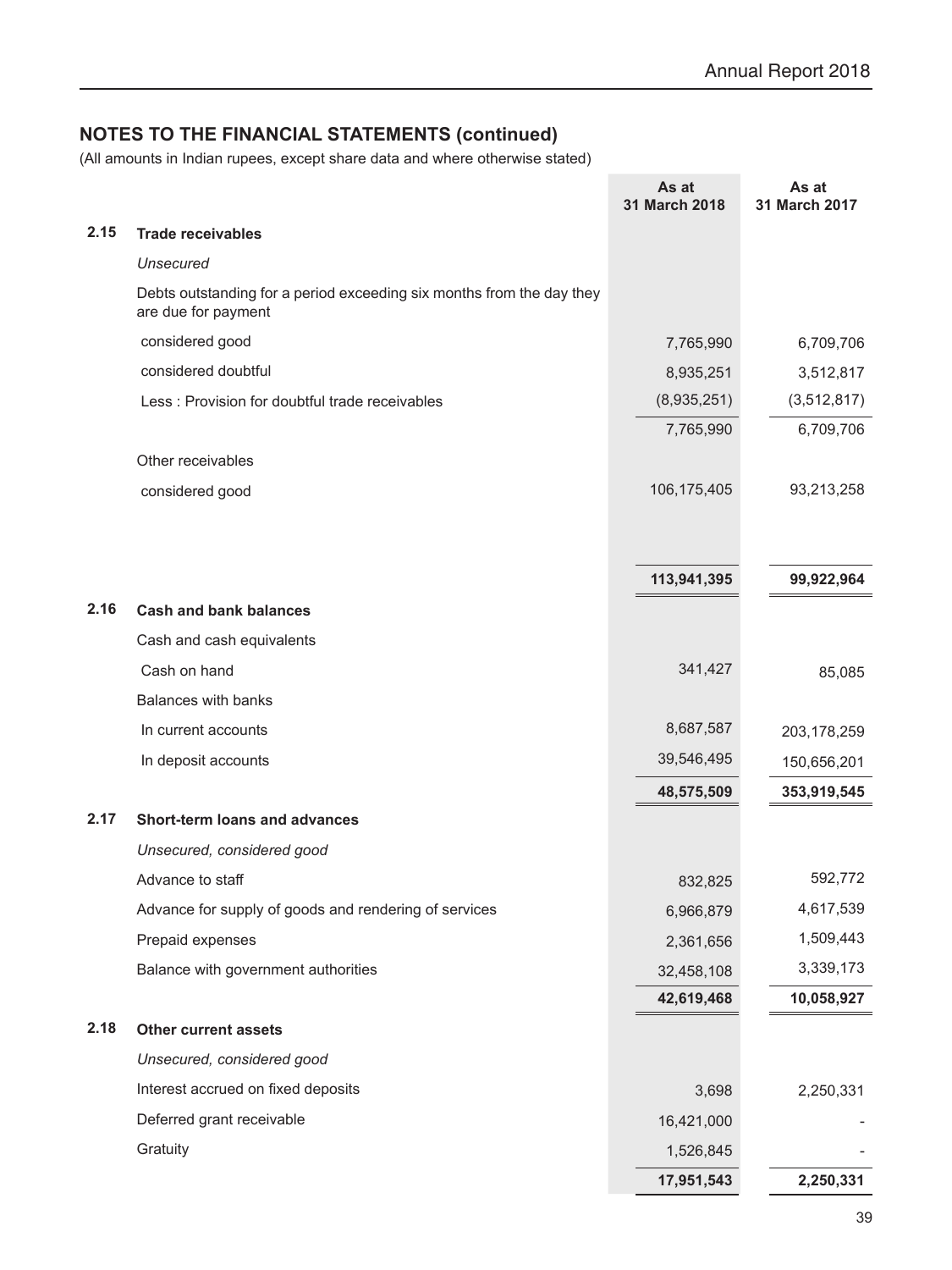## NOTES TO THE FINANCIAL STATEMENTS (continued)

(All amounts in Indian rupees, except share data and where otherwise stated)

| | | As at 31 March 2018 | As at 31 March 2017 |
|---|---|---|---|
| **2.15** | **Trade receivables** | | |
| | *Unsecured* | | |
| | Debts outstanding for a period exceeding six months from the day they are due for payment | | |
| | considered good | 7,765,990 | 6,709,706 |
| | considered doubtful | 8,935,251 | 3,512,817 |
| | Less : Provision for doubtful trade receivables | (8,935,251) | (3,512,817) |
| | | 7,765,990 | 6,709,706 |
| | Other receivables | | |
| | considered good | 106,175,405 | 93,213,258 |
| | | **113,941,395** | **99,922,964** |
| **2.16** | **Cash and bank balances** | | |
| | Cash and cash equivalents | | |
| | Cash on hand | 341,427 | 85,085 |
| | Balances with banks | | |
| | In current accounts | 8,687,587 | 203,178,259 |
| | In deposit accounts | 39,546,495 | 150,656,201 |
| | | **48,575,509** | **353,919,545** |
| **2.17** | **Short-term loans and advances** | | |
| | *Unsecured, considered good* | | |
| | Advance to staff | 832,825 | 592,772 |
| | Advance for supply of goods and rendering of services | 6,966,879 | 4,617,539 |
| | Prepaid expenses | 2,361,656 | 1,509,443 |
| | Balance with government authorities | 32,458,108 | 3,339,173 |
| | | **42,619,468** | **10,058,927** |
| **2.18** | **Other current assets** | | |
| | *Unsecured, considered good* | | |
| | Interest accrued on fixed deposits | 3,698 | 2,250,331 |
| | Deferred grant receivable | 16,421,000 | - |
| | Gratuity | 1,526,845 | - |
| | | **17,951,543** | **2,250,331** |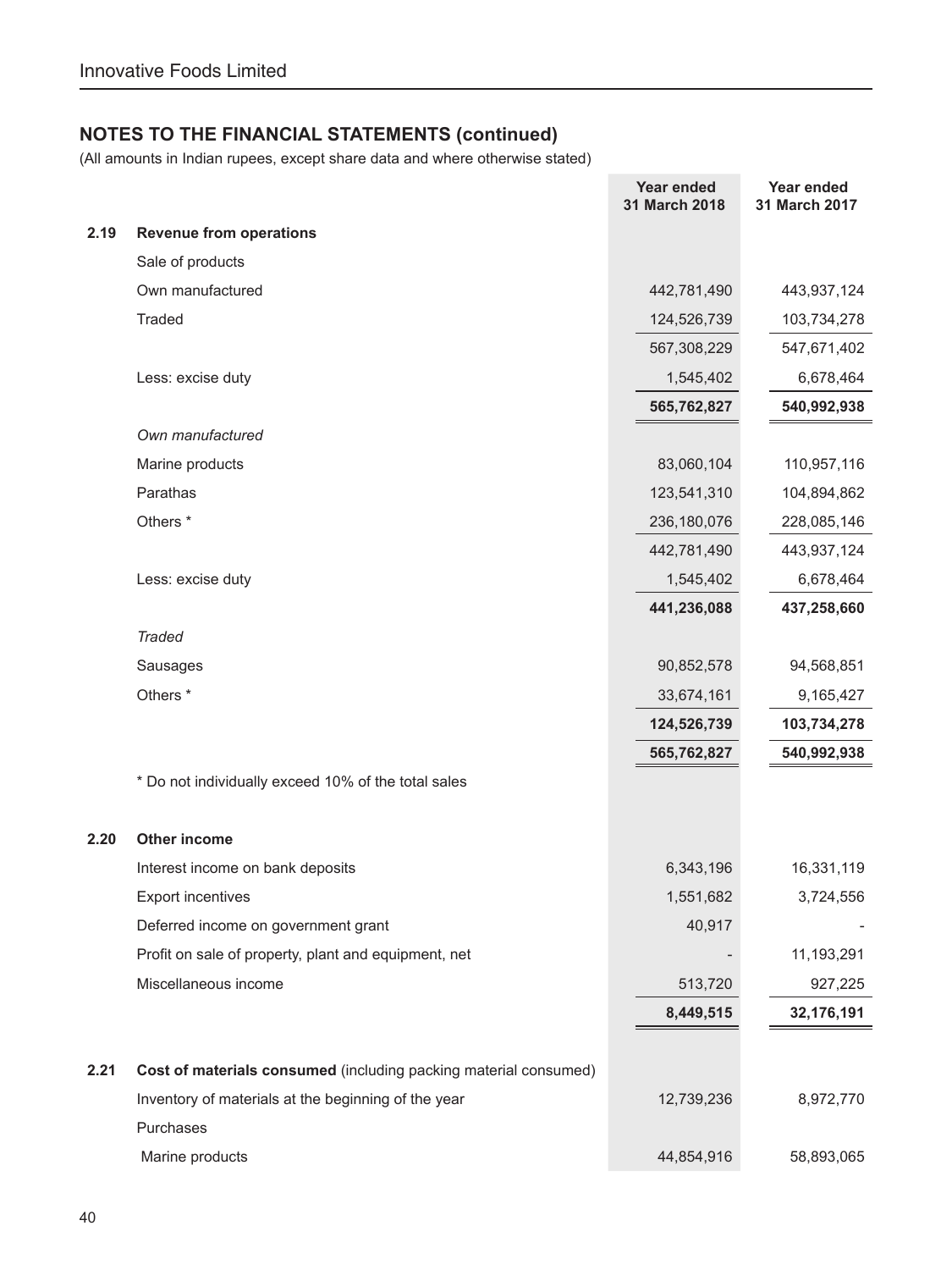## NOTES TO THE FINANCIAL STATEMENTS (continued)

(All amounts in Indian rupees, except share data and where otherwise stated)

| | | Year ended 31 March 2018 | Year ended 31 March 2017 |
|---|---|---|---|
| **2.19** | **Revenue from operations** | | |
| | Sale of products | | |
| | Own manufactured | 442,781,490 | 443,937,124 |
| | Traded | 124,526,739 | 103,734,278 |
| | | 567,308,229 | 547,671,402 |
| | Less: excise duty | 1,545,402 | 6,678,464 |
| | | **565,762,827** | **540,992,938** |
| | *Own manufactured* | | |
| | Marine products | 83,060,104 | 110,957,116 |
| | Parathas | 123,541,310 | 104,894,862 |
| | Others * | 236,180,076 | 228,085,146 |
| | | 442,781,490 | 443,937,124 |
| | Less: excise duty | 1,545,402 | 6,678,464 |
| | | **441,236,088** | **437,258,660** |
| | *Traded* | | |
| | Sausages | 90,852,578 | 94,568,851 |
| | Others * | 33,674,161 | 9,165,427 |
| | | **124,526,739** | **103,734,278** |
| | | **565,762,827** | **540,992,938** |
| | * Do not individually exceed 10% of the total sales | | |
| **2.20** | **Other income** | | |
| | Interest income on bank deposits | 6,343,196 | 16,331,119 |
| | Export incentives | 1,551,682 | 3,724,556 |
| | Deferred income on government grant | 40,917 | - |
| | Profit on sale of property, plant and equipment, net | - | 11,193,291 |
| | Miscellaneous income | 513,720 | 927,225 |
| | | **8,449,515** | **32,176,191** |
| **2.21** | **Cost of materials consumed** (including packing material consumed) | | |
| | Inventory of materials at the beginning of the year | 12,739,236 | 8,972,770 |
| | Purchases | | |
| | Marine products | 44,854,916 | 58,893,065 |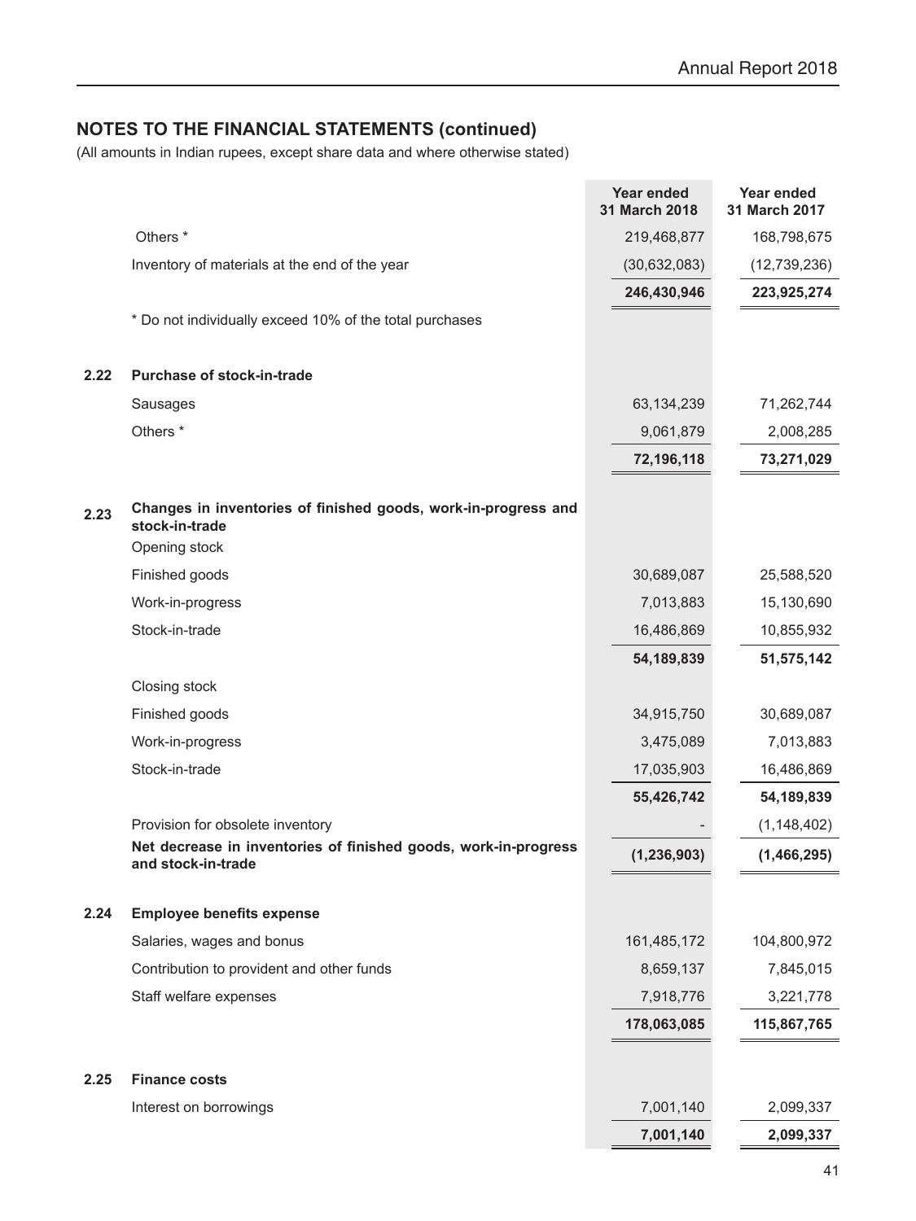## NOTES TO THE FINANCIAL STATEMENTS (continued)

(All amounts in Indian rupees, except share data and where otherwise stated)

| | | Year ended 31 March 2018 | Year ended 31 March 2017 |
|---|---|---|---|
| | Others * | 219,468,877 | 168,798,675 |
| | Inventory of materials at the end of the year | (30,632,083) | (12,739,236) |
| | | **246,430,946** | **223,925,274** |
| | * Do not individually exceed 10% of the total purchases | | |
| **2.22** | **Purchase of stock-in-trade** | | |
| | Sausages | 63,134,239 | 71,262,744 |
| | Others * | 9,061,879 | 2,008,285 |
| | | **72,196,118** | **73,271,029** |
| **2.23** | **Changes in inventories of finished goods, work-in-progress and stock-in-trade** | | |
| | Opening stock | | |
| | Finished goods | 30,689,087 | 25,588,520 |
| | Work-in-progress | 7,013,883 | 15,130,690 |
| | Stock-in-trade | 16,486,869 | 10,855,932 |
| | | **54,189,839** | **51,575,142** |
| | Closing stock | | |
| | Finished goods | 34,915,750 | 30,689,087 |
| | Work-in-progress | 3,475,089 | 7,013,883 |
| | Stock-in-trade | 17,035,903 | 16,486,869 |
| | | **55,426,742** | **54,189,839** |
| | Provision for obsolete inventory | - | (1,148,402) |
| | **Net decrease in inventories of finished goods, work-in-progress and stock-in-trade** | **(1,236,903)** | **(1,466,295)** |
| **2.24** | **Employee benefits expense** | | |
| | Salaries, wages and bonus | 161,485,172 | 104,800,972 |
| | Contribution to provident and other funds | 8,659,137 | 7,845,015 |
| | Staff welfare expenses | 7,918,776 | 3,221,778 |
| | | **178,063,085** | **115,867,765** |
| **2.25** | **Finance costs** | | |
| | Interest on borrowings | 7,001,140 | 2,099,337 |
| | | **7,001,140** | **2,099,337** |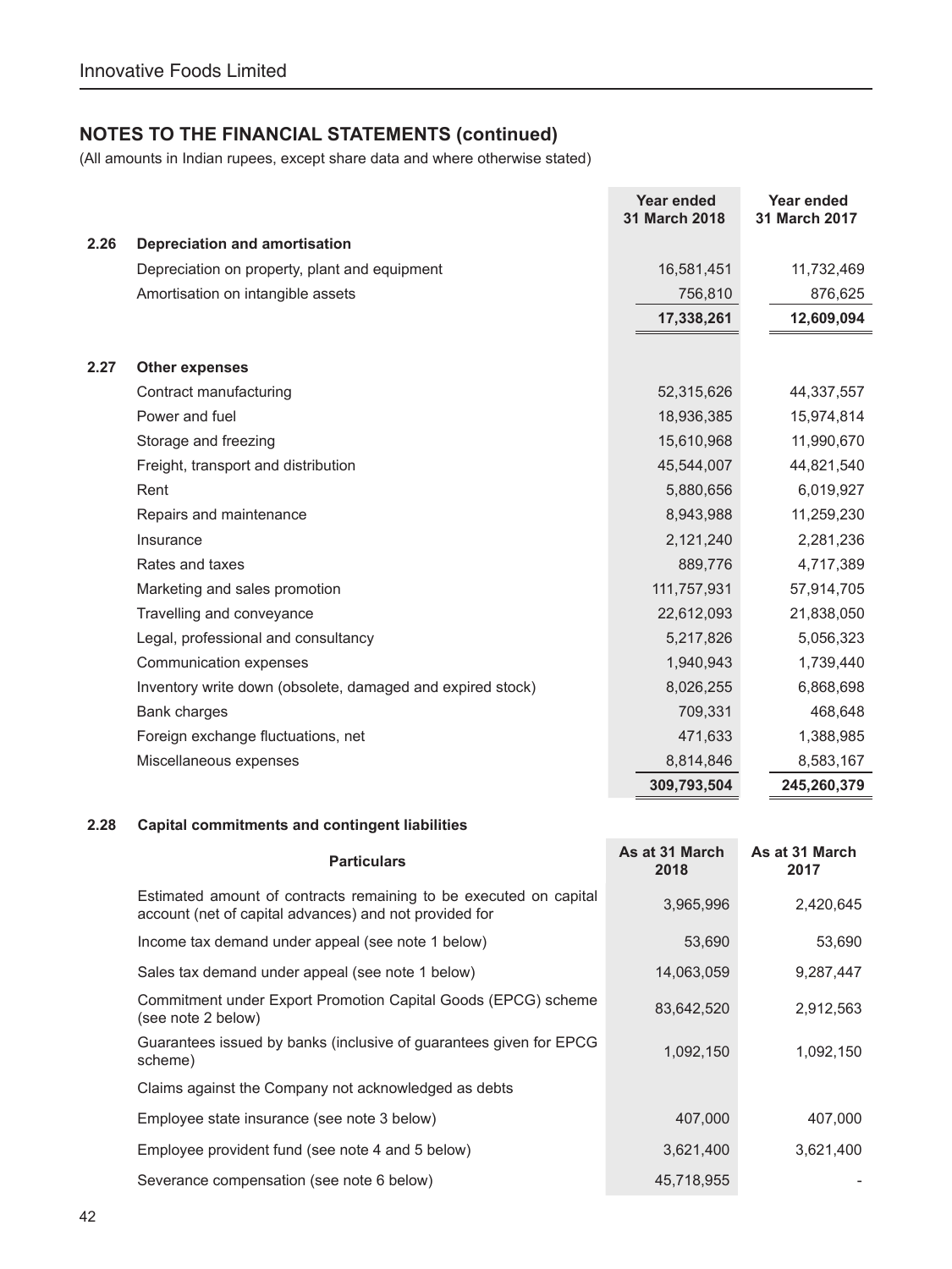## NOTES TO THE FINANCIAL STATEMENTS (continued)

(All amounts in Indian rupees, except share data and where otherwise stated)

| | | Year ended 31 March 2018 | Year ended 31 March 2017 |
|---|---|---|---|
| **2.26** | **Depreciation and amortisation** | | |
| | Depreciation on property, plant and equipment | 16,581,451 | 11,732,469 |
| | Amortisation on intangible assets | 756,810 | 876,625 |
| | | **17,338,261** | **12,609,094** |
| **2.27** | **Other expenses** | | |
| | Contract manufacturing | 52,315,626 | 44,337,557 |
| | Power and fuel | 18,936,385 | 15,974,814 |
| | Storage and freezing | 15,610,968 | 11,990,670 |
| | Freight, transport and distribution | 45,544,007 | 44,821,540 |
| | Rent | 5,880,656 | 6,019,927 |
| | Repairs and maintenance | 8,943,988 | 11,259,230 |
| | Insurance | 2,121,240 | 2,281,236 |
| | Rates and taxes | 889,776 | 4,717,389 |
| | Marketing and sales promotion | 111,757,931 | 57,914,705 |
| | Travelling and conveyance | 22,612,093 | 21,838,050 |
| | Legal, professional and consultancy | 5,217,826 | 5,056,323 |
| | Communication expenses | 1,940,943 | 1,739,440 |
| | Inventory write down (obsolete, damaged and expired stock) | 8,026,255 | 6,868,698 |
| | Bank charges | 709,331 | 468,648 |
| | Foreign exchange fluctuations, net | 471,633 | 1,388,985 |
| | Miscellaneous expenses | 8,814,846 | 8,583,167 |
| | | **309,793,504** | **245,260,379** |

**2.28 Capital commitments and contingent liabilities**

| Particulars | As at 31 March 2018 | As at 31 March 2017 |
|---|---|---|
| Estimated amount of contracts remaining to be executed on capital account (net of capital advances) and not provided for | 3,965,996 | 2,420,645 |
| Income tax demand under appeal (see note 1 below) | 53,690 | 53,690 |
| Sales tax demand under appeal (see note 1 below) | 14,063,059 | 9,287,447 |
| Commitment under Export Promotion Capital Goods (EPCG) scheme (see note 2 below) | 83,642,520 | 2,912,563 |
| Guarantees issued by banks (inclusive of guarantees given for EPCG scheme) | 1,092,150 | 1,092,150 |
| Claims against the Company not acknowledged as debts | | |
| Employee state insurance (see note 3 below) | 407,000 | 407,000 |
| Employee provident fund (see note 4 and 5 below) | 3,621,400 | 3,621,400 |
| Severance compensation (see note 6 below) | 45,718,955 | - |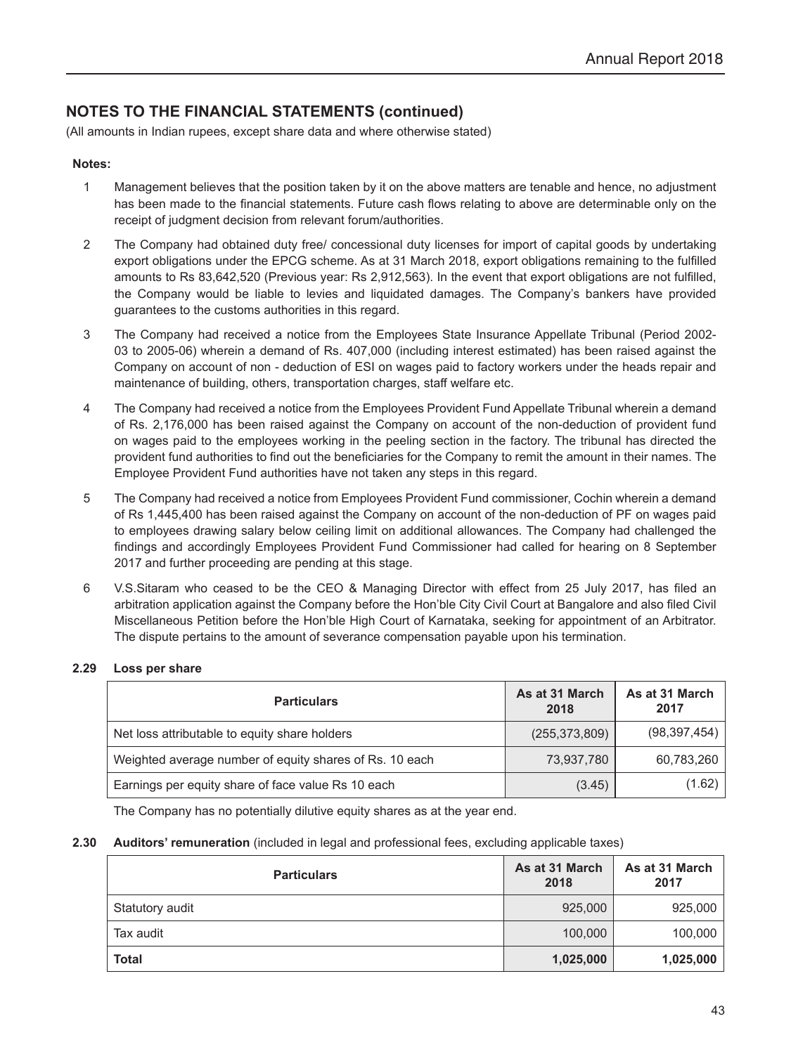## NOTES TO THE FINANCIAL STATEMENTS (continued)

(All amounts in Indian rupees, except share data and where otherwise stated)

**Notes:**

1. Management believes that the position taken by it on the above matters are tenable and hence, no adjustment has been made to the financial statements. Future cash flows relating to above are determinable only on the receipt of judgment decision from relevant forum/authorities.
2. The Company had obtained duty free/ concessional duty licenses for import of capital goods by undertaking export obligations under the EPCG scheme. As at 31 March 2018, export obligations remaining to the fulfilled amounts to Rs 83,642,520 (Previous year: Rs 2,912,563). In the event that export obligations are not fulfilled, the Company would be liable to levies and liquidated damages. The Company's bankers have provided guarantees to the customs authorities in this regard.
3. The Company had received a notice from the Employees State Insurance Appellate Tribunal (Period 2002-03 to 2005-06) wherein a demand of Rs. 407,000 (including interest estimated) has been raised against the Company on account of non - deduction of ESI on wages paid to factory workers under the heads repair and maintenance of building, others, transportation charges, staff welfare etc.
4. The Company had received a notice from the Employees Provident Fund Appellate Tribunal wherein a demand of Rs. 2,176,000 has been raised against the Company on account of the non-deduction of provident fund on wages paid to the employees working in the peeling section in the factory. The tribunal has directed the provident fund authorities to find out the beneficiaries for the Company to remit the amount in their names. The Employee Provident Fund authorities have not taken any steps in this regard.
5. The Company had received a notice from Employees Provident Fund commissioner, Cochin wherein a demand of Rs 1,445,400 has been raised against the Company on account of the non-deduction of PF on wages paid to employees drawing salary below ceiling limit on additional allowances. The Company had challenged the findings and accordingly Employees Provident Fund Commissioner had called for hearing on 8 September 2017 and further proceeding are pending at this stage.
6. V.S.Sitaram who ceased to be the CEO & Managing Director with effect from 25 July 2017, has filed an arbitration application against the Company before the Hon'ble City Civil Court at Bangalore and also filed Civil Miscellaneous Petition before the Hon'ble High Court of Karnataka, seeking for appointment of an Arbitrator. The dispute pertains to the amount of severance compensation payable upon his termination.

### 2.29 Loss per share

| Particulars | As at 31 March 2018 | As at 31 March 2017 |
|---|---|---|
| Net loss attributable to equity share holders | (255,373,809) | (98,397,454) |
| Weighted average number of equity shares of Rs. 10 each | 73,937,780 | 60,783,260 |
| Earnings per equity share of face value Rs 10 each | (3.45) | (1.62) |

The Company has no potentially dilutive equity shares as at the year end.

### 2.30 Auditors' remuneration (included in legal and professional fees, excluding applicable taxes)

| Particulars | As at 31 March 2018 | As at 31 March 2017 |
|---|---|---|
| Statutory audit | 925,000 | 925,000 |
| Tax audit | 100,000 | 100,000 |
| **Total** | **1,025,000** | **1,025,000** |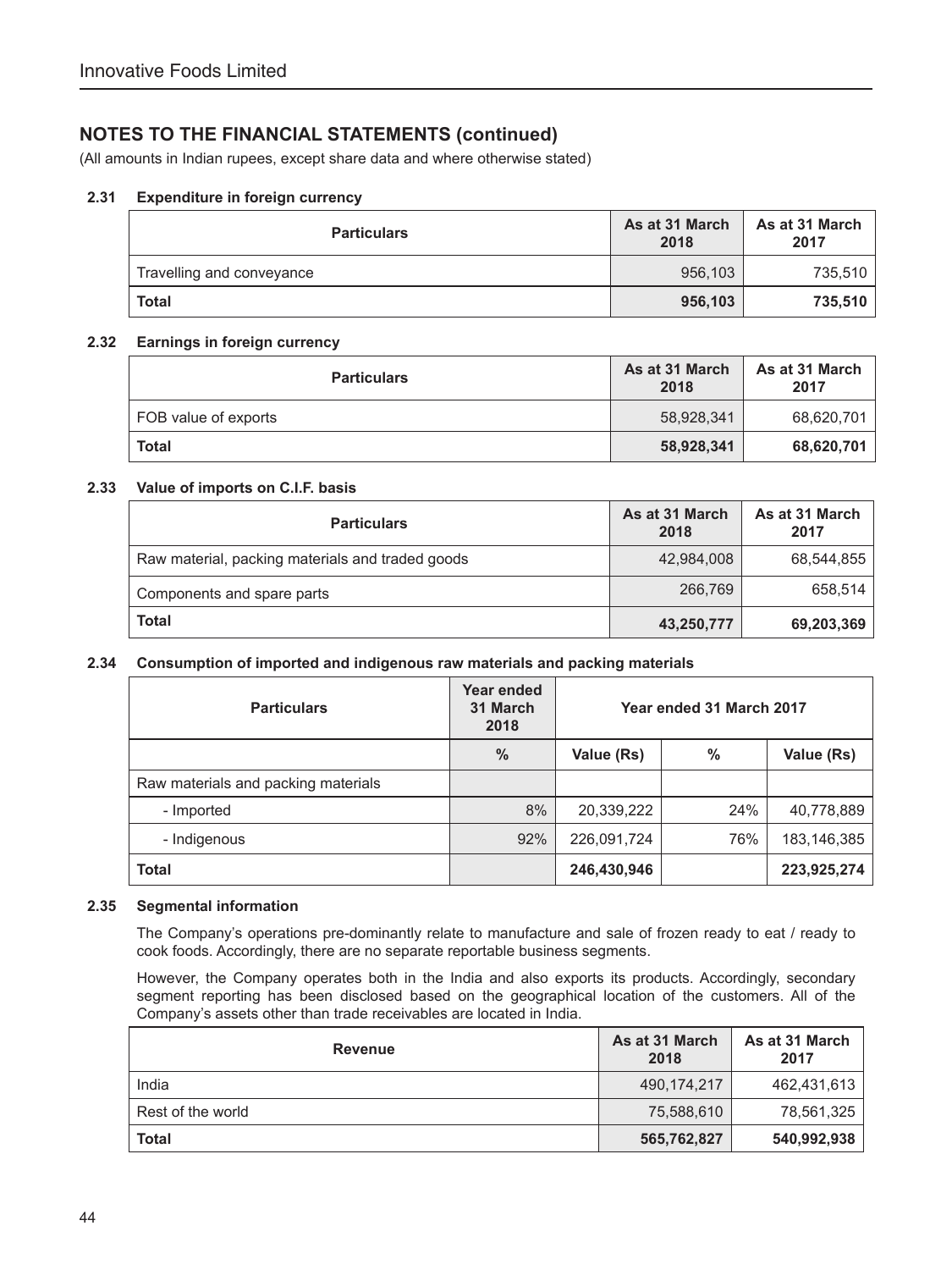Innovative Foods Limited

## NOTES TO THE FINANCIAL STATEMENTS (continued)

(All amounts in Indian rupees, except share data and where otherwise stated)

### 2.31 Expenditure in foreign currency

| Particulars | As at 31 March 2018 | As at 31 March 2017 |
|---|---|---|
| Travelling and conveyance | 956,103 | 735,510 |
| **Total** | **956,103** | **735,510** |

### 2.32 Earnings in foreign currency

| Particulars | As at 31 March 2018 | As at 31 March 2017 |
|---|---|---|
| FOB value of exports | 58,928,341 | 68,620,701 |
| **Total** | **58,928,341** | **68,620,701** |

### 2.33 Value of imports on C.I.F. basis

| Particulars | As at 31 March 2018 | As at 31 March 2017 |
|---|---|---|
| Raw material, packing materials and traded goods | 42,984,008 | 68,544,855 |
| Components and spare parts | 266,769 | 658,514 |
| **Total** | **43,250,777** | **69,203,369** |

### 2.34 Consumption of imported and indigenous raw materials and packing materials

| Particulars | Year ended 31 March 2018 | | Year ended 31 March 2017 | |
|---|---|---|---|---|
| | % | Value (Rs) | % | Value (Rs) |
| Raw materials and packing materials | | | | |
| - Imported | 8% | 20,339,222 | 24% | 40,778,889 |
| - Indigenous | 92% | 226,091,724 | 76% | 183,146,385 |
| **Total** | | **246,430,946** | | **223,925,274** |

### 2.35 Segmental information

The Company's operations pre-dominantly relate to manufacture and sale of frozen ready to eat / ready to cook foods. Accordingly, there are no separate reportable business segments.

However, the Company operates both in the India and also exports its products. Accordingly, secondary segment reporting has been disclosed based on the geographical location of the customers. All of the Company's assets other than trade receivables are located in India.

| Revenue | As at 31 March 2018 | As at 31 March 2017 |
|---|---|---|
| India | 490,174,217 | 462,431,613 |
| Rest of the world | 75,588,610 | 78,561,325 |
| **Total** | **565,762,827** | **540,992,938** |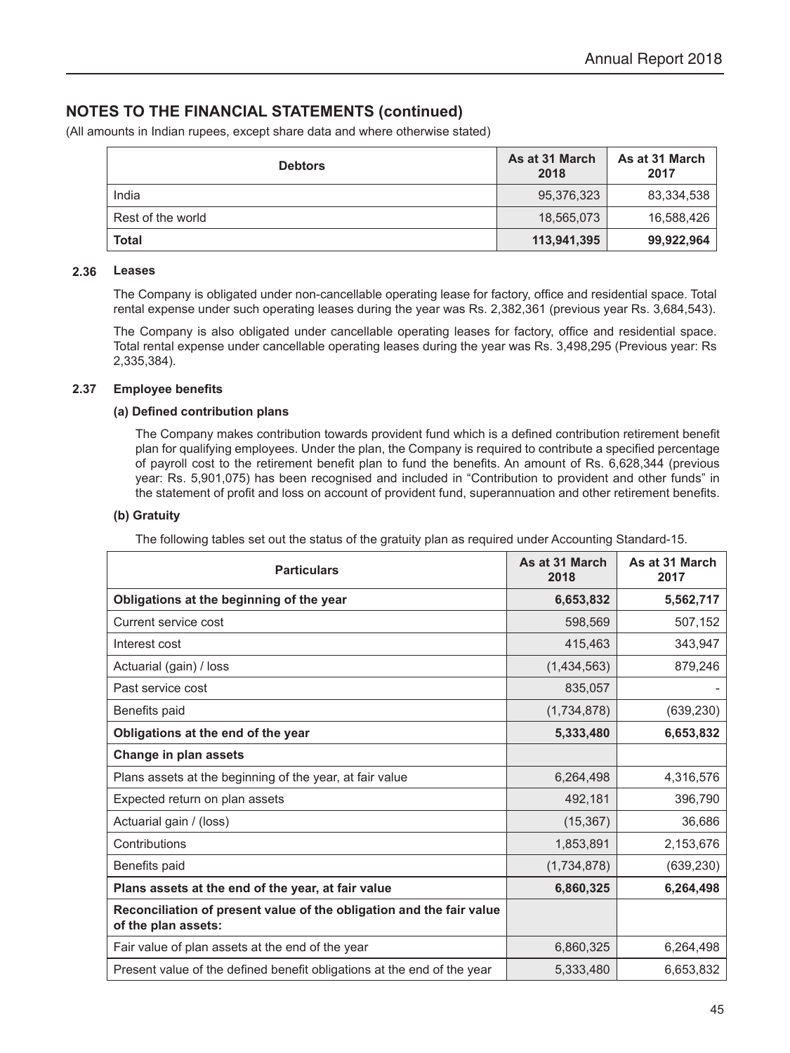## NOTES TO THE FINANCIAL STATEMENTS (continued)

(All amounts in Indian rupees, except share data and where otherwise stated)

| Debtors | As at 31 March 2018 | As at 31 March 2017 |
|---|---|---|
| India | 95,376,323 | 83,334,538 |
| Rest of the world | 18,565,073 | 16,588,426 |
| **Total** | **113,941,395** | **99,922,964** |

### 2.36 Leases

The Company is obligated under non-cancellable operating lease for factory, office and residential space. Total rental expense under such operating leases during the year was Rs. 2,382,361 (previous year Rs. 3,684,543).

The Company is also obligated under cancellable operating leases for factory, office and residential space. Total rental expense under cancellable operating leases during the year was Rs. 3,498,295 (Previous year: Rs 2,335,384).

### 2.37 Employee benefits

**(a) Defined contribution plans**

The Company makes contribution towards provident fund which is a defined contribution retirement benefit plan for qualifying employees. Under the plan, the Company is required to contribute a specified percentage of payroll cost to the retirement benefit plan to fund the benefits. An amount of Rs. 6,628,344 (previous year: Rs. 5,901,075) has been recognised and included in "Contribution to provident and other funds" in the statement of profit and loss on account of provident fund, superannuation and other retirement benefits.

**(b) Gratuity**

The following tables set out the status of the gratuity plan as required under Accounting Standard-15.

| Particulars | As at 31 March 2018 | As at 31 March 2017 |
|---|---|---|
| **Obligations at the beginning of the year** | **6,653,832** | **5,562,717** |
| Current service cost | 598,569 | 507,152 |
| Interest cost | 415,463 | 343,947 |
| Actuarial (gain) / loss | (1,434,563) | 879,246 |
| Past service cost | 835,057 | - |
| Benefits paid | (1,734,878) | (639,230) |
| **Obligations at the end of the year** | **5,333,480** | **6,653,832** |
| **Change in plan assets** | | |
| Plans assets at the beginning of the year, at fair value | 6,264,498 | 4,316,576 |
| Expected return on plan assets | 492,181 | 396,790 |
| Actuarial gain / (loss) | (15,367) | 36,686 |
| Contributions | 1,853,891 | 2,153,676 |
| Benefits paid | (1,734,878) | (639,230) |
| **Plans assets at the end of the year, at fair value** | **6,860,325** | **6,264,498** |
| **Reconciliation of present value of the obligation and the fair value of the plan assets:** | | |
| Fair value of plan assets at the end of the year | 6,860,325 | 6,264,498 |
| Present value of the defined benefit obligations at the end of the year | 5,333,480 | 6,653,832 |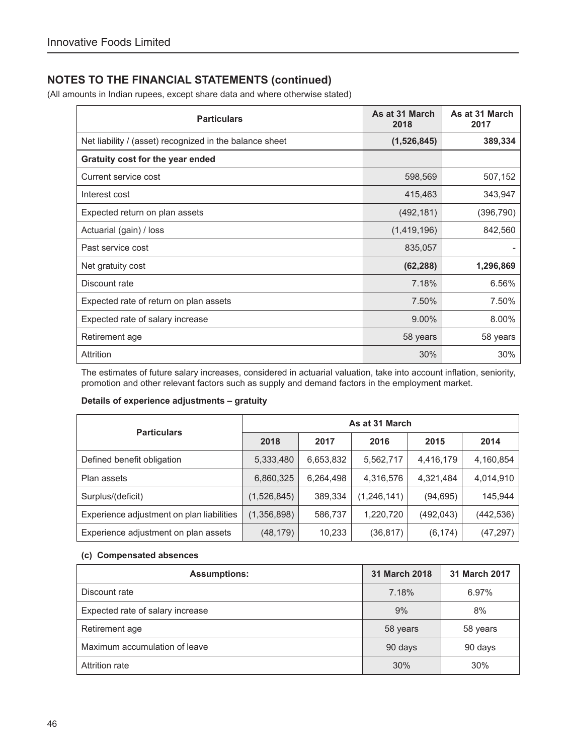## NOTES TO THE FINANCIAL STATEMENTS (continued)

(All amounts in Indian rupees, except share data and where otherwise stated)

| Particulars | As at 31 March 2018 | As at 31 March 2017 |
|---|---|---|
| Net liability / (asset) recognized in the balance sheet | **(1,526,845)** | **389,334** |
| **Gratuity cost for the year ended** | | |
| Current service cost | 598,569 | 507,152 |
| Interest cost | 415,463 | 343,947 |
| Expected return on plan assets | (492,181) | (396,790) |
| Actuarial (gain) / loss | (1,419,196) | 842,560 |
| Past service cost | 835,057 | - |
| Net gratuity cost | **(62,288)** | **1,296,869** |
| Discount rate | 7.18% | 6.56% |
| Expected rate of return on plan assets | 7.50% | 7.50% |
| Expected rate of salary increase | 9.00% | 8.00% |
| Retirement age | 58 years | 58 years |
| Attrition | 30% | 30% |

The estimates of future salary increases, considered in actuarial valuation, take into account inflation, seniority, promotion and other relevant factors such as supply and demand factors in the employment market.

**Details of experience adjustments – gratuity**

| Particulars | As at 31 March | | | | |
|---|---|---|---|---|---|
| | 2018 | 2017 | 2016 | 2015 | 2014 |
| Defined benefit obligation | 5,333,480 | 6,653,832 | 5,562,717 | 4,416,179 | 4,160,854 |
| Plan assets | 6,860,325 | 6,264,498 | 4,316,576 | 4,321,484 | 4,014,910 |
| Surplus/(deficit) | (1,526,845) | 389,334 | (1,246,141) | (94,695) | 145,944 |
| Experience adjustment on plan liabilities | (1,356,898) | 586,737 | 1,220,720 | (492,043) | (442,536) |
| Experience adjustment on plan assets | (48,179) | 10,233 | (36,817) | (6,174) | (47,297) |

**(c) Compensated absences**

| Assumptions: | 31 March 2018 | 31 March 2017 |
|---|---|---|
| Discount rate | 7.18% | 6.97% |
| Expected rate of salary increase | 9% | 8% |
| Retirement age | 58 years | 58 years |
| Maximum accumulation of leave | 90 days | 90 days |
| Attrition rate | 30% | 30% |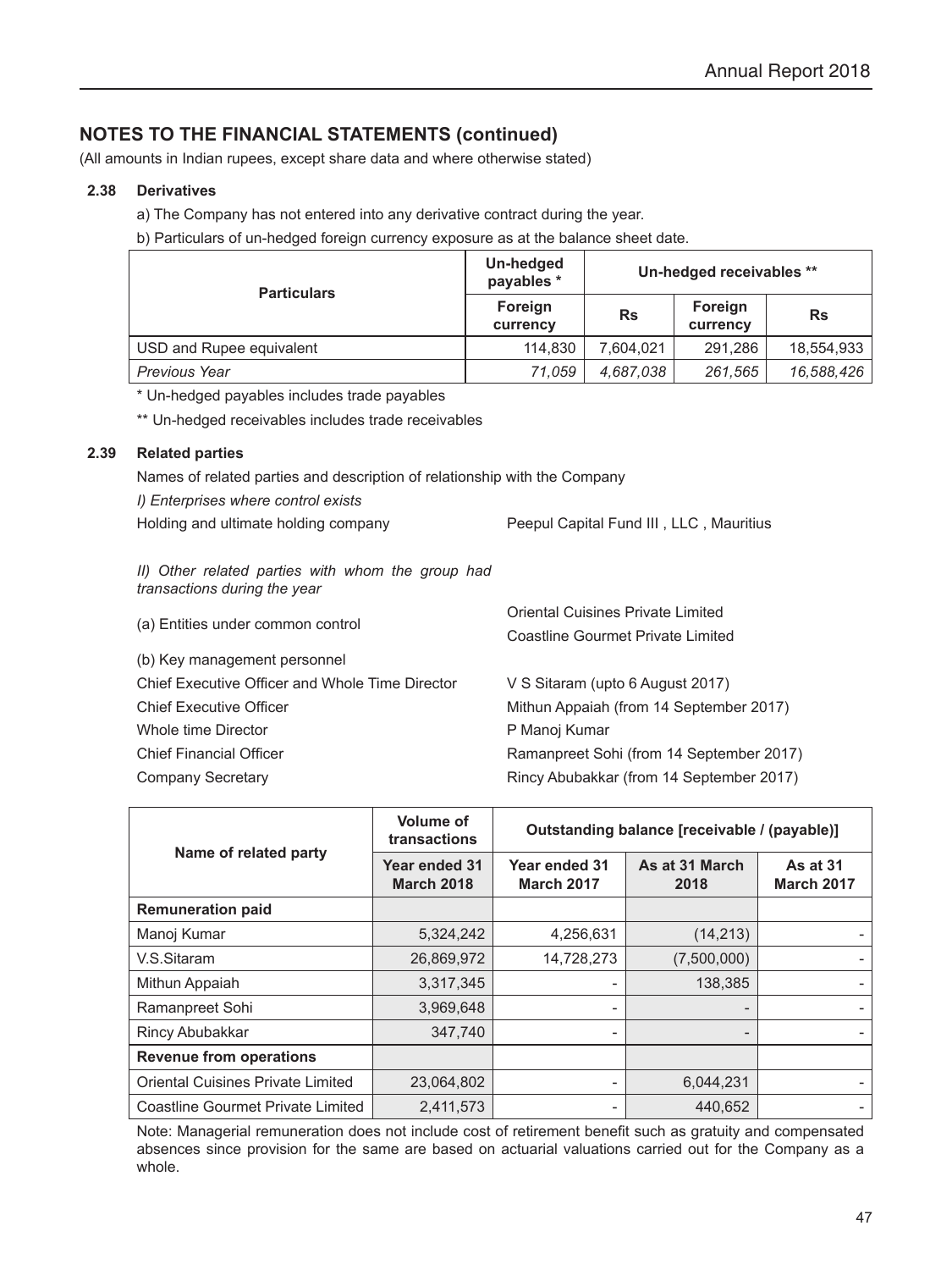## NOTES TO THE FINANCIAL STATEMENTS (continued)

(All amounts in Indian rupees, except share data and where otherwise stated)

### 2.38 Derivatives

a) The Company has not entered into any derivative contract during the year.

b) Particulars of un-hedged foreign currency exposure as at the balance sheet date.

| Particulars | Un-hedged payables * | | Un-hedged receivables ** | |
|---|---|---|---|---|
| | Foreign currency | Rs | Foreign currency | Rs |
| USD and Rupee equivalent | 114,830 | 7,604,021 | 291,286 | 18,554,933 |
| *Previous Year* | *71,059* | *4,687,038* | *261,565* | *16,588,426* |

* Un-hedged payables includes trade payables

** Un-hedged receivables includes trade receivables

### 2.39 Related parties

Names of related parties and description of relationship with the Company

*I) Enterprises where control exists*

Holding and ultimate holding company — Peepul Capital Fund III , LLC , Mauritius

*II) Other related parties with whom the group had transactions during the year*

(a) Entities under common control — Oriental Cuisines Private Limited; Coastline Gourmet Private Limited

(b) Key management personnel

| | |
|---|---|
| Chief Executive Officer and Whole Time Director | V S Sitaram (upto 6 August 2017) |
| Chief Executive Officer | Mithun Appaiah (from 14 September 2017) |
| Whole time Director | P Manoj Kumar |
| Chief Financial Officer | Ramanpreet Sohi (from 14 September 2017) |
| Company Secretary | Rincy Abubakkar (from 14 September 2017) |

| Name of related party | Volume of transactions | | Outstanding balance [receivable / (payable)] | |
|---|---|---|---|---|
| | Year ended 31 March 2018 | Year ended 31 March 2017 | As at 31 March 2018 | As at 31 March 2017 |
| **Remuneration paid** | | | | |
| Manoj Kumar | 5,324,242 | 4,256,631 | (14,213) | - |
| V.S.Sitaram | 26,869,972 | 14,728,273 | (7,500,000) | - |
| Mithun Appaiah | 3,317,345 | - | 138,385 | - |
| Ramanpreet Sohi | 3,969,648 | - | - | - |
| Rincy Abubakkar | 347,740 | - | - | - |
| **Revenue from operations** | | | | |
| Oriental Cuisines Private Limited | 23,064,802 | - | 6,044,231 | - |
| Coastline Gourmet Private Limited | 2,411,573 | - | 440,652 | - |

Note: Managerial remuneration does not include cost of retirement benefit such as gratuity and compensated absences since provision for the same are based on actuarial valuations carried out for the Company as a whole.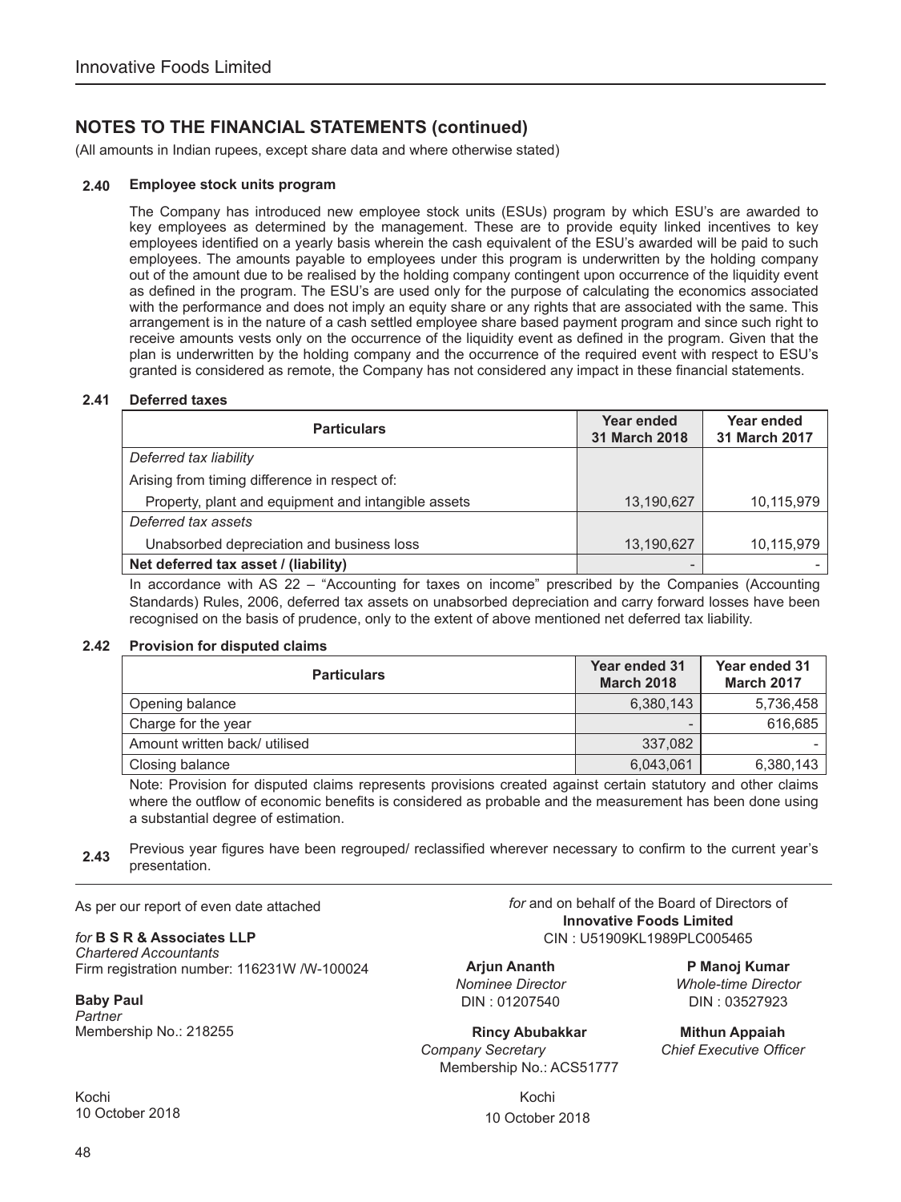## NOTES TO THE FINANCIAL STATEMENTS (continued)

(All amounts in Indian rupees, except share data and where otherwise stated)

### 2.40 Employee stock units program

The Company has introduced new employee stock units (ESUs) program by which ESU's are awarded to key employees as determined by the management. These are to provide equity linked incentives to key employees identified on a yearly basis wherein the cash equivalent of the ESU's awarded will be paid to such employees. The amounts payable to employees under this program is underwritten by the holding company out of the amount due to be realised by the holding company contingent upon occurrence of the liquidity event as defined in the program. The ESU's are used only for the purpose of calculating the economics associated with the performance and does not imply an equity share or any rights that are associated with the same. This arrangement is in the nature of a cash settled employee share based payment program and since such right to receive amounts vests only on the occurrence of the liquidity event as defined in the program. Given that the plan is underwritten by the holding company and the occurrence of the required event with respect to ESU's granted is considered as remote, the Company has not considered any impact in these financial statements.

### 2.41 Deferred taxes

| Particulars | Year ended 31 March 2018 | Year ended 31 March 2017 |
|---|---|---|
| *Deferred tax liability* | | |
| Arising from timing difference in respect of: | | |
| Property, plant and equipment and intangible assets | 13,190,627 | 10,115,979 |
| *Deferred tax assets* | | |
| Unabsorbed depreciation and business loss | 13,190,627 | 10,115,979 |
| **Net deferred tax asset / (liability)** | - | - |

In accordance with AS 22 – "Accounting for taxes on income" prescribed by the Companies (Accounting Standards) Rules, 2006, deferred tax assets on unabsorbed depreciation and carry forward losses have been recognised on the basis of prudence, only to the extent of above mentioned net deferred tax liability.

### 2.42 Provision for disputed claims

| Particulars | Year ended 31 March 2018 | Year ended 31 March 2017 |
|---|---|---|
| Opening balance | 6,380,143 | 5,736,458 |
| Charge for the year | - | 616,685 |
| Amount written back/ utilised | 337,082 | - |
| Closing balance | 6,043,061 | 6,380,143 |

Note: Provision for disputed claims represents provisions created against certain statutory and other claims where the outflow of economic benefits is considered as probable and the measurement has been done using a substantial degree of estimation.

**2.43** Previous year figures have been regrouped/ reclassified wherever necessary to confirm to the current year's presentation.

As per our report of even date attached

*for* **B S R & Associates LLP**
*Chartered Accountants*
Firm registration number: 116231W /W-100024

**Baby Paul**
*Partner*
Membership No.: 218255

Kochi
10 October 2018

*for* and on behalf of the Board of Directors of
**Innovative Foods Limited**
CIN : U51909KL1989PLC005465

**Arjun Ananth**
*Nominee Director*
DIN : 01207540

**P Manoj Kumar**
*Whole-time Director*
DIN : 03527923

**Rincy Abubakkar**
*Company Secretary*
Membership No.: ACS51777

**Mithun Appaiah**
*Chief Executive Officer*

Kochi
10 October 2018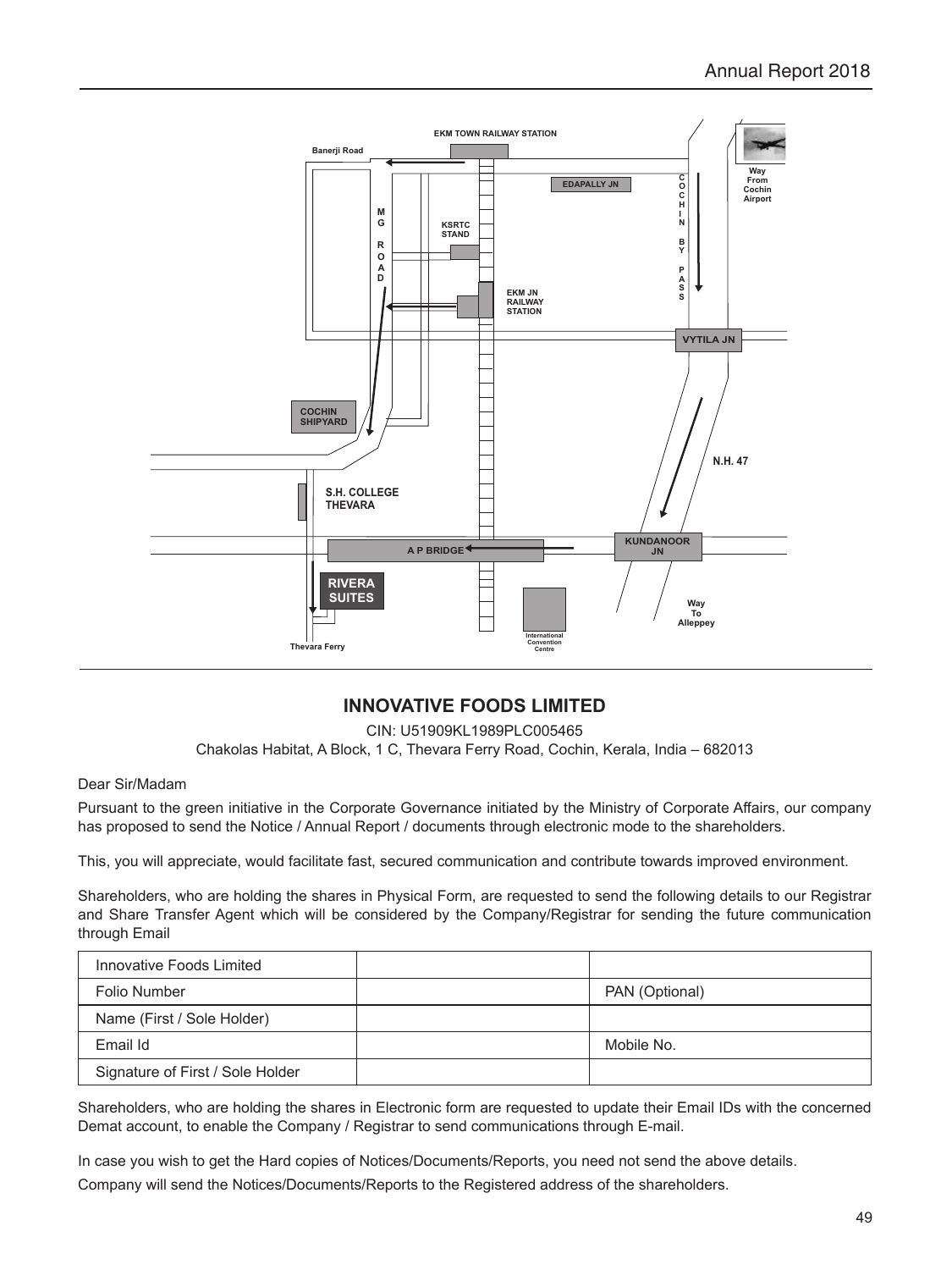EKM TOWN RAILWAY STATION

Banerji Road

EDAPALLY JN

COCHIN BY PASS

Way From Cochin Airport

MG ROAD

KSRTC STAND

EKM JN RAILWAY STATION

VYTILA JN

COCHIN SHIPYARD

N.H. 47

S.H. COLLEGE THEVARA

A P BRIDGE

KUNDANOOR JN

RIVERA SUITES

Way To Alleppey

International Convention Centre

Thevara Ferry

## INNOVATIVE FOODS LIMITED

CIN: U51909KL1989PLC005465

Chakolas Habitat, A Block, 1 C, Thevara Ferry Road, Cochin, Kerala, India – 682013

Dear Sir/Madam

Pursuant to the green initiative in the Corporate Governance initiated by the Ministry of Corporate Affairs, our company has proposed to send the Notice / Annual Report / documents through electronic mode to the shareholders.

This, you will appreciate, would facilitate fast, secured communication and contribute towards improved environment.

Shareholders, who are holding the shares in Physical Form, are requested to send the following details to our Registrar and Share Transfer Agent which will be considered by the Company/Registrar for sending the future communication through Email

| Innovative Foods Limited | | |
|---|---|---|
| Folio Number | | PAN (Optional) |
| Name (First / Sole Holder) | | |
| Email Id | | Mobile No. |
| Signature of First / Sole Holder | | |

Shareholders, who are holding the shares in Electronic form are requested to update their Email IDs with the concerned Demat account, to enable the Company / Registrar to send communications through E-mail.

In case you wish to get the Hard copies of Notices/Documents/Reports, you need not send the above details.

Company will send the Notices/Documents/Reports to the Registered address of the shareholders.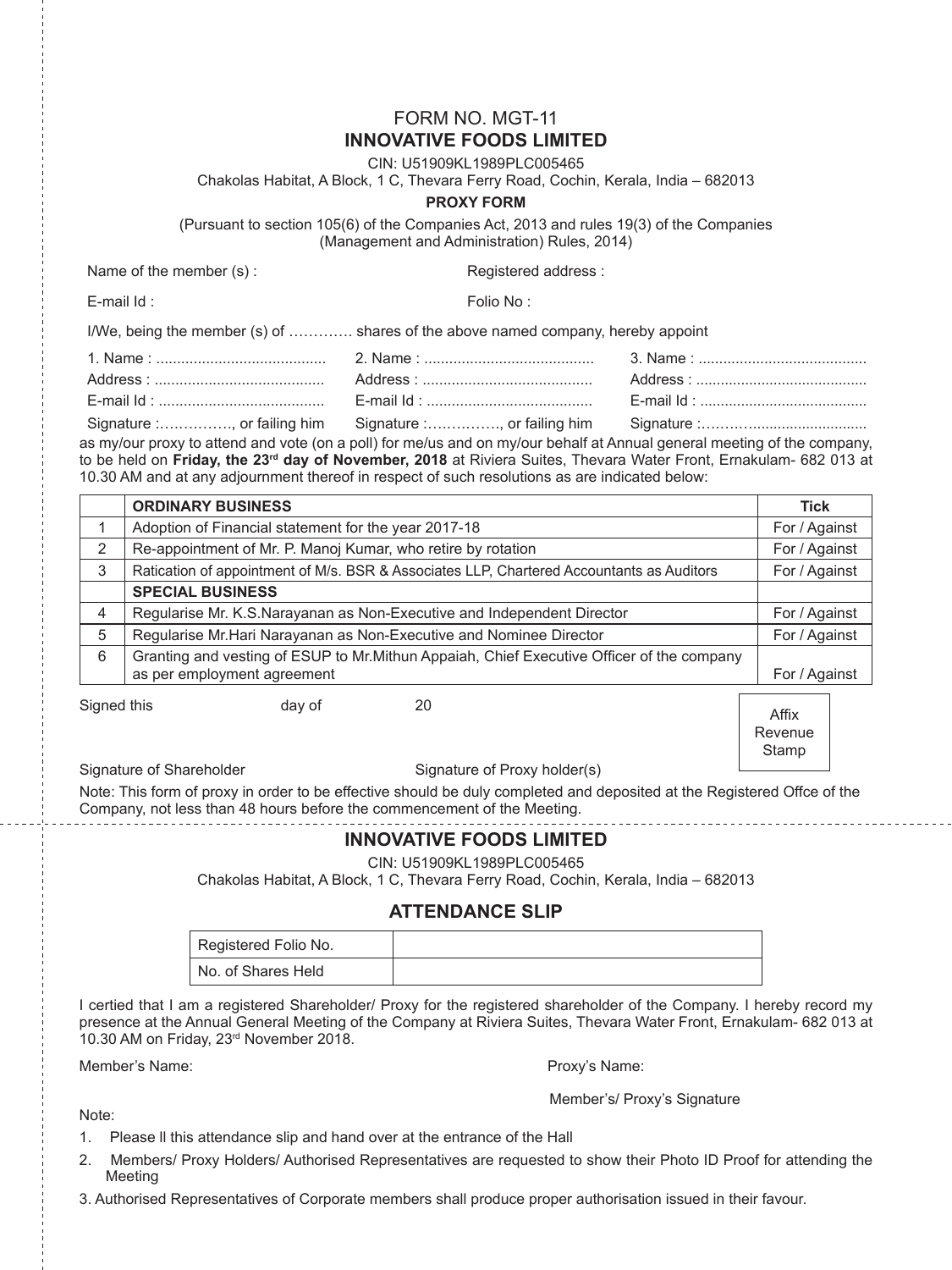FORM NO. MGT-11

# INNOVATIVE FOODS LIMITED

CIN: U51909KL1989PLC005465

Chakolas Habitat, A Block, 1 C, Thevara Ferry Road, Cochin, Kerala, India – 682013

**PROXY FORM**

(Pursuant to section 105(6) of the Companies Act, 2013 and rules 19(3) of the Companies (Management and Administration) Rules, 2014)

Name of the member (s) : Registered address :

E-mail Id : Folio No :

I/We, being the member (s) of …………. shares of the above named company, hereby appoint

1. Name : .........................................
Address : .........................................
E-mail Id : ........................................
Signature :……………, or failing him

2. Name : .........................................
Address : .........................................
E-mail Id : ........................................
Signature :……………, or failing him

3. Name : .........................................
Address : .........................................
E-mail Id : .........................................
Signature :…………….........................

as my/our proxy to attend and vote (on a poll) for me/us and on my/our behalf at Annual general meeting of the company, to be held on **Friday, the 23rd day of November, 2018** at Riviera Suites, Thevara Water Front, Ernakulam- 682 013 at 10.30 AM and at any adjournment thereof in respect of such resolutions as are indicated below:

| | **ORDINARY BUSINESS** | **Tick** |
|---|---|---|
| 1 | Adoption of Financial statement for the year 2017-18 | For / Against |
| 2 | Re-appointment of Mr. P. Manoj Kumar, who retire by rotation | For / Against |
| 3 | Ratication of appointment of M/s. BSR & Associates LLP, Chartered Accountants as Auditors | For / Against |
| | **SPECIAL BUSINESS** | |
| 4 | Regularise Mr. K.S.Narayanan as Non-Executive and Independent Director | For / Against |
| 5 | Regularise Mr.Hari Narayanan as Non-Executive and Nominee Director | For / Against |
| 6 | Granting and vesting of ESUP to Mr.Mithun Appaiah, Chief Executive Officer of the company as per employment agreement | For / Against |

Signed this day of 20

Affix Revenue Stamp

Signature of Shareholder Signature of Proxy holder(s)

Note: This form of proxy in order to be effective should be duly completed and deposited at the Registered Offce of the Company, not less than 48 hours before the commencement of the Meeting.

# INNOVATIVE FOODS LIMITED

CIN: U51909KL1989PLC005465

Chakolas Habitat, A Block, 1 C, Thevara Ferry Road, Cochin, Kerala, India – 682013

## ATTENDANCE SLIP

| Registered Folio No. | |
|---|---|
| No. of Shares Held | |

I certied that I am a registered Shareholder/ Proxy for the registered shareholder of the Company. I hereby record my presence at the Annual General Meeting of the Company at Riviera Suites, Thevara Water Front, Ernakulam- 682 013 at 10.30 AM on Friday, 23rd November 2018.

Member's Name: Proxy's Name:

Member's/ Proxy's Signature

Note:

1. Please ll this attendance slip and hand over at the entrance of the Hall
2. Members/ Proxy Holders/ Authorised Representatives are requested to show their Photo ID Proof for attending the Meeting
3. Authorised Representatives of Corporate members shall produce proper authorisation issued in their favour.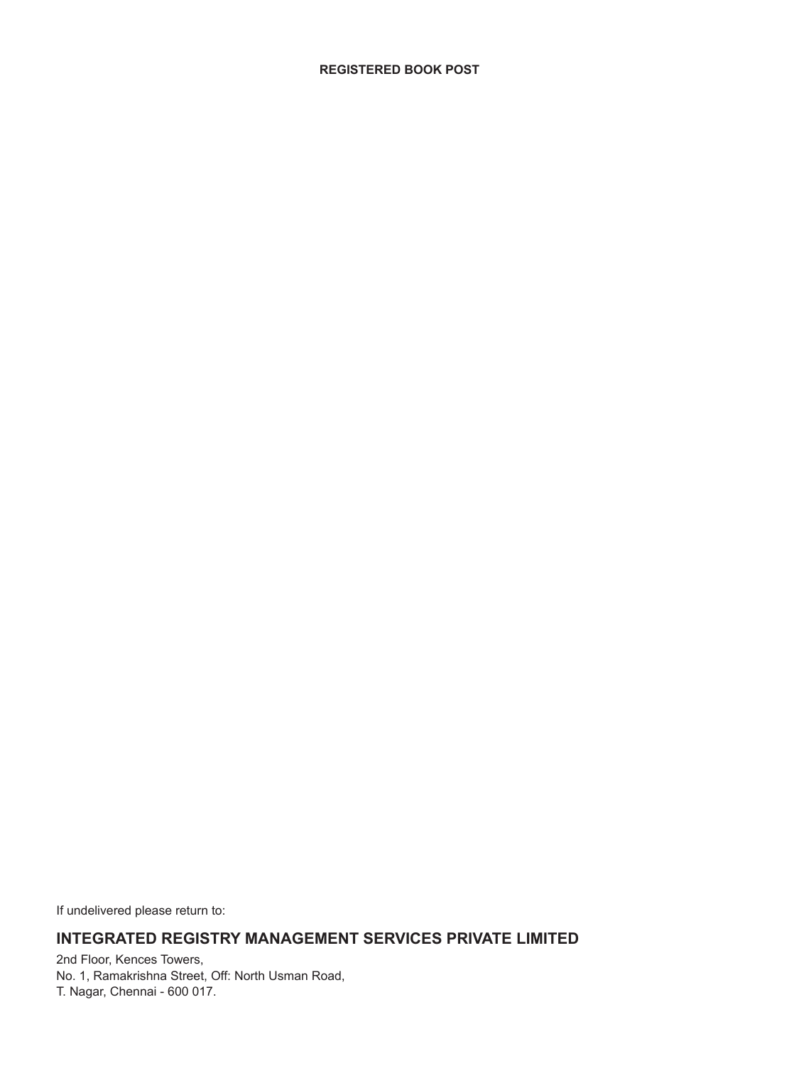**REGISTERED BOOK POST**

If undelivered please return to:

**INTEGRATED REGISTRY MANAGEMENT SERVICES PRIVATE LIMITED**

2nd Floor, Kences Towers,
No. 1, Ramakrishna Street, Off: North Usman Road,
T. Nagar, Chennai - 600 017.